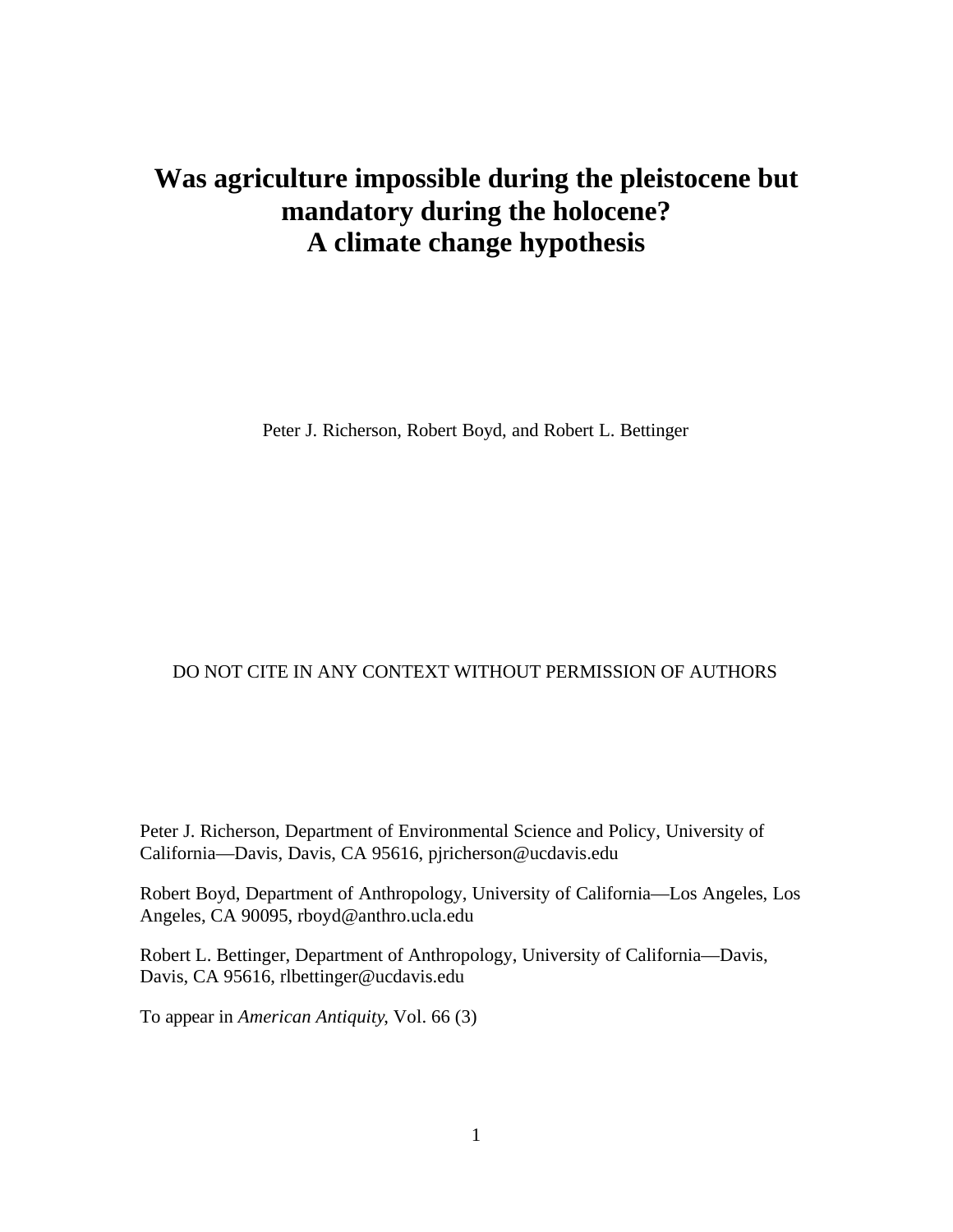# Was agriculture impossible during the pleistocene but mandatory during the holocene? A climate change hypothesis

Peter J. Richerson, Robert Boyd, and Robert L. Bettinger

DO NOT CITE IN ANY CONTEXT WITHOUT PERMISSION OF AUTHORS

Peter J. Richerson, Department of Environmental Science and Policy, University of California—Davis, Davis, CA 95616, pjricherson@ucdavis.edu

Robert Boyd, Department of Anthropology, University of California—Los Angeles, Los Angeles, CA 90095, rboyd@anthro.ucla.edu

Robert L. Bettinger, Department of Anthropology, University of California—Davis, Davis, CA 95616, rlbettinger@ucdavis.edu

To appear in *American Antiquity,* Vol. 66 (3)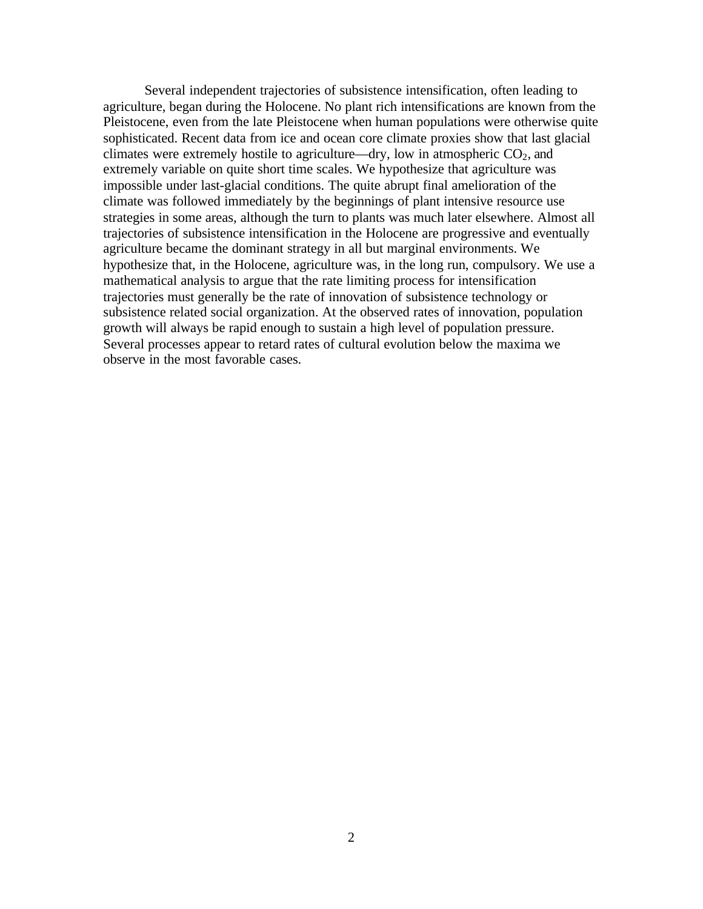Several independent trajectories of subsistence intensification, often leading to agriculture, began during the Holocene. No plant rich intensifications are known from the Pleistocene, even from the late Pleistocene when human populations were otherwise quite sophisticated. Recent data from ice and ocean core climate proxies show that last glacial climates were extremely hostile to agriculture—dry, low in atmospheric $CO_2$, and extremely variable on quite short time scales. We hypothesize that agriculture was impossible under last-glacial conditions. The quite abrupt final amelioration of the climate was followed immediately by the beginnings of plant intensive resource use strategies in some areas, although the turn to plants was much later elsewhere. Almost all trajectories of subsistence intensification in the Holocene are progressive and eventually agriculture became the dominant strategy in all but marginal environments. We hypothesize that, in the Holocene, agriculture was, in the long run, compulsory. We use a mathematical analysis to argue that the rate limiting process for intensification trajectories must generally be the rate of innovation of subsistence technology or subsistence related social organization. At the observed rates of innovation, population growth will always be rapid enough to sustain a high level of population pressure. Several processes appear to retard rates of cultural evolution below the maxima we observe in the most favorable cases.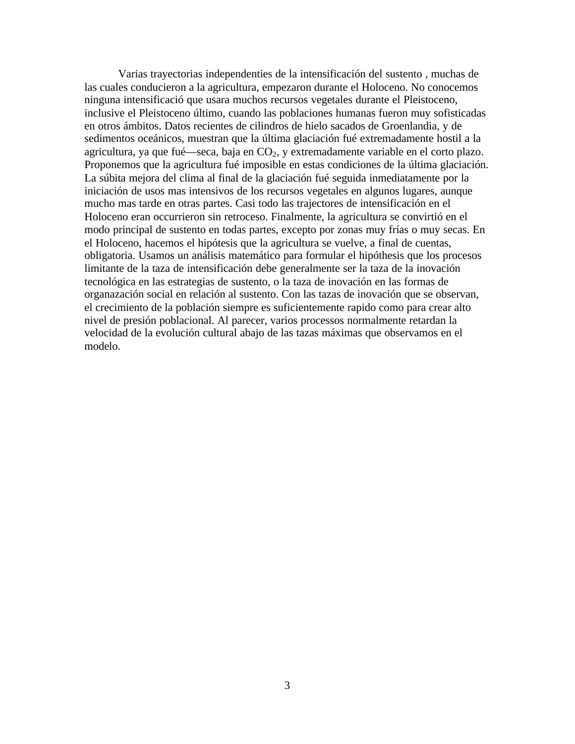Varias trayectorias independenties de la intensificación del sustento , muchas de las cuales conducieron a la agricultura, empezaron durante el Holoceno. No conocemos ninguna intensificació que usara muchos recursos vegetales durante el Pleistoceno, inclusive el Pleistoceno último, cuando las poblaciones humanas fueron muy sofisticadas en otros ámbitos. Datos recientes de cilindros de hielo sacados de Groenlandia, y de sedimentos oceánicos, muestran que la última glaciación fué extremadamente hostil a la agricultura, ya que fué—seca, baja en $CO_2$, y extremadamente variable en el corto plazo. Proponemos que la agricultura fué imposible en estas condiciones de la última glaciación. La súbita mejora del clima al final de la glaciación fué seguida inmediatamente por la iniciación de usos mas intensivos de los recursos vegetales en algunos lugares, aunque mucho mas tarde en otras partes. Casi todo las trajectores de intensificación en el Holoceno eran occurrieron sin retroceso. Finalmente, la agricultura se convirtió en el modo principal de sustento en todas partes, excepto por zonas muy frías o muy secas. En el Holoceno, hacemos el hipótesis que la agricultura se vuelve, a final de cuentas, obligatoria. Usamos un análisis matemático para formular el hipóthesis que los procesos limitante de la taza de intensificación debe generalmente ser la taza de la inovación tecnológica en las estrategias de sustento, o la taza de inovación en las formas de organazación social en relación al sustento. Con las tazas de inovación que se observan, el crecimiento de la población siempre es suficientemente rapido como para crear alto nivel de presión poblacional. Al parecer, varios processos normalmente retardan la velocidad de la evolución cultural abajo de las tazas máximas que observamos en el modelo.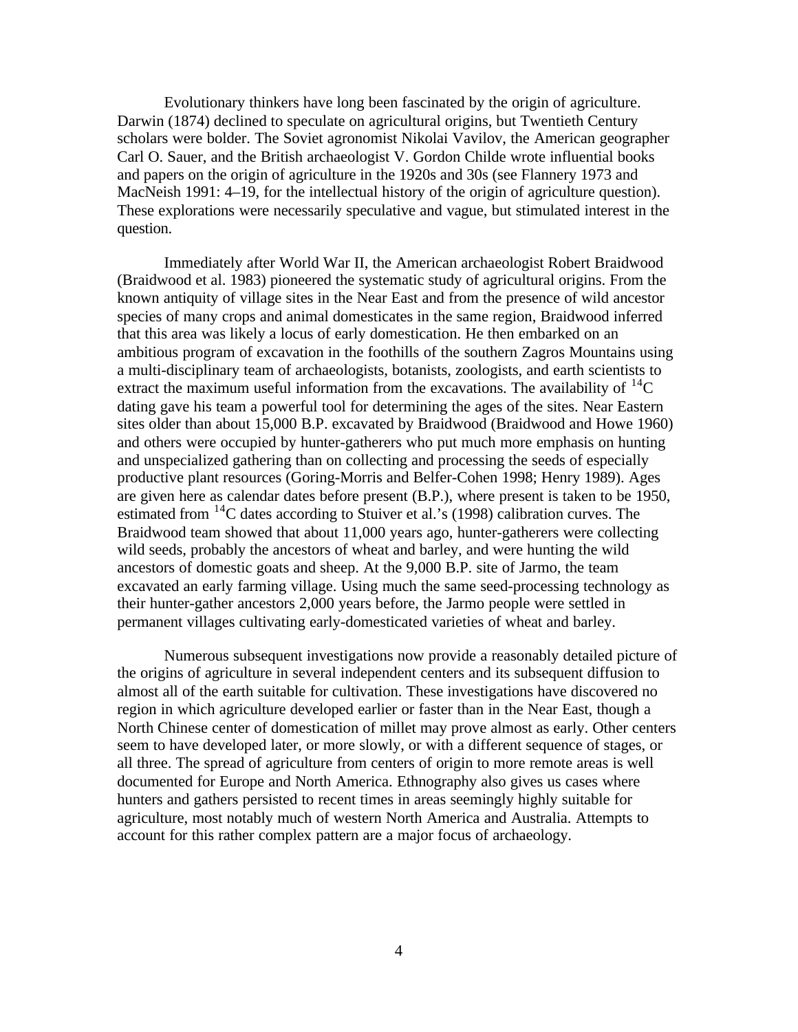Evolutionary thinkers have long been fascinated by the origin of agriculture. Darwin (1874) declined to speculate on agricultural origins, but Twentieth Century scholars were bolder. The Soviet agronomist Nikolai Vavilov, the American geographer Carl O. Sauer, and the British archaeologist V. Gordon Childe wrote influential books and papers on the origin of agriculture in the 1920s and 30s (see Flannery 1973 and MacNeish 1991: 4–19, for the intellectual history of the origin of agriculture question). These explorations were necessarily speculative and vague, but stimulated interest in the question.

Immediately after World War II, the American archaeologist Robert Braidwood (Braidwood et al. 1983) pioneered the systematic study of agricultural origins. From the known antiquity of village sites in the Near East and from the presence of wild ancestor species of many crops and animal domesticates in the same region, Braidwood inferred that this area was likely a locus of early domestication. He then embarked on an ambitious program of excavation in the foothills of the southern Zagros Mountains using a multi-disciplinary team of archaeologists, botanists, zoologists, and earth scientists to extract the maximum useful information from the excavations. The availability of $^{14}C$ dating gave his team a powerful tool for determining the ages of the sites. Near Eastern sites older than about 15,000 B.P. excavated by Braidwood (Braidwood and Howe 1960) and others were occupied by hunter-gatherers who put much more emphasis on hunting and unspecialized gathering than on collecting and processing the seeds of especially productive plant resources (Goring-Morris and Belfer-Cohen 1998; Henry 1989). Ages are given here as calendar dates before present (B.P.), where present is taken to be 1950, estimated from $^{14}C$ dates according to Stuiver et al.'s (1998) calibration curves. The Braidwood team showed that about 11,000 years ago, hunter-gatherers were collecting wild seeds, probably the ancestors of wheat and barley, and were hunting the wild ancestors of domestic goats and sheep. At the 9,000 B.P. site of Jarmo, the team excavated an early farming village. Using much the same seed-processing technology as their hunter-gather ancestors 2,000 years before, the Jarmo people were settled in permanent villages cultivating early-domesticated varieties of wheat and barley.

Numerous subsequent investigations now provide a reasonably detailed picture of the origins of agriculture in several independent centers and its subsequent diffusion to almost all of the earth suitable for cultivation. These investigations have discovered no region in which agriculture developed earlier or faster than in the Near East, though a North Chinese center of domestication of millet may prove almost as early. Other centers seem to have developed later, or more slowly, or with a different sequence of stages, or all three. The spread of agriculture from centers of origin to more remote areas is well documented for Europe and North America. Ethnography also gives us cases where hunters and gathers persisted to recent times in areas seemingly highly suitable for agriculture, most notably much of western North America and Australia. Attempts to account for this rather complex pattern are a major focus of archaeology.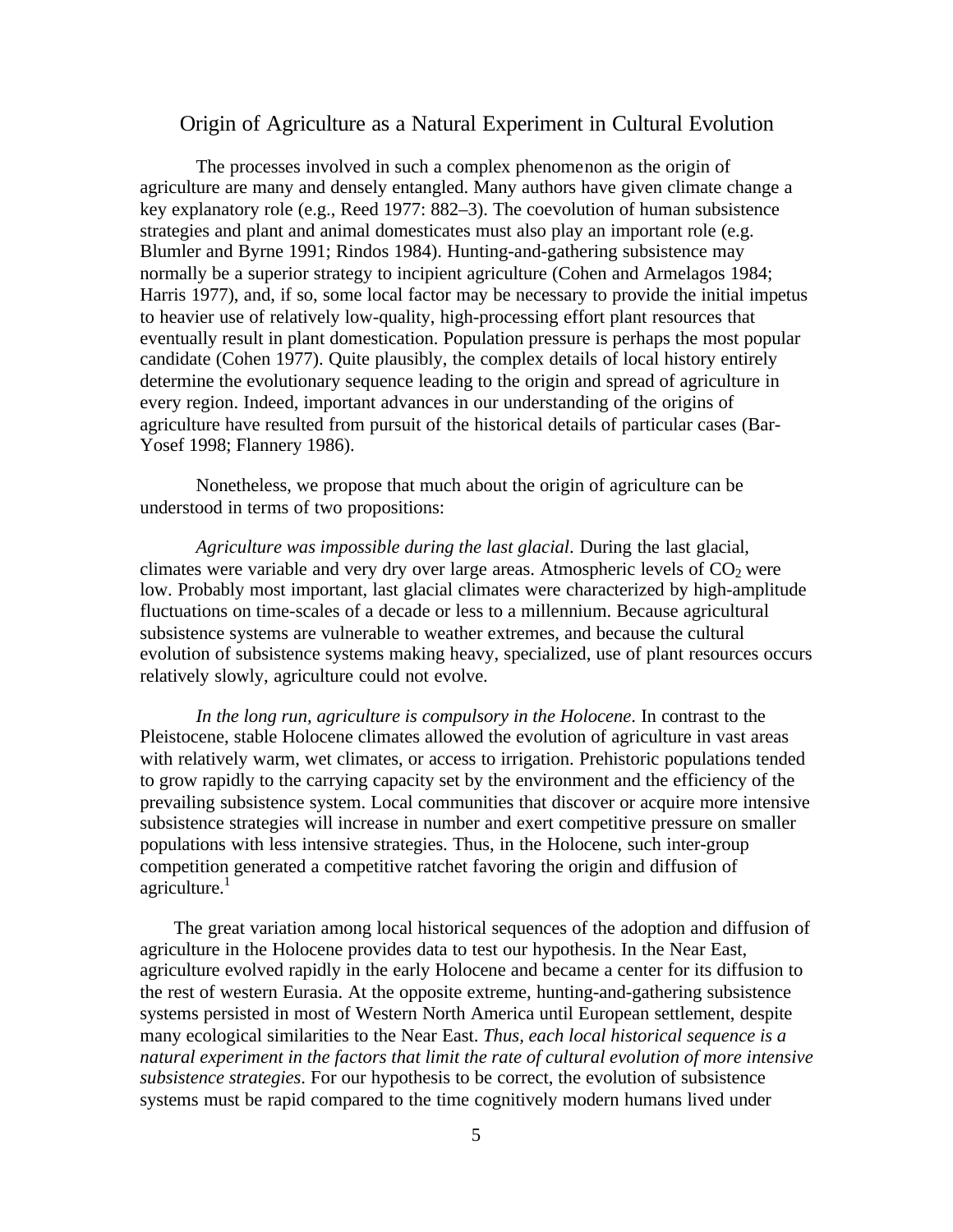## Origin of Agriculture as a Natural Experiment in Cultural Evolution

The processes involved in such a complex phenomenon as the origin of agriculture are many and densely entangled. Many authors have given climate change a key explanatory role (e.g., Reed 1977: 882–3). The coevolution of human subsistence strategies and plant and animal domesticates must also play an important role (e.g. Blumler and Byrne 1991; Rindos 1984). Hunting-and-gathering subsistence may normally be a superior strategy to incipient agriculture (Cohen and Armelagos 1984; Harris 1977), and, if so, some local factor may be necessary to provide the initial impetus to heavier use of relatively low-quality, high-processing effort plant resources that eventually result in plant domestication. Population pressure is perhaps the most popular candidate (Cohen 1977). Quite plausibly, the complex details of local history entirely determine the evolutionary sequence leading to the origin and spread of agriculture in every region. Indeed, important advances in our understanding of the origins of agriculture have resulted from pursuit of the historical details of particular cases (Bar-Yosef 1998; Flannery 1986).

Nonetheless, we propose that much about the origin of agriculture can be understood in terms of two propositions:

*Agriculture was impossible during the last glacial*. During the last glacial, climates were variable and very dry over large areas. Atmospheric levels of $CO_2$ were low. Probably most important, last glacial climates were characterized by high-amplitude fluctuations on time-scales of a decade or less to a millennium. Because agricultural subsistence systems are vulnerable to weather extremes, and because the cultural evolution of subsistence systems making heavy, specialized, use of plant resources occurs relatively slowly, agriculture could not evolve.

*In the long run, agriculture is compulsory in the Holocene*. In contrast to the Pleistocene, stable Holocene climates allowed the evolution of agriculture in vast areas with relatively warm, wet climates, or access to irrigation. Prehistoric populations tended to grow rapidly to the carrying capacity set by the environment and the efficiency of the prevailing subsistence system. Local communities that discover or acquire more intensive subsistence strategies will increase in number and exert competitive pressure on smaller populations with less intensive strategies. Thus, in the Holocene, such inter-group competition generated a competitive ratchet favoring the origin and diffusion of agriculture.[1]

The great variation among local historical sequences of the adoption and diffusion of agriculture in the Holocene provides data to test our hypothesis. In the Near East, agriculture evolved rapidly in the early Holocene and became a center for its diffusion to the rest of western Eurasia. At the opposite extreme, hunting-and-gathering subsistence systems persisted in most of Western North America until European settlement, despite many ecological similarities to the Near East. *Thus, each local historical sequence is a natural experiment in the factors that limit the rate of cultural evolution of more intensive subsistence strategies*. For our hypothesis to be correct, the evolution of subsistence systems must be rapid compared to the time cognitively modern humans lived under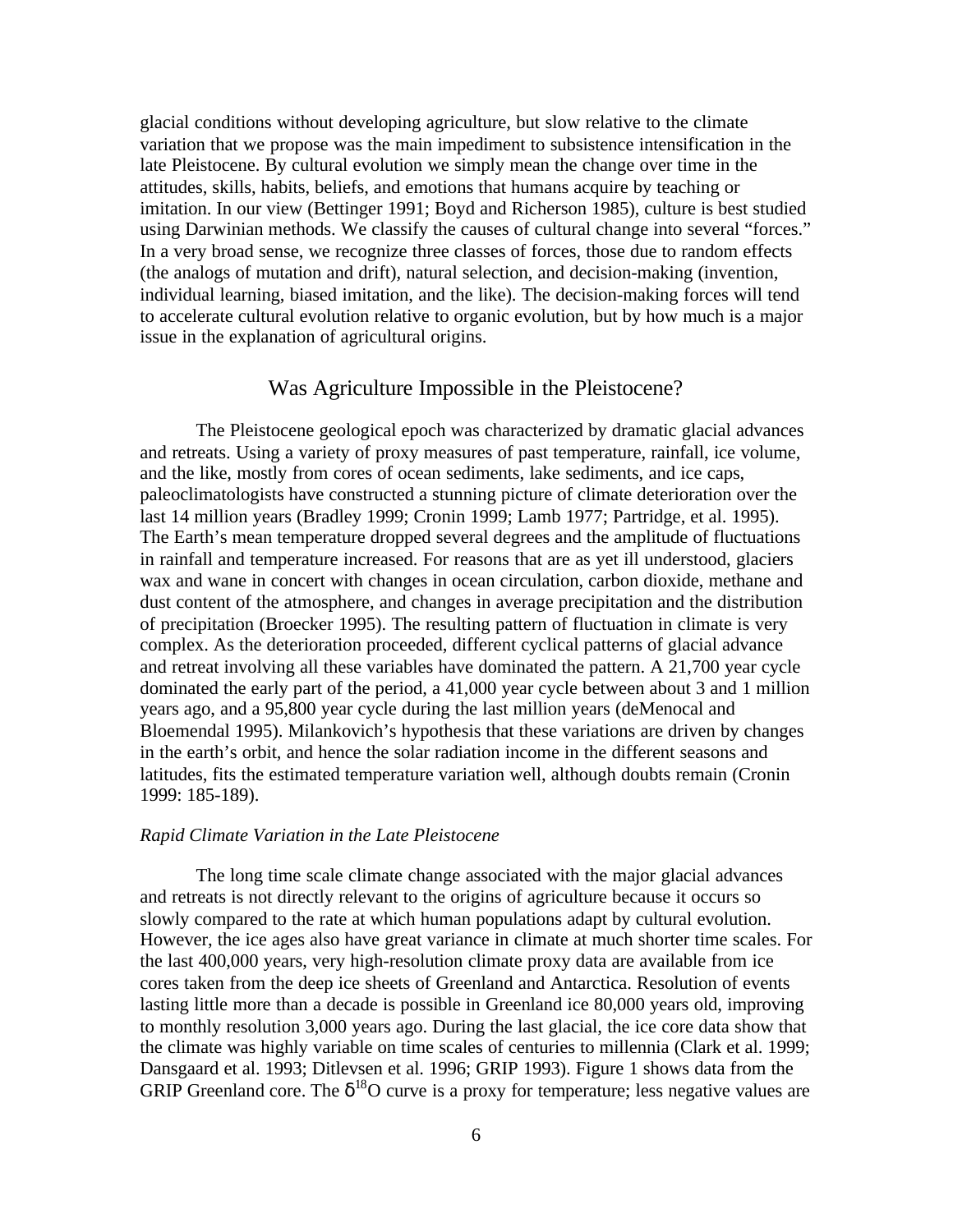glacial conditions without developing agriculture, but slow relative to the climate variation that we propose was the main impediment to subsistence intensification in the late Pleistocene. By cultural evolution we simply mean the change over time in the attitudes, skills, habits, beliefs, and emotions that humans acquire by teaching or imitation. In our view (Bettinger 1991; Boyd and Richerson 1985), culture is best studied using Darwinian methods. We classify the causes of cultural change into several "forces." In a very broad sense, we recognize three classes of forces, those due to random effects (the analogs of mutation and drift), natural selection, and decision-making (invention, individual learning, biased imitation, and the like). The decision-making forces will tend to accelerate cultural evolution relative to organic evolution, but by how much is a major issue in the explanation of agricultural origins.

## Was Agriculture Impossible in the Pleistocene?

The Pleistocene geological epoch was characterized by dramatic glacial advances and retreats. Using a variety of proxy measures of past temperature, rainfall, ice volume, and the like, mostly from cores of ocean sediments, lake sediments, and ice caps, paleoclimatologists have constructed a stunning picture of climate deterioration over the last 14 million years (Bradley 1999; Cronin 1999; Lamb 1977; Partridge, et al. 1995). The Earth's mean temperature dropped several degrees and the amplitude of fluctuations in rainfall and temperature increased. For reasons that are as yet ill understood, glaciers wax and wane in concert with changes in ocean circulation, carbon dioxide, methane and dust content of the atmosphere, and changes in average precipitation and the distribution of precipitation (Broecker 1995). The resulting pattern of fluctuation in climate is very complex. As the deterioration proceeded, different cyclical patterns of glacial advance and retreat involving all these variables have dominated the pattern. A 21,700 year cycle dominated the early part of the period, a 41,000 year cycle between about 3 and 1 million years ago, and a 95,800 year cycle during the last million years (deMenocal and Bloemendal 1995). Milankovich's hypothesis that these variations are driven by changes in the earth's orbit, and hence the solar radiation income in the different seasons and latitudes, fits the estimated temperature variation well, although doubts remain (Cronin 1999: 185-189).

### *Rapid Climate Variation in the Late Pleistocene*

The long time scale climate change associated with the major glacial advances and retreats is not directly relevant to the origins of agriculture because it occurs so slowly compared to the rate at which human populations adapt by cultural evolution. However, the ice ages also have great variance in climate at much shorter time scales. For the last 400,000 years, very high-resolution climate proxy data are available from ice cores taken from the deep ice sheets of Greenland and Antarctica. Resolution of events lasting little more than a decade is possible in Greenland ice 80,000 years old, improving to monthly resolution 3,000 years ago. During the last glacial, the ice core data show that the climate was highly variable on time scales of centuries to millennia (Clark et al. 1999; Dansgaard et al. 1993; Ditlevsen et al. 1996; GRIP 1993). Figure 1 shows data from the GRIP Greenland core. The $\delta^{18}O$ curve is a proxy for temperature; less negative values are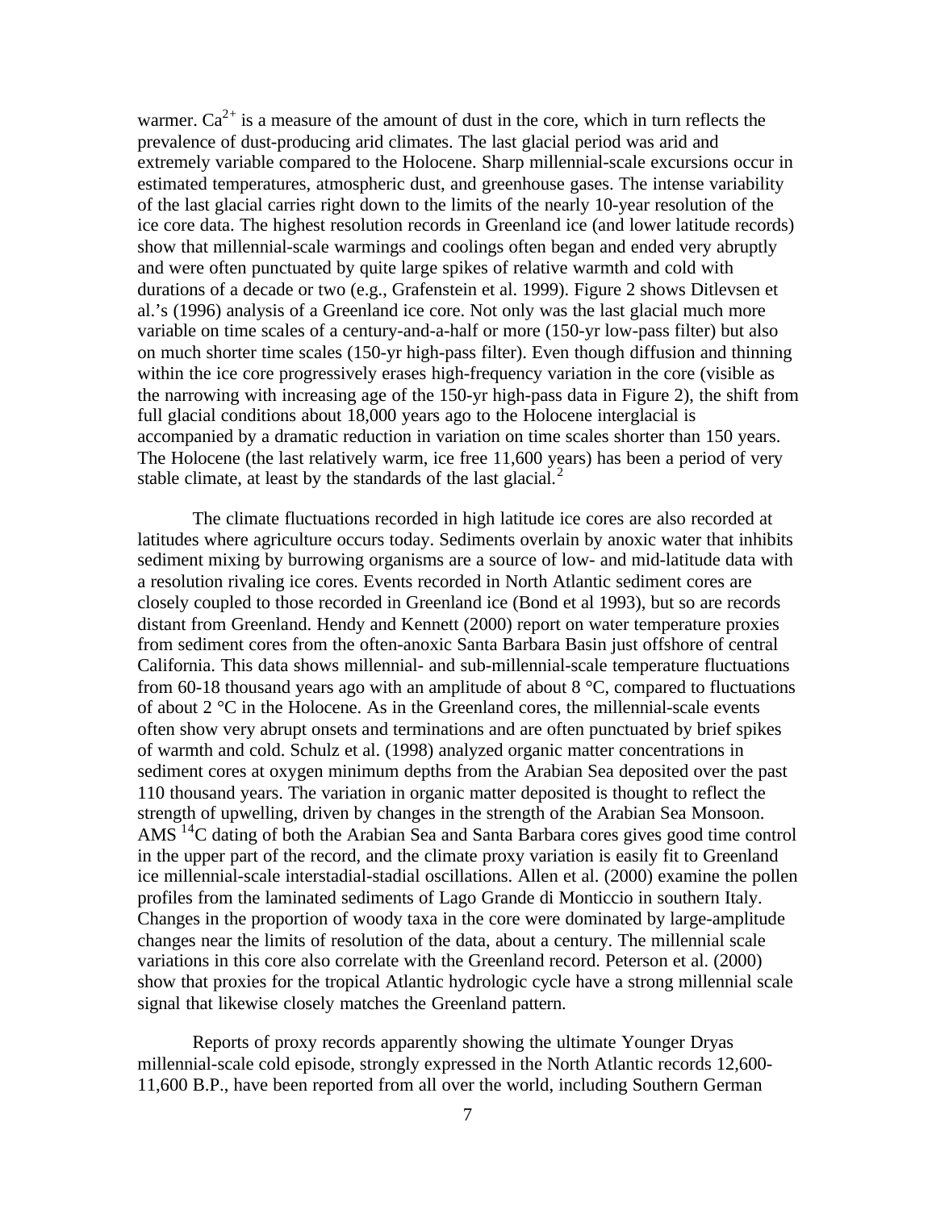warmer. $Ca^{2+}$ is a measure of the amount of dust in the core, which in turn reflects the prevalence of dust-producing arid climates. The last glacial period was arid and extremely variable compared to the Holocene. Sharp millennial-scale excursions occur in estimated temperatures, atmospheric dust, and greenhouse gases. The intense variability of the last glacial carries right down to the limits of the nearly 10-year resolution of the ice core data. The highest resolution records in Greenland ice (and lower latitude records) show that millennial-scale warmings and coolings often began and ended very abruptly and were often punctuated by quite large spikes of relative warmth and cold with durations of a decade or two (e.g., Grafenstein et al. 1999). Figure 2 shows Ditlevsen et al.'s (1996) analysis of a Greenland ice core. Not only was the last glacial much more variable on time scales of a century-and-a-half or more (150-yr low-pass filter) but also on much shorter time scales (150-yr high-pass filter). Even though diffusion and thinning within the ice core progressively erases high-frequency variation in the core (visible as the narrowing with increasing age of the 150-yr high-pass data in Figure 2), the shift from full glacial conditions about 18,000 years ago to the Holocene interglacial is accompanied by a dramatic reduction in variation on time scales shorter than 150 years. The Holocene (the last relatively warm, ice free 11,600 years) has been a period of very stable climate, at least by the standards of the last glacial.[2]

The climate fluctuations recorded in high latitude ice cores are also recorded at latitudes where agriculture occurs today. Sediments overlain by anoxic water that inhibits sediment mixing by burrowing organisms are a source of low- and mid-latitude data with a resolution rivaling ice cores. Events recorded in North Atlantic sediment cores are closely coupled to those recorded in Greenland ice (Bond et al 1993), but so are records distant from Greenland. Hendy and Kennett (2000) report on water temperature proxies from sediment cores from the often-anoxic Santa Barbara Basin just offshore of central California. This data shows millennial- and sub-millennial-scale temperature fluctuations from 60-18 thousand years ago with an amplitude of about 8 °C, compared to fluctuations of about 2 °C in the Holocene. As in the Greenland cores, the millennial-scale events often show very abrupt onsets and terminations and are often punctuated by brief spikes of warmth and cold. Schulz et al. (1998) analyzed organic matter concentrations in sediment cores at oxygen minimum depths from the Arabian Sea deposited over the past 110 thousand years. The variation in organic matter deposited is thought to reflect the strength of upwelling, driven by changes in the strength of the Arabian Sea Monsoon. AMS $^{14}C$ dating of both the Arabian Sea and Santa Barbara cores gives good time control in the upper part of the record, and the climate proxy variation is easily fit to Greenland ice millennial-scale interstadial-stadial oscillations. Allen et al. (2000) examine the pollen profiles from the laminated sediments of Lago Grande di Monticcio in southern Italy. Changes in the proportion of woody taxa in the core were dominated by large-amplitude changes near the limits of resolution of the data, about a century. The millennial scale variations in this core also correlate with the Greenland record. Peterson et al. (2000) show that proxies for the tropical Atlantic hydrologic cycle have a strong millennial scale signal that likewise closely matches the Greenland pattern.

Reports of proxy records apparently showing the ultimate Younger Dryas millennial-scale cold episode, strongly expressed in the North Atlantic records 12,600-11,600 B.P., have been reported from all over the world, including Southern German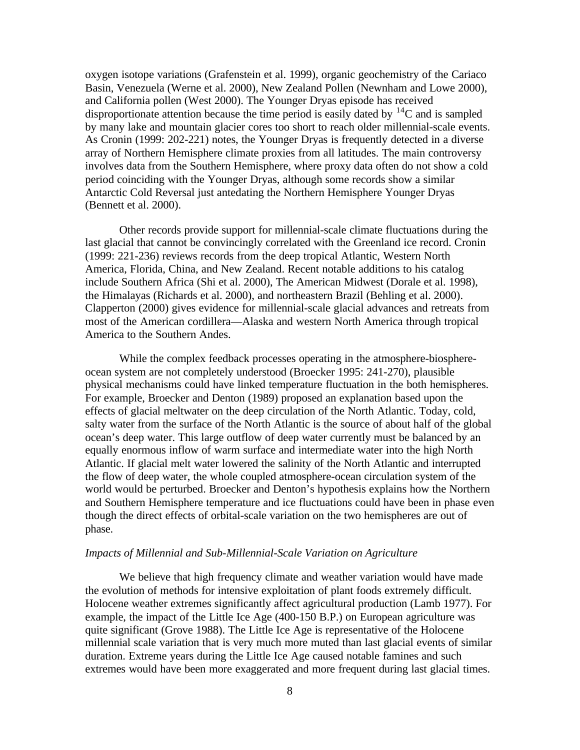oxygen isotope variations (Grafenstein et al. 1999), organic geochemistry of the Cariaco Basin, Venezuela (Werne et al. 2000), New Zealand Pollen (Newnham and Lowe 2000), and California pollen (West 2000). The Younger Dryas episode has received disproportionate attention because the time period is easily dated by $^{14}$C and is sampled by many lake and mountain glacier cores too short to reach older millennial-scale events. As Cronin (1999: 202-221) notes, the Younger Dryas is frequently detected in a diverse array of Northern Hemisphere climate proxies from all latitudes. The main controversy involves data from the Southern Hemisphere, where proxy data often do not show a cold period coinciding with the Younger Dryas, although some records show a similar Antarctic Cold Reversal just antedating the Northern Hemisphere Younger Dryas (Bennett et al. 2000).

Other records provide support for millennial-scale climate fluctuations during the last glacial that cannot be convincingly correlated with the Greenland ice record. Cronin (1999: 221-236) reviews records from the deep tropical Atlantic, Western North America, Florida, China, and New Zealand. Recent notable additions to his catalog include Southern Africa (Shi et al. 2000), The American Midwest (Dorale et al. 1998), the Himalayas (Richards et al. 2000), and northeastern Brazil (Behling et al. 2000). Clapperton (2000) gives evidence for millennial-scale glacial advances and retreats from most of the American cordillera—Alaska and western North America through tropical America to the Southern Andes.

While the complex feedback processes operating in the atmosphere-biosphere-ocean system are not completely understood (Broecker 1995: 241-270), plausible physical mechanisms could have linked temperature fluctuation in the both hemispheres. For example, Broecker and Denton (1989) proposed an explanation based upon the effects of glacial meltwater on the deep circulation of the North Atlantic. Today, cold, salty water from the surface of the North Atlantic is the source of about half of the global ocean's deep water. This large outflow of deep water currently must be balanced by an equally enormous inflow of warm surface and intermediate water into the high North Atlantic. If glacial melt water lowered the salinity of the North Atlantic and interrupted the flow of deep water, the whole coupled atmosphere-ocean circulation system of the world would be perturbed. Broecker and Denton's hypothesis explains how the Northern and Southern Hemisphere temperature and ice fluctuations could have been in phase even though the direct effects of orbital-scale variation on the two hemispheres are out of phase.

*Impacts of Millennial and Sub-Millennial-Scale Variation on Agriculture*

We believe that high frequency climate and weather variation would have made the evolution of methods for intensive exploitation of plant foods extremely difficult. Holocene weather extremes significantly affect agricultural production (Lamb 1977). For example, the impact of the Little Ice Age (400-150 B.P.) on European agriculture was quite significant (Grove 1988). The Little Ice Age is representative of the Holocene millennial scale variation that is very much more muted than last glacial events of similar duration. Extreme years during the Little Ice Age caused notable famines and such extremes would have been more exaggerated and more frequent during last glacial times.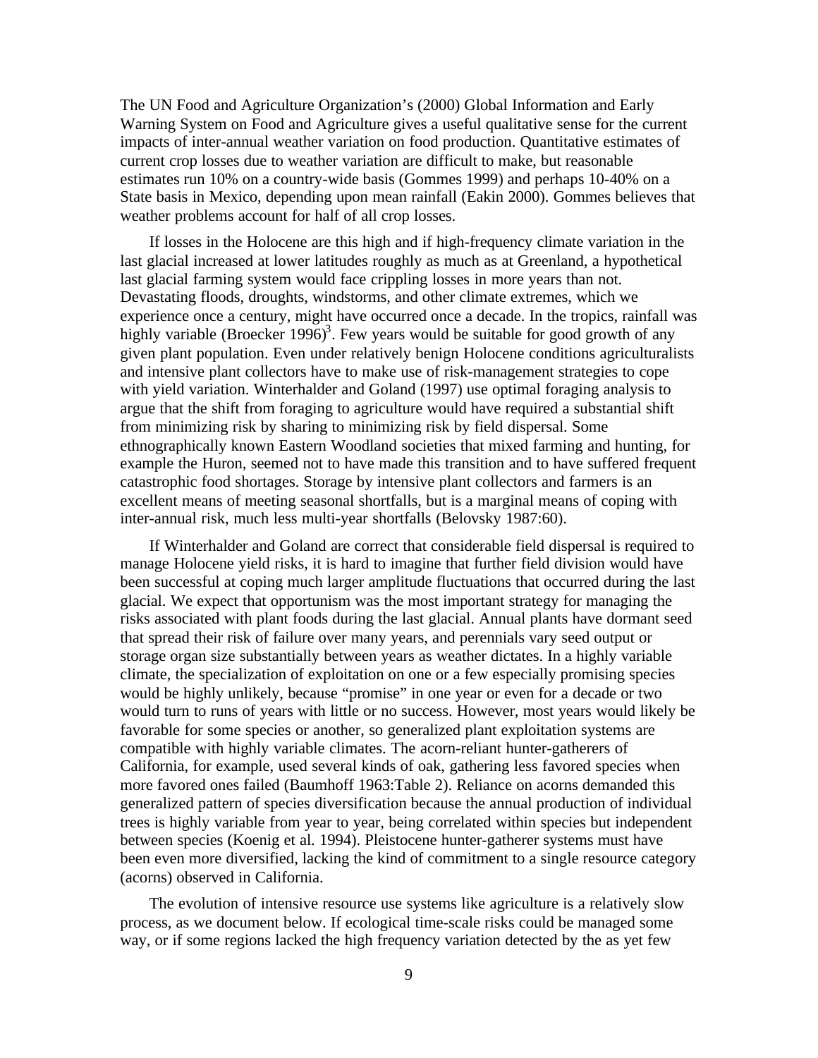The UN Food and Agriculture Organization's (2000) Global Information and Early Warning System on Food and Agriculture gives a useful qualitative sense for the current impacts of inter-annual weather variation on food production. Quantitative estimates of current crop losses due to weather variation are difficult to make, but reasonable estimates run 10% on a country-wide basis (Gommes 1999) and perhaps 10-40% on a State basis in Mexico, depending upon mean rainfall (Eakin 2000). Gommes believes that weather problems account for half of all crop losses.

If losses in the Holocene are this high and if high-frequency climate variation in the last glacial increased at lower latitudes roughly as much as at Greenland, a hypothetical last glacial farming system would face crippling losses in more years than not. Devastating floods, droughts, windstorms, and other climate extremes, which we experience once a century, might have occurred once a decade. In the tropics, rainfall was highly variable (Broecker 1996)[3]. Few years would be suitable for good growth of any given plant population. Even under relatively benign Holocene conditions agriculturalists and intensive plant collectors have to make use of risk-management strategies to cope with yield variation. Winterhalder and Goland (1997) use optimal foraging analysis to argue that the shift from foraging to agriculture would have required a substantial shift from minimizing risk by sharing to minimizing risk by field dispersal. Some ethnographically known Eastern Woodland societies that mixed farming and hunting, for example the Huron, seemed not to have made this transition and to have suffered frequent catastrophic food shortages. Storage by intensive plant collectors and farmers is an excellent means of meeting seasonal shortfalls, but is a marginal means of coping with inter-annual risk, much less multi-year shortfalls (Belovsky 1987:60).

If Winterhalder and Goland are correct that considerable field dispersal is required to manage Holocene yield risks, it is hard to imagine that further field division would have been successful at coping much larger amplitude fluctuations that occurred during the last glacial. We expect that opportunism was the most important strategy for managing the risks associated with plant foods during the last glacial. Annual plants have dormant seed that spread their risk of failure over many years, and perennials vary seed output or storage organ size substantially between years as weather dictates. In a highly variable climate, the specialization of exploitation on one or a few especially promising species would be highly unlikely, because "promise" in one year or even for a decade or two would turn to runs of years with little or no success. However, most years would likely be favorable for some species or another, so generalized plant exploitation systems are compatible with highly variable climates. The acorn-reliant hunter-gatherers of California, for example, used several kinds of oak, gathering less favored species when more favored ones failed (Baumhoff 1963:Table 2). Reliance on acorns demanded this generalized pattern of species diversification because the annual production of individual trees is highly variable from year to year, being correlated within species but independent between species (Koenig et al. 1994). Pleistocene hunter-gatherer systems must have been even more diversified, lacking the kind of commitment to a single resource category (acorns) observed in California.

The evolution of intensive resource use systems like agriculture is a relatively slow process, as we document below. If ecological time-scale risks could be managed some way, or if some regions lacked the high frequency variation detected by the as yet few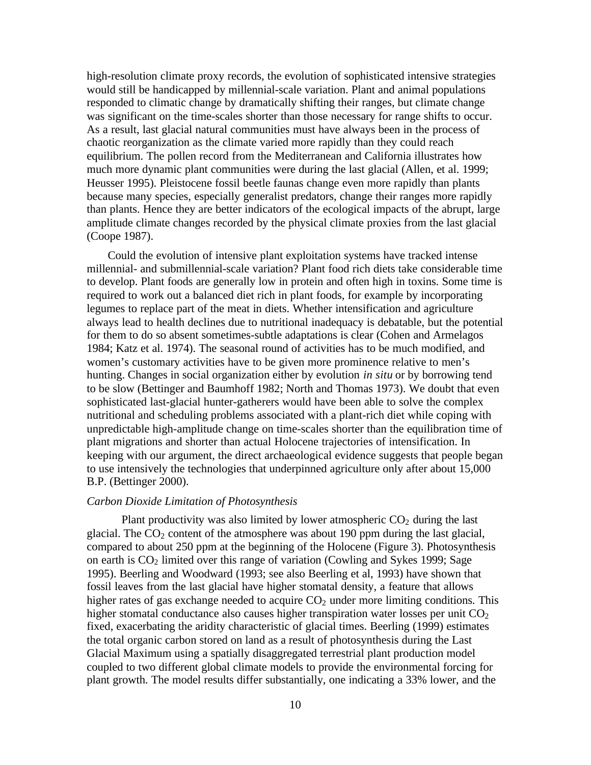high-resolution climate proxy records, the evolution of sophisticated intensive strategies would still be handicapped by millennial-scale variation. Plant and animal populations responded to climatic change by dramatically shifting their ranges, but climate change was significant on the time-scales shorter than those necessary for range shifts to occur. As a result, last glacial natural communities must have always been in the process of chaotic reorganization as the climate varied more rapidly than they could reach equilibrium. The pollen record from the Mediterranean and California illustrates how much more dynamic plant communities were during the last glacial (Allen, et al. 1999; Heusser 1995). Pleistocene fossil beetle faunas change even more rapidly than plants because many species, especially generalist predators, change their ranges more rapidly than plants. Hence they are better indicators of the ecological impacts of the abrupt, large amplitude climate changes recorded by the physical climate proxies from the last glacial (Coope 1987).

Could the evolution of intensive plant exploitation systems have tracked intense millennial- and submillennial-scale variation? Plant food rich diets take considerable time to develop. Plant foods are generally low in protein and often high in toxins. Some time is required to work out a balanced diet rich in plant foods, for example by incorporating legumes to replace part of the meat in diets. Whether intensification and agriculture always lead to health declines due to nutritional inadequacy is debatable, but the potential for them to do so absent sometimes-subtle adaptations is clear (Cohen and Armelagos 1984; Katz et al. 1974). The seasonal round of activities has to be much modified, and women's customary activities have to be given more prominence relative to men's hunting. Changes in social organization either by evolution *in situ* or by borrowing tend to be slow (Bettinger and Baumhoff 1982; North and Thomas 1973). We doubt that even sophisticated last-glacial hunter-gatherers would have been able to solve the complex nutritional and scheduling problems associated with a plant-rich diet while coping with unpredictable high-amplitude change on time-scales shorter than the equilibration time of plant migrations and shorter than actual Holocene trajectories of intensification. In keeping with our argument, the direct archaeological evidence suggests that people began to use intensively the technologies that underpinned agriculture only after about 15,000 B.P. (Bettinger 2000).

*Carbon Dioxide Limitation of Photosynthesis*

Plant productivity was also limited by lower atmospheric $CO_2$ during the last glacial. The $CO_2$ content of the atmosphere was about 190 ppm during the last glacial, compared to about 250 ppm at the beginning of the Holocene (Figure 3). Photosynthesis on earth is $CO_2$ limited over this range of variation (Cowling and Sykes 1999; Sage 1995). Beerling and Woodward (1993; see also Beerling et al, 1993) have shown that fossil leaves from the last glacial have higher stomatal density, a feature that allows higher rates of gas exchange needed to acquire $CO_2$ under more limiting conditions. This higher stomatal conductance also causes higher transpiration water losses per unit $CO_2$ fixed, exacerbating the aridity characteristic of glacial times. Beerling (1999) estimates the total organic carbon stored on land as a result of photosynthesis during the Last Glacial Maximum using a spatially disaggregated terrestrial plant production model coupled to two different global climate models to provide the environmental forcing for plant growth. The model results differ substantially, one indicating a 33% lower, and the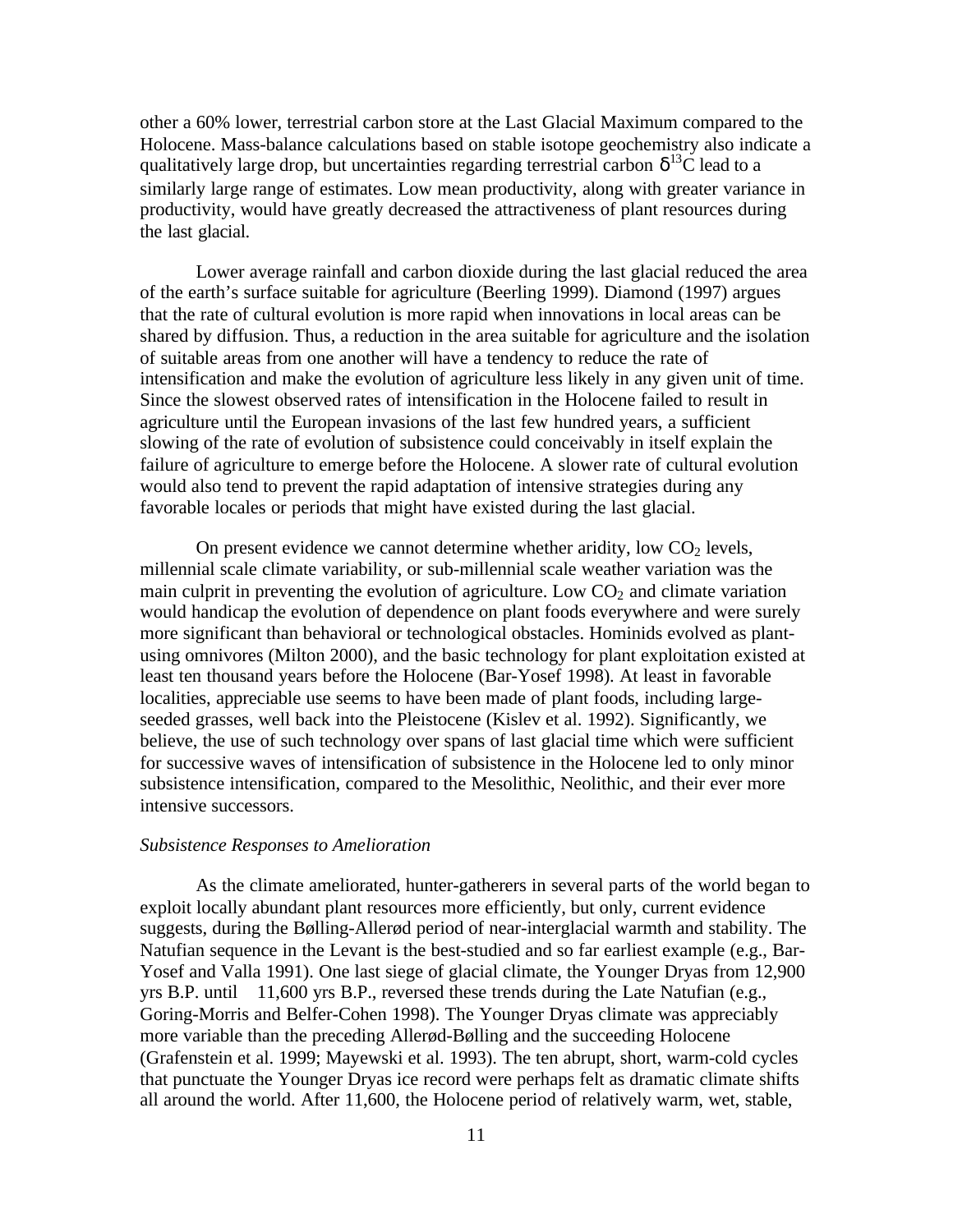other a 60% lower, terrestrial carbon store at the Last Glacial Maximum compared to the Holocene. Mass-balance calculations based on stable isotope geochemistry also indicate a qualitatively large drop, but uncertainties regarding terrestrial carbon $\delta^{13}C$ lead to a similarly large range of estimates. Low mean productivity, along with greater variance in productivity, would have greatly decreased the attractiveness of plant resources during the last glacial.

Lower average rainfall and carbon dioxide during the last glacial reduced the area of the earth's surface suitable for agriculture (Beerling 1999). Diamond (1997) argues that the rate of cultural evolution is more rapid when innovations in local areas can be shared by diffusion. Thus, a reduction in the area suitable for agriculture and the isolation of suitable areas from one another will have a tendency to reduce the rate of intensification and make the evolution of agriculture less likely in any given unit of time. Since the slowest observed rates of intensification in the Holocene failed to result in agriculture until the European invasions of the last few hundred years, a sufficient slowing of the rate of evolution of subsistence could conceivably in itself explain the failure of agriculture to emerge before the Holocene. A slower rate of cultural evolution would also tend to prevent the rapid adaptation of intensive strategies during any favorable locales or periods that might have existed during the last glacial.

On present evidence we cannot determine whether aridity, low $CO_2$ levels, millennial scale climate variability, or sub-millennial scale weather variation was the main culprit in preventing the evolution of agriculture. Low $CO_2$ and climate variation would handicap the evolution of dependence on plant foods everywhere and were surely more significant than behavioral or technological obstacles. Hominids evolved as plant-using omnivores (Milton 2000), and the basic technology for plant exploitation existed at least ten thousand years before the Holocene (Bar-Yosef 1998). At least in favorable localities, appreciable use seems to have been made of plant foods, including large-seeded grasses, well back into the Pleistocene (Kislev et al. 1992). Significantly, we believe, the use of such technology over spans of last glacial time which were sufficient for successive waves of intensification of subsistence in the Holocene led to only minor subsistence intensification, compared to the Mesolithic, Neolithic, and their ever more intensive successors.

*Subsistence Responses to Amelioration*

As the climate ameliorated, hunter-gatherers in several parts of the world began to exploit locally abundant plant resources more efficiently, but only, current evidence suggests, during the Bølling-Allerød period of near-interglacial warmth and stability. The Natufian sequence in the Levant is the best-studied and so far earliest example (e.g., Bar-Yosef and Valla 1991). One last siege of glacial climate, the Younger Dryas from 12,900 yrs B.P. until 11,600 yrs B.P., reversed these trends during the Late Natufian (e.g., Goring-Morris and Belfer-Cohen 1998). The Younger Dryas climate was appreciably more variable than the preceding Allerød-Bølling and the succeeding Holocene (Grafenstein et al. 1999; Mayewski et al. 1993). The ten abrupt, short, warm-cold cycles that punctuate the Younger Dryas ice record were perhaps felt as dramatic climate shifts all around the world. After 11,600, the Holocene period of relatively warm, wet, stable,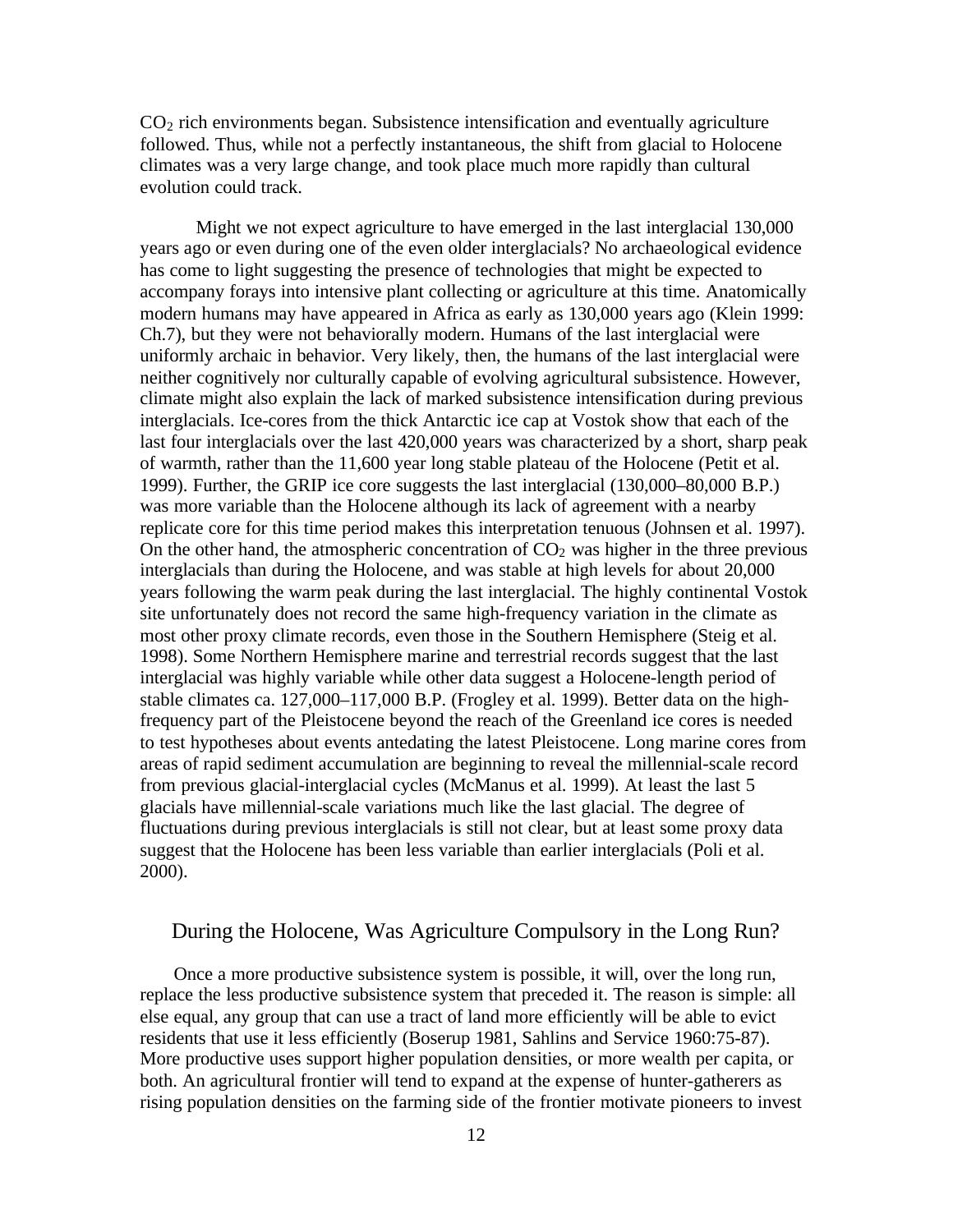$CO_2$ rich environments began. Subsistence intensification and eventually agriculture followed. Thus, while not a perfectly instantaneous, the shift from glacial to Holocene climates was a very large change, and took place much more rapidly than cultural evolution could track.

Might we not expect agriculture to have emerged in the last interglacial 130,000 years ago or even during one of the even older interglacials? No archaeological evidence has come to light suggesting the presence of technologies that might be expected to accompany forays into intensive plant collecting or agriculture at this time. Anatomically modern humans may have appeared in Africa as early as 130,000 years ago (Klein 1999: Ch.7), but they were not behaviorally modern. Humans of the last interglacial were uniformly archaic in behavior. Very likely, then, the humans of the last interglacial were neither cognitively nor culturally capable of evolving agricultural subsistence. However, climate might also explain the lack of marked subsistence intensification during previous interglacials. Ice-cores from the thick Antarctic ice cap at Vostok show that each of the last four interglacials over the last 420,000 years was characterized by a short, sharp peak of warmth, rather than the 11,600 year long stable plateau of the Holocene (Petit et al. 1999). Further, the GRIP ice core suggests the last interglacial (130,000–80,000 B.P.) was more variable than the Holocene although its lack of agreement with a nearby replicate core for this time period makes this interpretation tenuous (Johnsen et al. 1997). On the other hand, the atmospheric concentration of $CO_2$ was higher in the three previous interglacials than during the Holocene, and was stable at high levels for about 20,000 years following the warm peak during the last interglacial. The highly continental Vostok site unfortunately does not record the same high-frequency variation in the climate as most other proxy climate records, even those in the Southern Hemisphere (Steig et al. 1998). Some Northern Hemisphere marine and terrestrial records suggest that the last interglacial was highly variable while other data suggest a Holocene-length period of stable climates ca. 127,000–117,000 B.P. (Frogley et al. 1999). Better data on the high-frequency part of the Pleistocene beyond the reach of the Greenland ice cores is needed to test hypotheses about events antedating the latest Pleistocene. Long marine cores from areas of rapid sediment accumulation are beginning to reveal the millennial-scale record from previous glacial-interglacial cycles (McManus et al. 1999). At least the last 5 glacials have millennial-scale variations much like the last glacial. The degree of fluctuations during previous interglacials is still not clear, but at least some proxy data suggest that the Holocene has been less variable than earlier interglacials (Poli et al. 2000).

## During the Holocene, Was Agriculture Compulsory in the Long Run?

Once a more productive subsistence system is possible, it will, over the long run, replace the less productive subsistence system that preceded it. The reason is simple: all else equal, any group that can use a tract of land more efficiently will be able to evict residents that use it less efficiently (Boserup 1981, Sahlins and Service 1960:75-87). More productive uses support higher population densities, or more wealth per capita, or both. An agricultural frontier will tend to expand at the expense of hunter-gatherers as rising population densities on the farming side of the frontier motivate pioneers to invest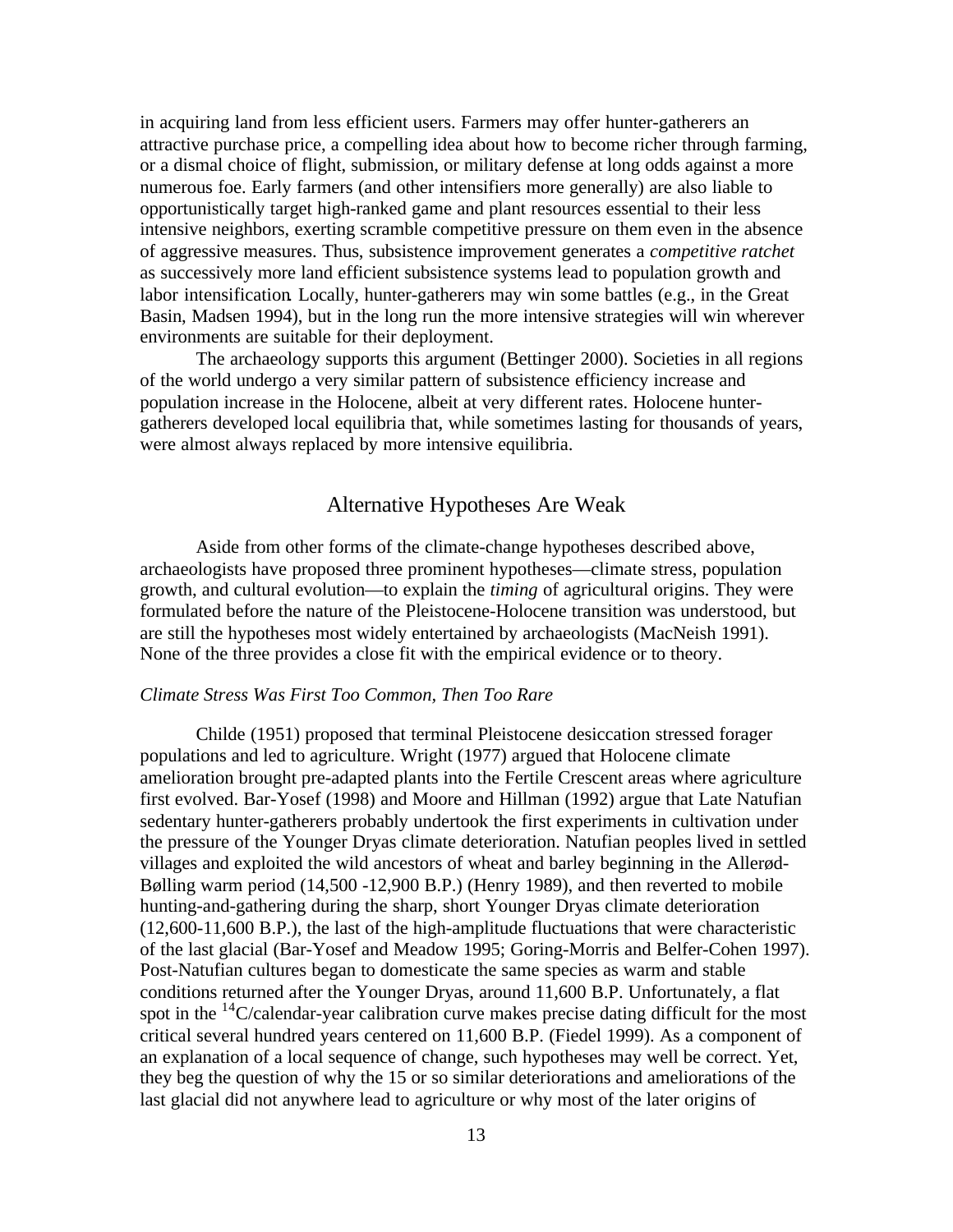in acquiring land from less efficient users. Farmers may offer hunter-gatherers an attractive purchase price, a compelling idea about how to become richer through farming, or a dismal choice of flight, submission, or military defense at long odds against a more numerous foe. Early farmers (and other intensifiers more generally) are also liable to opportunistically target high-ranked game and plant resources essential to their less intensive neighbors, exerting scramble competitive pressure on them even in the absence of aggressive measures. Thus, subsistence improvement generates a *competitive ratchet* as successively more land efficient subsistence systems lead to population growth and labor intensification. Locally, hunter-gatherers may win some battles (e.g., in the Great Basin, Madsen 1994), but in the long run the more intensive strategies will win wherever environments are suitable for their deployment.

The archaeology supports this argument (Bettinger 2000). Societies in all regions of the world undergo a very similar pattern of subsistence efficiency increase and population increase in the Holocene, albeit at very different rates. Holocene hunter-gatherers developed local equilibria that, while sometimes lasting for thousands of years, were almost always replaced by more intensive equilibria.

## Alternative Hypotheses Are Weak

Aside from other forms of the climate-change hypotheses described above, archaeologists have proposed three prominent hypotheses—climate stress, population growth, and cultural evolution—to explain the *timing* of agricultural origins. They were formulated before the nature of the Pleistocene-Holocene transition was understood, but are still the hypotheses most widely entertained by archaeologists (MacNeish 1991). None of the three provides a close fit with the empirical evidence or to theory.

### *Climate Stress Was First Too Common, Then Too Rare*

Childe (1951) proposed that terminal Pleistocene desiccation stressed forager populations and led to agriculture. Wright (1977) argued that Holocene climate amelioration brought pre-adapted plants into the Fertile Crescent areas where agriculture first evolved. Bar-Yosef (1998) and Moore and Hillman (1992) argue that Late Natufian sedentary hunter-gatherers probably undertook the first experiments in cultivation under the pressure of the Younger Dryas climate deterioration. Natufian peoples lived in settled villages and exploited the wild ancestors of wheat and barley beginning in the Allerød-Bølling warm period (14,500 -12,900 B.P.) (Henry 1989), and then reverted to mobile hunting-and-gathering during the sharp, short Younger Dryas climate deterioration (12,600-11,600 B.P.), the last of the high-amplitude fluctuations that were characteristic of the last glacial (Bar-Yosef and Meadow 1995; Goring-Morris and Belfer-Cohen 1997). Post-Natufian cultures began to domesticate the same species as warm and stable conditions returned after the Younger Dryas, around 11,600 B.P. Unfortunately, a flat spot in the $^{14}C$/calendar-year calibration curve makes precise dating difficult for the most critical several hundred years centered on 11,600 B.P. (Fiedel 1999). As a component of an explanation of a local sequence of change, such hypotheses may well be correct. Yet, they beg the question of why the 15 or so similar deteriorations and ameliorations of the last glacial did not anywhere lead to agriculture or why most of the later origins of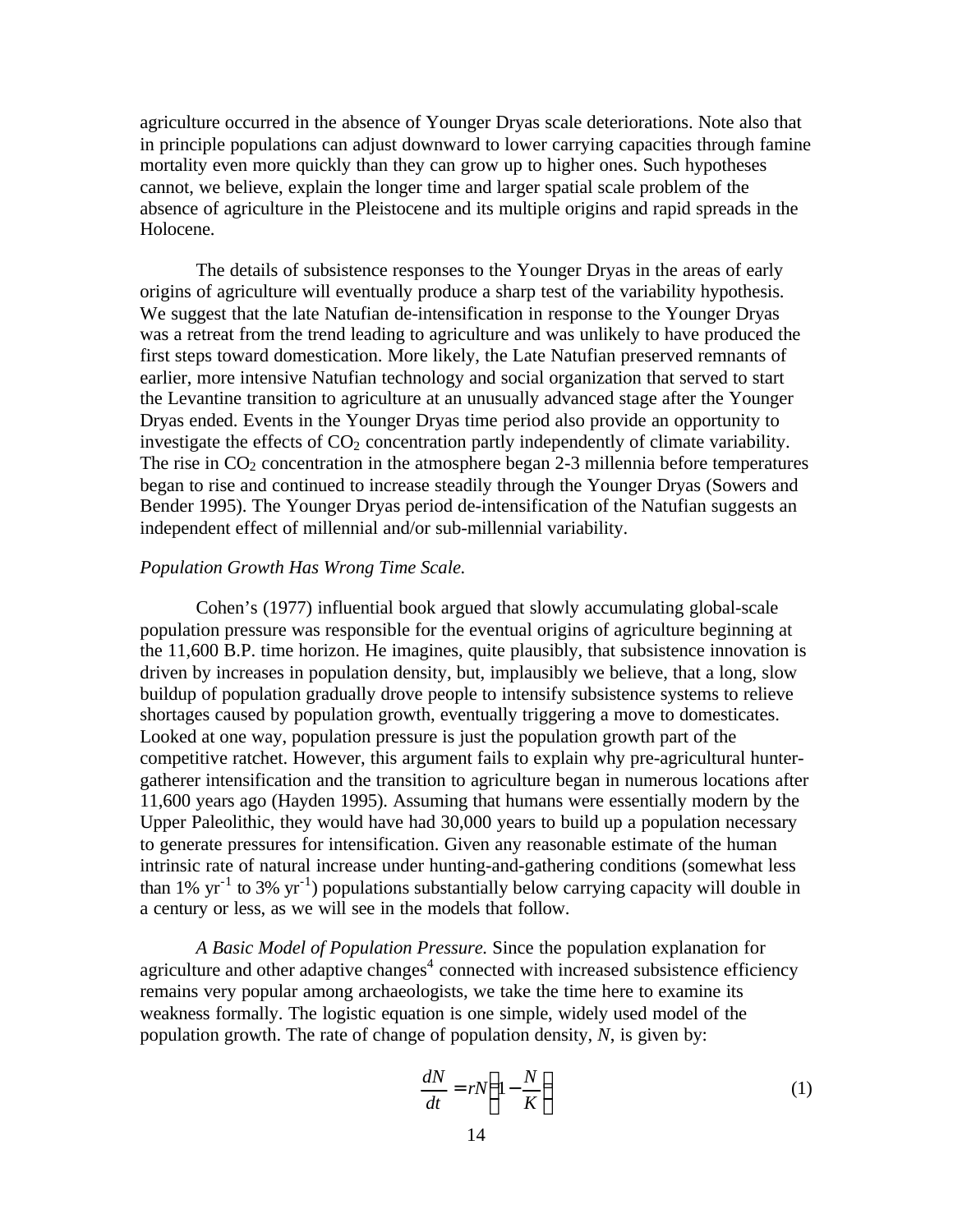agriculture occurred in the absence of Younger Dryas scale deteriorations. Note also that in principle populations can adjust downward to lower carrying capacities through famine mortality even more quickly than they can grow up to higher ones. Such hypotheses cannot, we believe, explain the longer time and larger spatial scale problem of the absence of agriculture in the Pleistocene and its multiple origins and rapid spreads in the Holocene.

The details of subsistence responses to the Younger Dryas in the areas of early origins of agriculture will eventually produce a sharp test of the variability hypothesis. We suggest that the late Natufian de-intensification in response to the Younger Dryas was a retreat from the trend leading to agriculture and was unlikely to have produced the first steps toward domestication. More likely, the Late Natufian preserved remnants of earlier, more intensive Natufian technology and social organization that served to start the Levantine transition to agriculture at an unusually advanced stage after the Younger Dryas ended. Events in the Younger Dryas time period also provide an opportunity to investigate the effects of $CO_2$ concentration partly independently of climate variability. The rise in $CO_2$ concentration in the atmosphere began 2-3 millennia before temperatures began to rise and continued to increase steadily through the Younger Dryas (Sowers and Bender 1995). The Younger Dryas period de-intensification of the Natufian suggests an independent effect of millennial and/or sub-millennial variability.

*Population Growth Has Wrong Time Scale.*

Cohen's (1977) influential book argued that slowly accumulating global-scale population pressure was responsible for the eventual origins of agriculture beginning at the 11,600 B.P. time horizon. He imagines, quite plausibly, that subsistence innovation is driven by increases in population density, but, implausibly we believe, that a long, slow buildup of population gradually drove people to intensify subsistence systems to relieve shortages caused by population growth, eventually triggering a move to domesticates. Looked at one way, population pressure is just the population growth part of the competitive ratchet. However, this argument fails to explain why pre-agricultural hunter-gatherer intensification and the transition to agriculture began in numerous locations after 11,600 years ago (Hayden 1995). Assuming that humans were essentially modern by the Upper Paleolithic, they would have had 30,000 years to build up a population necessary to generate pressures for intensification. Given any reasonable estimate of the human intrinsic rate of natural increase under hunting-and-gathering conditions (somewhat less than 1% $yr^{-1}$ to 3% $yr^{-1}$) populations substantially below carrying capacity will double in a century or less, as we will see in the models that follow.

*A Basic Model of Population Pressure.* Since the population explanation for agriculture and other adaptive changes[4] connected with increased subsistence efficiency remains very popular among archaeologists, we take the time here to examine its weakness formally. The logistic equation is one simple, widely used model of the population growth. The rate of change of population density, *N*, is given by:

$$\frac{dN}{dt} = rN\left(1 - \frac{N}{K}\right) \qquad (1)$$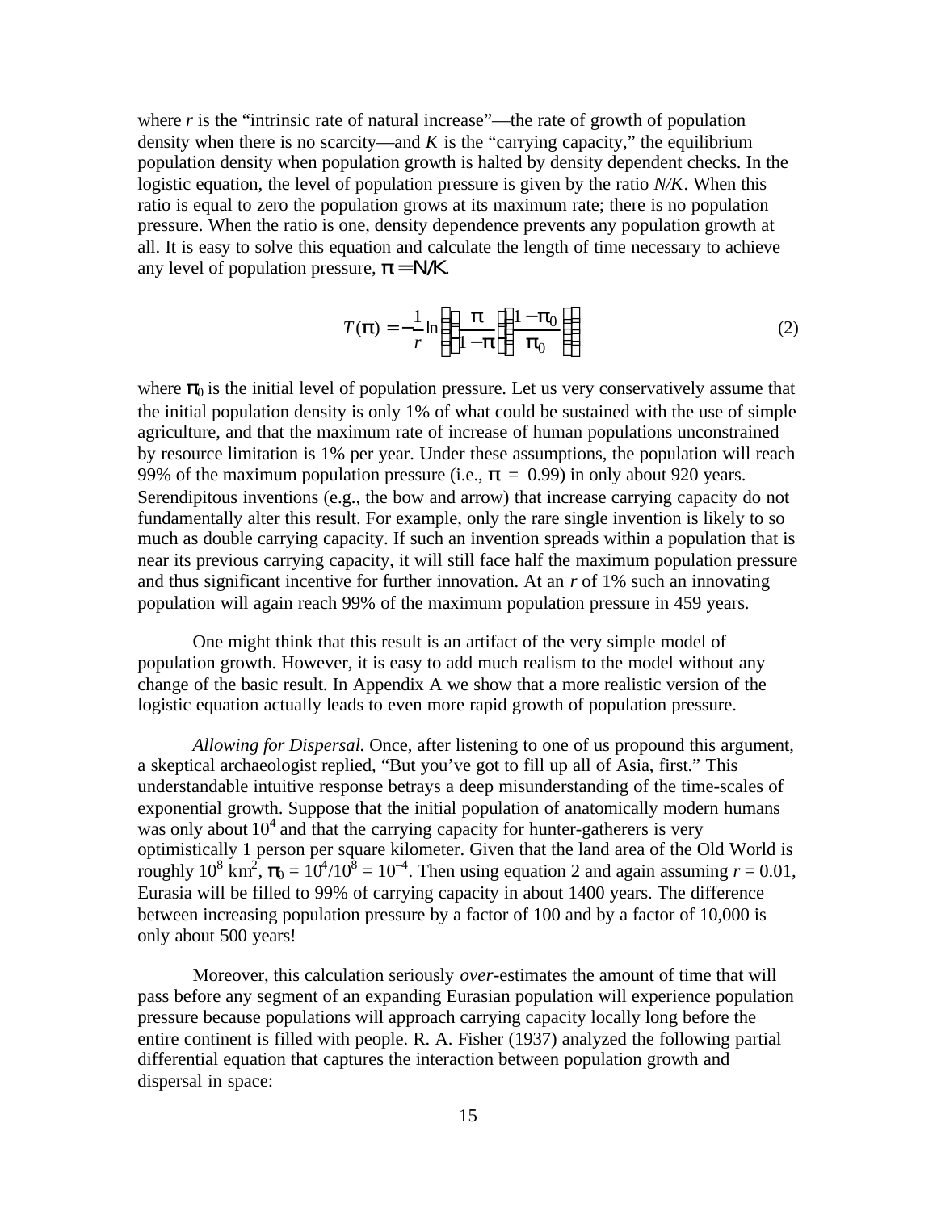where $r$ is the "intrinsic rate of natural increase"—the rate of growth of population density when there is no scarcity—and $K$ is the "carrying capacity," the equilibrium population density when population growth is halted by density dependent checks. In the logistic equation, the level of population pressure is given by the ratio $N/K$. When this ratio is equal to zero the population grows at its maximum rate; there is no population pressure. When the ratio is one, density dependence prevents any population growth at all. It is easy to solve this equation and calculate the length of time necessary to achieve any level of population pressure, $\pi = N/K$.

$$T(\pi) = -\frac{1}{r}\ln\left(\left(\frac{\pi}{1-\pi}\right)\left(\frac{1-\pi_0}{\pi_0}\right)\right) \tag{2}$$

where $\pi_0$ is the initial level of population pressure. Let us very conservatively assume that the initial population density is only 1% of what could be sustained with the use of simple agriculture, and that the maximum rate of increase of human populations unconstrained by resource limitation is 1% per year. Under these assumptions, the population will reach 99% of the maximum population pressure (i.e., $\pi = 0.99$) in only about 920 years. Serendipitous inventions (e.g., the bow and arrow) that increase carrying capacity do not fundamentally alter this result. For example, only the rare single invention is likely to so much as double carrying capacity. If such an invention spreads within a population that is near its previous carrying capacity, it will still face half the maximum population pressure and thus significant incentive for further innovation. At an $r$ of 1% such an innovating population will again reach 99% of the maximum population pressure in 459 years.

One might think that this result is an artifact of the very simple model of population growth. However, it is easy to add much realism to the model without any change of the basic result. In Appendix A we show that a more realistic version of the logistic equation actually leads to even more rapid growth of population pressure.

*Allowing for Dispersal.* Once, after listening to one of us propound this argument, a skeptical archaeologist replied, "But you've got to fill up all of Asia, first." This understandable intuitive response betrays a deep misunderstanding of the time-scales of exponential growth. Suppose that the initial population of anatomically modern humans was only about $10^4$ and that the carrying capacity for hunter-gatherers is very optimistically 1 person per square kilometer. Given that the land area of the Old World is roughly $10^8$ km$^2$, $\pi_0 = 10^4/10^8 = 10^{-4}$. Then using equation 2 and again assuming $r = 0.01$, Eurasia will be filled to 99% of carrying capacity in about 1400 years. The difference between increasing population pressure by a factor of 100 and by a factor of 10,000 is only about 500 years!

Moreover, this calculation seriously *over*-estimates the amount of time that will pass before any segment of an expanding Eurasian population will experience population pressure because populations will approach carrying capacity locally long before the entire continent is filled with people. R. A. Fisher (1937) analyzed the following partial differential equation that captures the interaction between population growth and dispersal in space: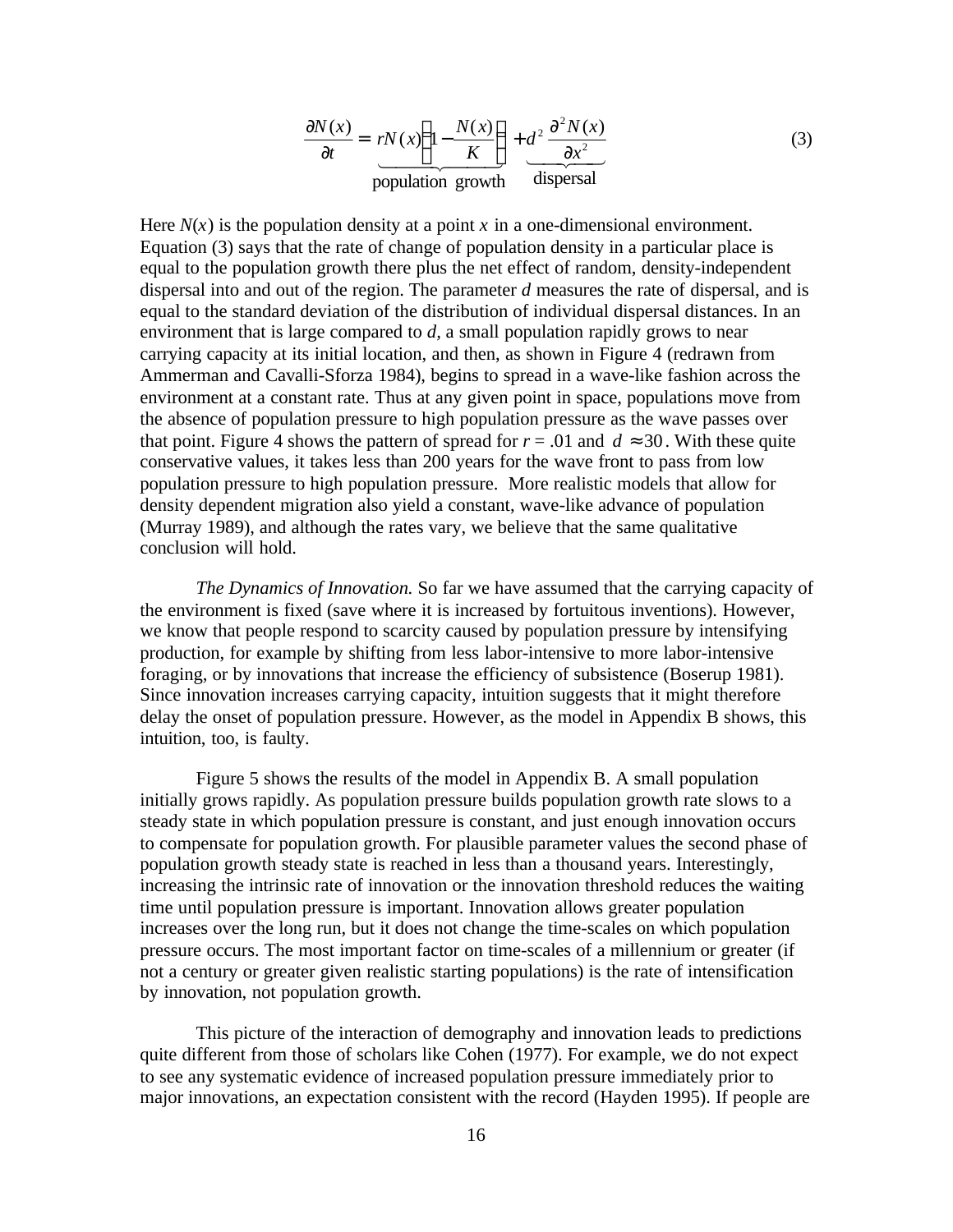$$\frac{\partial N(x)}{\partial t} = \underbrace{rN(x)\left(1 - \frac{N(x)}{K}\right)}_{\text{population growth}} + \underbrace{d^2 \frac{\partial^2 N(x)}{\partial x^2}}_{\text{dispersal}} \tag{3}$$

Here $N(x)$ is the population density at a point $x$ in a one-dimensional environment. Equation (3) says that the rate of change of population density in a particular place is equal to the population growth there plus the net effect of random, density-independent dispersal into and out of the region. The parameter $d$ measures the rate of dispersal, and is equal to the standard deviation of the distribution of individual dispersal distances. In an environment that is large compared to $d$, a small population rapidly grows to near carrying capacity at its initial location, and then, as shown in Figure 4 (redrawn from Ammerman and Cavalli-Sforza 1984), begins to spread in a wave-like fashion across the environment at a constant rate. Thus at any given point in space, populations move from the absence of population pressure to high population pressure as the wave passes over that point. Figure 4 shows the pattern of spread for $r = .01$ and $d \approx 30$. With these quite conservative values, it takes less than 200 years for the wave front to pass from low population pressure to high population pressure. More realistic models that allow for density dependent migration also yield a constant, wave-like advance of population (Murray 1989), and although the rates vary, we believe that the same qualitative conclusion will hold.

*The Dynamics of Innovation.* So far we have assumed that the carrying capacity of the environment is fixed (save where it is increased by fortuitous inventions). However, we know that people respond to scarcity caused by population pressure by intensifying production, for example by shifting from less labor-intensive to more labor-intensive foraging, or by innovations that increase the efficiency of subsistence (Boserup 1981). Since innovation increases carrying capacity, intuition suggests that it might therefore delay the onset of population pressure. However, as the model in Appendix B shows, this intuition, too, is faulty.

Figure 5 shows the results of the model in Appendix B. A small population initially grows rapidly. As population pressure builds population growth rate slows to a steady state in which population pressure is constant, and just enough innovation occurs to compensate for population growth. For plausible parameter values the second phase of population growth steady state is reached in less than a thousand years. Interestingly, increasing the intrinsic rate of innovation or the innovation threshold reduces the waiting time until population pressure is important. Innovation allows greater population increases over the long run, but it does not change the time-scales on which population pressure occurs. The most important factor on time-scales of a millennium or greater (if not a century or greater given realistic starting populations) is the rate of intensification by innovation, not population growth.

This picture of the interaction of demography and innovation leads to predictions quite different from those of scholars like Cohen (1977). For example, we do not expect to see any systematic evidence of increased population pressure immediately prior to major innovations, an expectation consistent with the record (Hayden 1995). If people are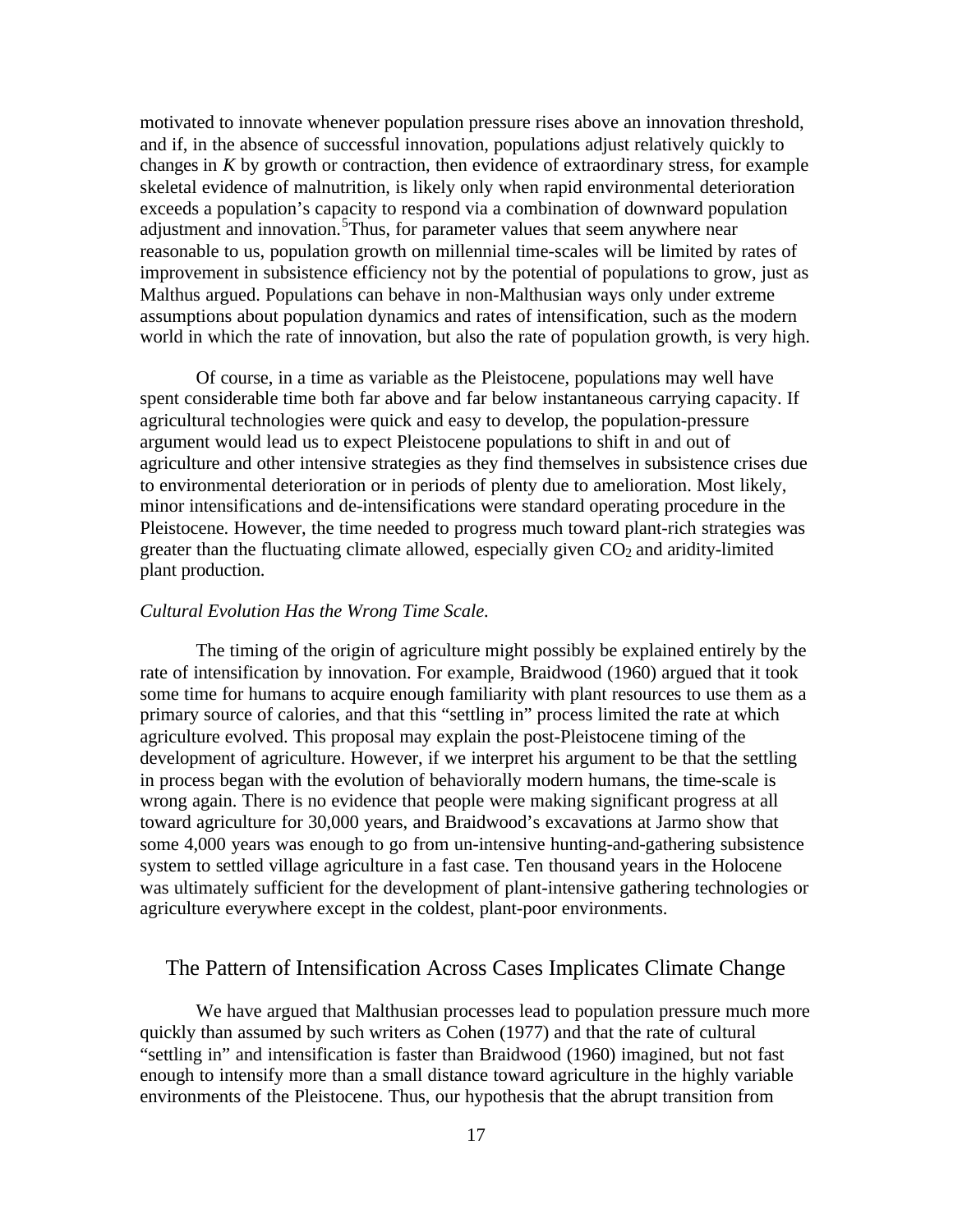motivated to innovate whenever population pressure rises above an innovation threshold, and if, in the absence of successful innovation, populations adjust relatively quickly to changes in $K$ by growth or contraction, then evidence of extraordinary stress, for example skeletal evidence of malnutrition, is likely only when rapid environmental deterioration exceeds a population's capacity to respond via a combination of downward population adjustment and innovation.[5] Thus, for parameter values that seem anywhere near reasonable to us, population growth on millennial time-scales will be limited by rates of improvement in subsistence efficiency not by the potential of populations to grow, just as Malthus argued. Populations can behave in non-Malthusian ways only under extreme assumptions about population dynamics and rates of intensification, such as the modern world in which the rate of innovation, but also the rate of population growth, is very high.

Of course, in a time as variable as the Pleistocene, populations may well have spent considerable time both far above and far below instantaneous carrying capacity. If agricultural technologies were quick and easy to develop, the population-pressure argument would lead us to expect Pleistocene populations to shift in and out of agriculture and other intensive strategies as they find themselves in subsistence crises due to environmental deterioration or in periods of plenty due to amelioration. Most likely, minor intensifications and de-intensifications were standard operating procedure in the Pleistocene. However, the time needed to progress much toward plant-rich strategies was greater than the fluctuating climate allowed, especially given $CO_2$ and aridity-limited plant production.

*Cultural Evolution Has the Wrong Time Scale.*

The timing of the origin of agriculture might possibly be explained entirely by the rate of intensification by innovation. For example, Braidwood (1960) argued that it took some time for humans to acquire enough familiarity with plant resources to use them as a primary source of calories, and that this "settling in" process limited the rate at which agriculture evolved. This proposal may explain the post-Pleistocene timing of the development of agriculture. However, if we interpret his argument to be that the settling in process began with the evolution of behaviorally modern humans, the time-scale is wrong again. There is no evidence that people were making significant progress at all toward agriculture for 30,000 years, and Braidwood's excavations at Jarmo show that some 4,000 years was enough to go from un-intensive hunting-and-gathering subsistence system to settled village agriculture in a fast case. Ten thousand years in the Holocene was ultimately sufficient for the development of plant-intensive gathering technologies or agriculture everywhere except in the coldest, plant-poor environments.

## The Pattern of Intensification Across Cases Implicates Climate Change

We have argued that Malthusian processes lead to population pressure much more quickly than assumed by such writers as Cohen (1977) and that the rate of cultural "settling in" and intensification is faster than Braidwood (1960) imagined, but not fast enough to intensify more than a small distance toward agriculture in the highly variable environments of the Pleistocene. Thus, our hypothesis that the abrupt transition from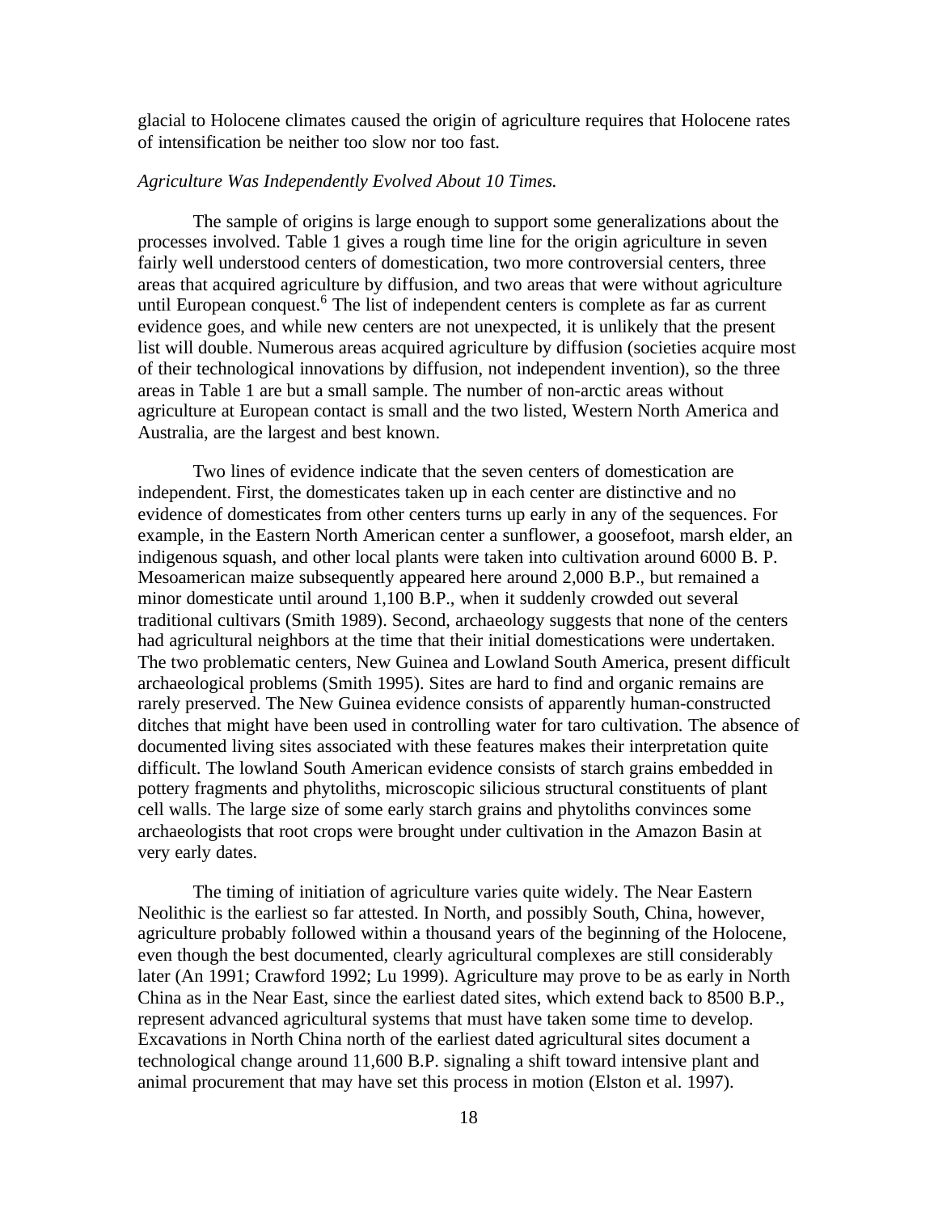glacial to Holocene climates caused the origin of agriculture requires that Holocene rates of intensification be neither too slow nor too fast.

*Agriculture Was Independently Evolved About 10 Times.*

The sample of origins is large enough to support some generalizations about the processes involved. Table 1 gives a rough time line for the origin agriculture in seven fairly well understood centers of domestication, two more controversial centers, three areas that acquired agriculture by diffusion, and two areas that were without agriculture until European conquest.[6] The list of independent centers is complete as far as current evidence goes, and while new centers are not unexpected, it is unlikely that the present list will double. Numerous areas acquired agriculture by diffusion (societies acquire most of their technological innovations by diffusion, not independent invention), so the three areas in Table 1 are but a small sample. The number of non-arctic areas without agriculture at European contact is small and the two listed, Western North America and Australia, are the largest and best known.

Two lines of evidence indicate that the seven centers of domestication are independent. First, the domesticates taken up in each center are distinctive and no evidence of domesticates from other centers turns up early in any of the sequences. For example, in the Eastern North American center a sunflower, a goosefoot, marsh elder, an indigenous squash, and other local plants were taken into cultivation around 6000 B. P. Mesoamerican maize subsequently appeared here around 2,000 B.P., but remained a minor domesticate until around 1,100 B.P., when it suddenly crowded out several traditional cultivars (Smith 1989). Second, archaeology suggests that none of the centers had agricultural neighbors at the time that their initial domestications were undertaken. The two problematic centers, New Guinea and Lowland South America, present difficult archaeological problems (Smith 1995). Sites are hard to find and organic remains are rarely preserved. The New Guinea evidence consists of apparently human-constructed ditches that might have been used in controlling water for taro cultivation. The absence of documented living sites associated with these features makes their interpretation quite difficult. The lowland South American evidence consists of starch grains embedded in pottery fragments and phytoliths, microscopic silicious structural constituents of plant cell walls. The large size of some early starch grains and phytoliths convinces some archaeologists that root crops were brought under cultivation in the Amazon Basin at very early dates.

The timing of initiation of agriculture varies quite widely. The Near Eastern Neolithic is the earliest so far attested. In North, and possibly South, China, however, agriculture probably followed within a thousand years of the beginning of the Holocene, even though the best documented, clearly agricultural complexes are still considerably later (An 1991; Crawford 1992; Lu 1999). Agriculture may prove to be as early in North China as in the Near East, since the earliest dated sites, which extend back to 8500 B.P., represent advanced agricultural systems that must have taken some time to develop. Excavations in North China north of the earliest dated agricultural sites document a technological change around 11,600 B.P. signaling a shift toward intensive plant and animal procurement that may have set this process in motion (Elston et al. 1997).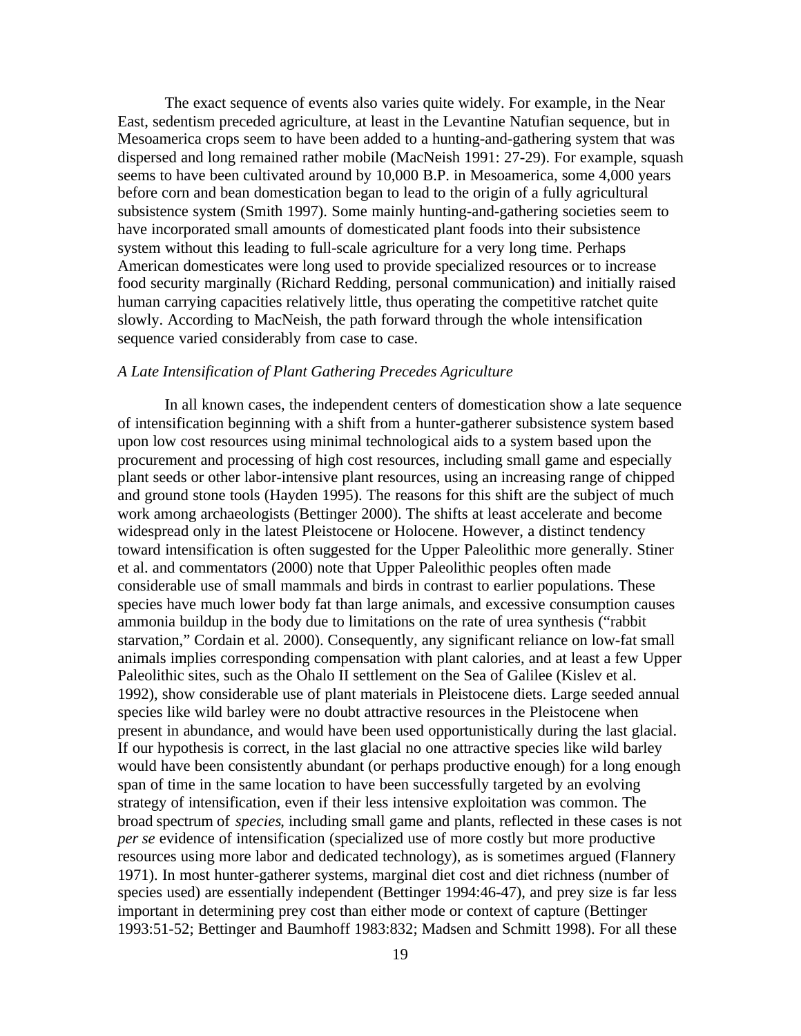The exact sequence of events also varies quite widely. For example, in the Near East, sedentism preceded agriculture, at least in the Levantine Natufian sequence, but in Mesoamerica crops seem to have been added to a hunting-and-gathering system that was dispersed and long remained rather mobile (MacNeish 1991: 27-29). For example, squash seems to have been cultivated around by 10,000 B.P. in Mesoamerica, some 4,000 years before corn and bean domestication began to lead to the origin of a fully agricultural subsistence system (Smith 1997). Some mainly hunting-and-gathering societies seem to have incorporated small amounts of domesticated plant foods into their subsistence system without this leading to full-scale agriculture for a very long time. Perhaps American domesticates were long used to provide specialized resources or to increase food security marginally (Richard Redding, personal communication) and initially raised human carrying capacities relatively little, thus operating the competitive ratchet quite slowly. According to MacNeish, the path forward through the whole intensification sequence varied considerably from case to case.

*A Late Intensification of Plant Gathering Precedes Agriculture*

In all known cases, the independent centers of domestication show a late sequence of intensification beginning with a shift from a hunter-gatherer subsistence system based upon low cost resources using minimal technological aids to a system based upon the procurement and processing of high cost resources, including small game and especially plant seeds or other labor-intensive plant resources, using an increasing range of chipped and ground stone tools (Hayden 1995). The reasons for this shift are the subject of much work among archaeologists (Bettinger 2000). The shifts at least accelerate and become widespread only in the latest Pleistocene or Holocene. However, a distinct tendency toward intensification is often suggested for the Upper Paleolithic more generally. Stiner et al. and commentators (2000) note that Upper Paleolithic peoples often made considerable use of small mammals and birds in contrast to earlier populations. These species have much lower body fat than large animals, and excessive consumption causes ammonia buildup in the body due to limitations on the rate of urea synthesis ("rabbit starvation," Cordain et al. 2000). Consequently, any significant reliance on low-fat small animals implies corresponding compensation with plant calories, and at least a few Upper Paleolithic sites, such as the Ohalo II settlement on the Sea of Galilee (Kislev et al. 1992), show considerable use of plant materials in Pleistocene diets. Large seeded annual species like wild barley were no doubt attractive resources in the Pleistocene when present in abundance, and would have been used opportunistically during the last glacial. If our hypothesis is correct, in the last glacial no one attractive species like wild barley would have been consistently abundant (or perhaps productive enough) for a long enough span of time in the same location to have been successfully targeted by an evolving strategy of intensification, even if their less intensive exploitation was common. The broad spectrum of *species*, including small game and plants, reflected in these cases is not *per se* evidence of intensification (specialized use of more costly but more productive resources using more labor and dedicated technology), as is sometimes argued (Flannery 1971). In most hunter-gatherer systems, marginal diet cost and diet richness (number of species used) are essentially independent (Bettinger 1994:46-47), and prey size is far less important in determining prey cost than either mode or context of capture (Bettinger 1993:51-52; Bettinger and Baumhoff 1983:832; Madsen and Schmitt 1998). For all these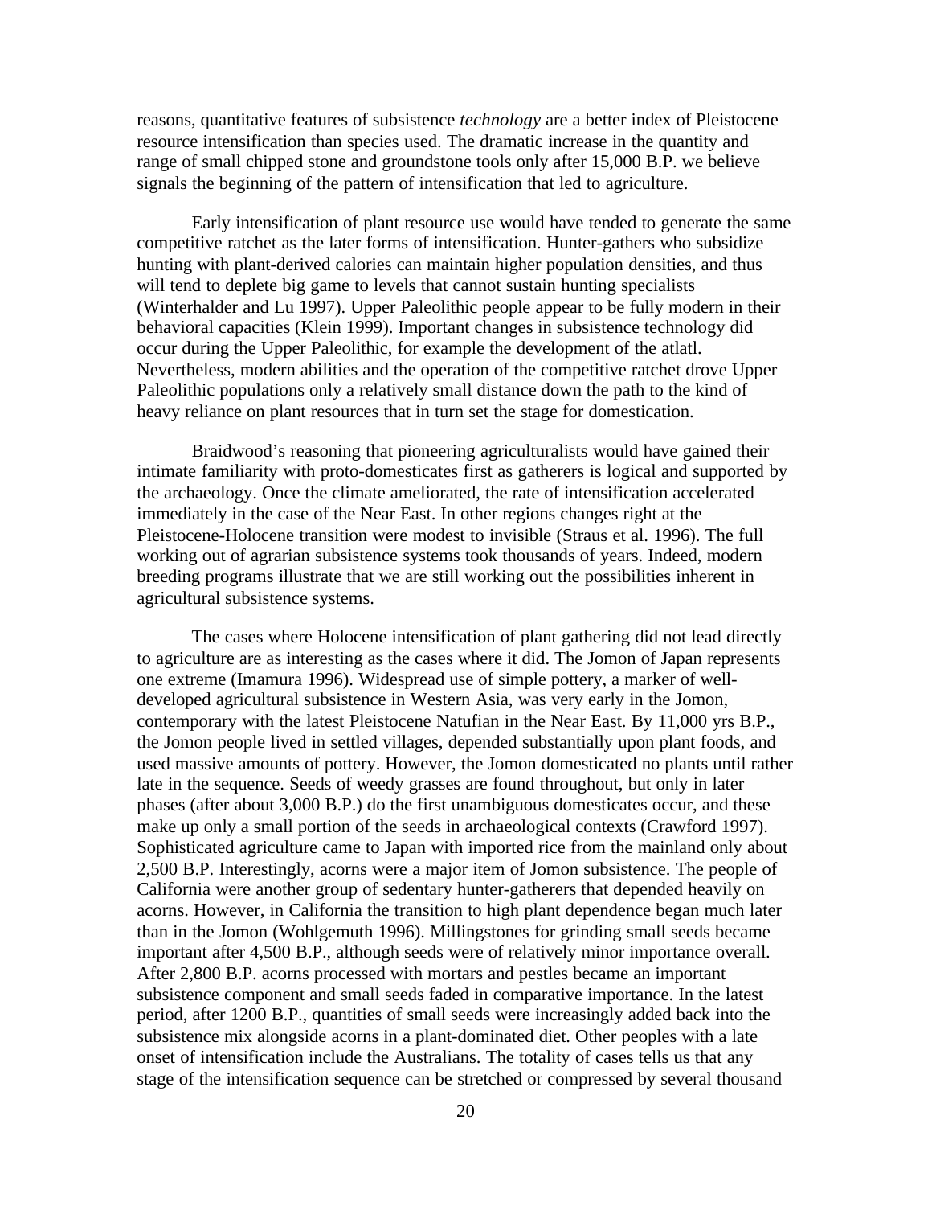reasons, quantitative features of subsistence *technology* are a better index of Pleistocene resource intensification than species used. The dramatic increase in the quantity and range of small chipped stone and groundstone tools only after 15,000 B.P. we believe signals the beginning of the pattern of intensification that led to agriculture.

Early intensification of plant resource use would have tended to generate the same competitive ratchet as the later forms of intensification. Hunter-gathers who subsidize hunting with plant-derived calories can maintain higher population densities, and thus will tend to deplete big game to levels that cannot sustain hunting specialists (Winterhalder and Lu 1997). Upper Paleolithic people appear to be fully modern in their behavioral capacities (Klein 1999). Important changes in subsistence technology did occur during the Upper Paleolithic, for example the development of the atlatl. Nevertheless, modern abilities and the operation of the competitive ratchet drove Upper Paleolithic populations only a relatively small distance down the path to the kind of heavy reliance on plant resources that in turn set the stage for domestication.

Braidwood's reasoning that pioneering agriculturalists would have gained their intimate familiarity with proto-domesticates first as gatherers is logical and supported by the archaeology. Once the climate ameliorated, the rate of intensification accelerated immediately in the case of the Near East. In other regions changes right at the Pleistocene-Holocene transition were modest to invisible (Straus et al. 1996). The full working out of agrarian subsistence systems took thousands of years. Indeed, modern breeding programs illustrate that we are still working out the possibilities inherent in agricultural subsistence systems.

The cases where Holocene intensification of plant gathering did not lead directly to agriculture are as interesting as the cases where it did. The Jomon of Japan represents one extreme (Imamura 1996). Widespread use of simple pottery, a marker of well-developed agricultural subsistence in Western Asia, was very early in the Jomon, contemporary with the latest Pleistocene Natufian in the Near East. By 11,000 yrs B.P., the Jomon people lived in settled villages, depended substantially upon plant foods, and used massive amounts of pottery. However, the Jomon domesticated no plants until rather late in the sequence. Seeds of weedy grasses are found throughout, but only in later phases (after about 3,000 B.P.) do the first unambiguous domesticates occur, and these make up only a small portion of the seeds in archaeological contexts (Crawford 1997). Sophisticated agriculture came to Japan with imported rice from the mainland only about 2,500 B.P. Interestingly, acorns were a major item of Jomon subsistence. The people of California were another group of sedentary hunter-gatherers that depended heavily on acorns. However, in California the transition to high plant dependence began much later than in the Jomon (Wohlgemuth 1996). Millingstones for grinding small seeds became important after 4,500 B.P., although seeds were of relatively minor importance overall. After 2,800 B.P. acorns processed with mortars and pestles became an important subsistence component and small seeds faded in comparative importance. In the latest period, after 1200 B.P., quantities of small seeds were increasingly added back into the subsistence mix alongside acorns in a plant-dominated diet. Other peoples with a late onset of intensification include the Australians. The totality of cases tells us that any stage of the intensification sequence can be stretched or compressed by several thousand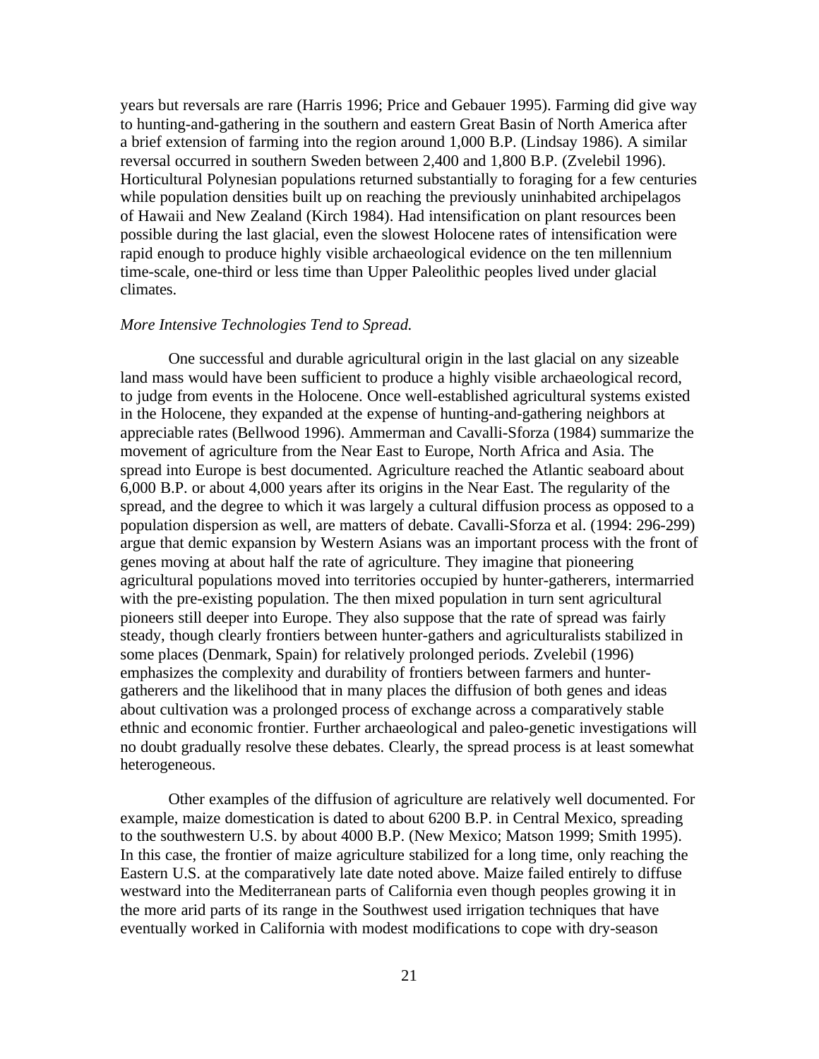years but reversals are rare (Harris 1996; Price and Gebauer 1995). Farming did give way to hunting-and-gathering in the southern and eastern Great Basin of North America after a brief extension of farming into the region around 1,000 B.P. (Lindsay 1986). A similar reversal occurred in southern Sweden between 2,400 and 1,800 B.P. (Zvelebil 1996). Horticultural Polynesian populations returned substantially to foraging for a few centuries while population densities built up on reaching the previously uninhabited archipelagos of Hawaii and New Zealand (Kirch 1984). Had intensification on plant resources been possible during the last glacial, even the slowest Holocene rates of intensification were rapid enough to produce highly visible archaeological evidence on the ten millennium time-scale, one-third or less time than Upper Paleolithic peoples lived under glacial climates.

*More Intensive Technologies Tend to Spread.*

One successful and durable agricultural origin in the last glacial on any sizeable land mass would have been sufficient to produce a highly visible archaeological record, to judge from events in the Holocene. Once well-established agricultural systems existed in the Holocene, they expanded at the expense of hunting-and-gathering neighbors at appreciable rates (Bellwood 1996). Ammerman and Cavalli-Sforza (1984) summarize the movement of agriculture from the Near East to Europe, North Africa and Asia. The spread into Europe is best documented. Agriculture reached the Atlantic seaboard about 6,000 B.P. or about 4,000 years after its origins in the Near East. The regularity of the spread, and the degree to which it was largely a cultural diffusion process as opposed to a population dispersion as well, are matters of debate. Cavalli-Sforza et al. (1994: 296-299) argue that demic expansion by Western Asians was an important process with the front of genes moving at about half the rate of agriculture. They imagine that pioneering agricultural populations moved into territories occupied by hunter-gatherers, intermarried with the pre-existing population. The then mixed population in turn sent agricultural pioneers still deeper into Europe. They also suppose that the rate of spread was fairly steady, though clearly frontiers between hunter-gathers and agriculturalists stabilized in some places (Denmark, Spain) for relatively prolonged periods. Zvelebil (1996) emphasizes the complexity and durability of frontiers between farmers and hunter-gatherers and the likelihood that in many places the diffusion of both genes and ideas about cultivation was a prolonged process of exchange across a comparatively stable ethnic and economic frontier. Further archaeological and paleo-genetic investigations will no doubt gradually resolve these debates. Clearly, the spread process is at least somewhat heterogeneous.

Other examples of the diffusion of agriculture are relatively well documented. For example, maize domestication is dated to about 6200 B.P. in Central Mexico, spreading to the southwestern U.S. by about 4000 B.P. (New Mexico; Matson 1999; Smith 1995). In this case, the frontier of maize agriculture stabilized for a long time, only reaching the Eastern U.S. at the comparatively late date noted above. Maize failed entirely to diffuse westward into the Mediterranean parts of California even though peoples growing it in the more arid parts of its range in the Southwest used irrigation techniques that have eventually worked in California with modest modifications to cope with dry-season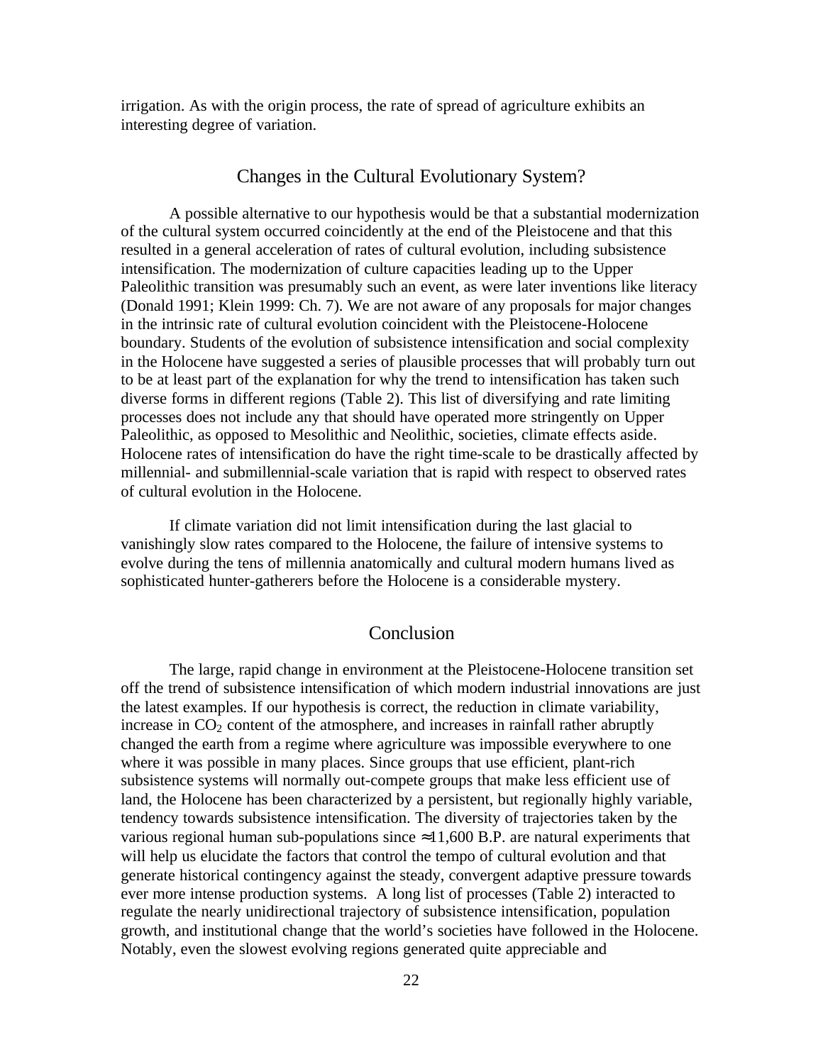irrigation. As with the origin process, the rate of spread of agriculture exhibits an interesting degree of variation.

## Changes in the Cultural Evolutionary System?

A possible alternative to our hypothesis would be that a substantial modernization of the cultural system occurred coincidently at the end of the Pleistocene and that this resulted in a general acceleration of rates of cultural evolution, including subsistence intensification. The modernization of culture capacities leading up to the Upper Paleolithic transition was presumably such an event, as were later inventions like literacy (Donald 1991; Klein 1999: Ch. 7). We are not aware of any proposals for major changes in the intrinsic rate of cultural evolution coincident with the Pleistocene-Holocene boundary. Students of the evolution of subsistence intensification and social complexity in the Holocene have suggested a series of plausible processes that will probably turn out to be at least part of the explanation for why the trend to intensification has taken such diverse forms in different regions (Table 2). This list of diversifying and rate limiting processes does not include any that should have operated more stringently on Upper Paleolithic, as opposed to Mesolithic and Neolithic, societies, climate effects aside. Holocene rates of intensification do have the right time-scale to be drastically affected by millennial- and submillennial-scale variation that is rapid with respect to observed rates of cultural evolution in the Holocene.

If climate variation did not limit intensification during the last glacial to vanishingly slow rates compared to the Holocene, the failure of intensive systems to evolve during the tens of millennia anatomically and cultural modern humans lived as sophisticated hunter-gatherers before the Holocene is a considerable mystery.

## Conclusion

The large, rapid change in environment at the Pleistocene-Holocene transition set off the trend of subsistence intensification of which modern industrial innovations are just the latest examples. If our hypothesis is correct, the reduction in climate variability, increase in $CO_2$ content of the atmosphere, and increases in rainfall rather abruptly changed the earth from a regime where agriculture was impossible everywhere to one where it was possible in many places. Since groups that use efficient, plant-rich subsistence systems will normally out-compete groups that make less efficient use of land, the Holocene has been characterized by a persistent, but regionally highly variable, tendency towards subsistence intensification. The diversity of trajectories taken by the various regional human sub-populations since ≈11,600 B.P. are natural experiments that will help us elucidate the factors that control the tempo of cultural evolution and that generate historical contingency against the steady, convergent adaptive pressure towards ever more intense production systems. A long list of processes (Table 2) interacted to regulate the nearly unidirectional trajectory of subsistence intensification, population growth, and institutional change that the world's societies have followed in the Holocene. Notably, even the slowest evolving regions generated quite appreciable and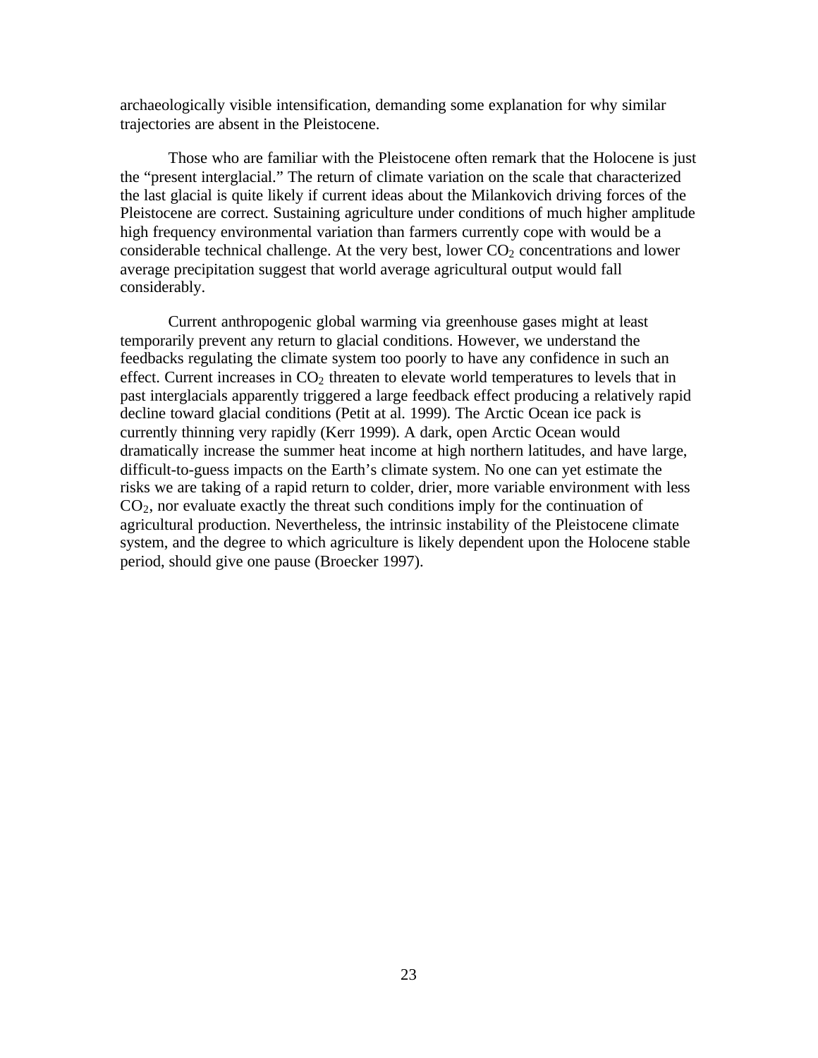archaeologically visible intensification, demanding some explanation for why similar trajectories are absent in the Pleistocene.

Those who are familiar with the Pleistocene often remark that the Holocene is just the "present interglacial." The return of climate variation on the scale that characterized the last glacial is quite likely if current ideas about the Milankovich driving forces of the Pleistocene are correct. Sustaining agriculture under conditions of much higher amplitude high frequency environmental variation than farmers currently cope with would be a considerable technical challenge. At the very best, lower $CO_2$ concentrations and lower average precipitation suggest that world average agricultural output would fall considerably.

Current anthropogenic global warming via greenhouse gases might at least temporarily prevent any return to glacial conditions. However, we understand the feedbacks regulating the climate system too poorly to have any confidence in such an effect. Current increases in $CO_2$ threaten to elevate world temperatures to levels that in past interglacials apparently triggered a large feedback effect producing a relatively rapid decline toward glacial conditions (Petit at al. 1999). The Arctic Ocean ice pack is currently thinning very rapidly (Kerr 1999). A dark, open Arctic Ocean would dramatically increase the summer heat income at high northern latitudes, and have large, difficult-to-guess impacts on the Earth's climate system. No one can yet estimate the risks we are taking of a rapid return to colder, drier, more variable environment with less $CO_2$, nor evaluate exactly the threat such conditions imply for the continuation of agricultural production. Nevertheless, the intrinsic instability of the Pleistocene climate system, and the degree to which agriculture is likely dependent upon the Holocene stable period, should give one pause (Broecker 1997).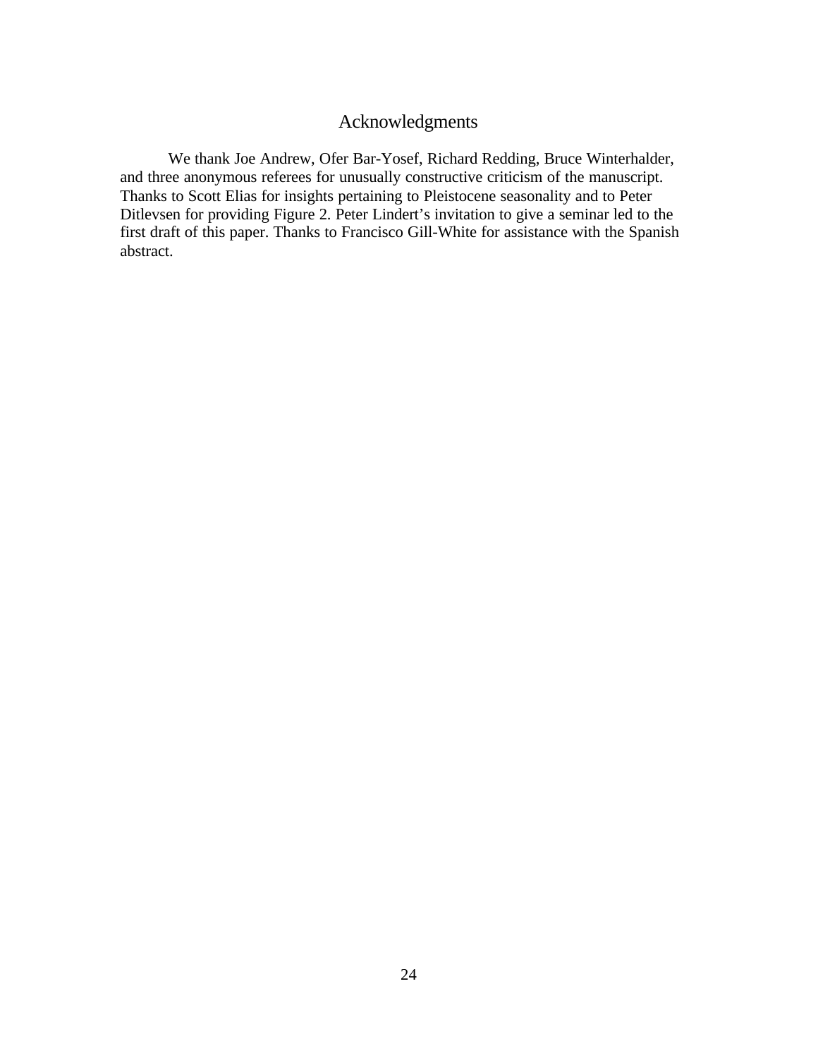# Acknowledgments

We thank Joe Andrew, Ofer Bar-Yosef, Richard Redding, Bruce Winterhalder, and three anonymous referees for unusually constructive criticism of the manuscript. Thanks to Scott Elias for insights pertaining to Pleistocene seasonality and to Peter Ditlevsen for providing Figure 2. Peter Lindert's invitation to give a seminar led to the first draft of this paper. Thanks to Francisco Gill-White for assistance with the Spanish abstract.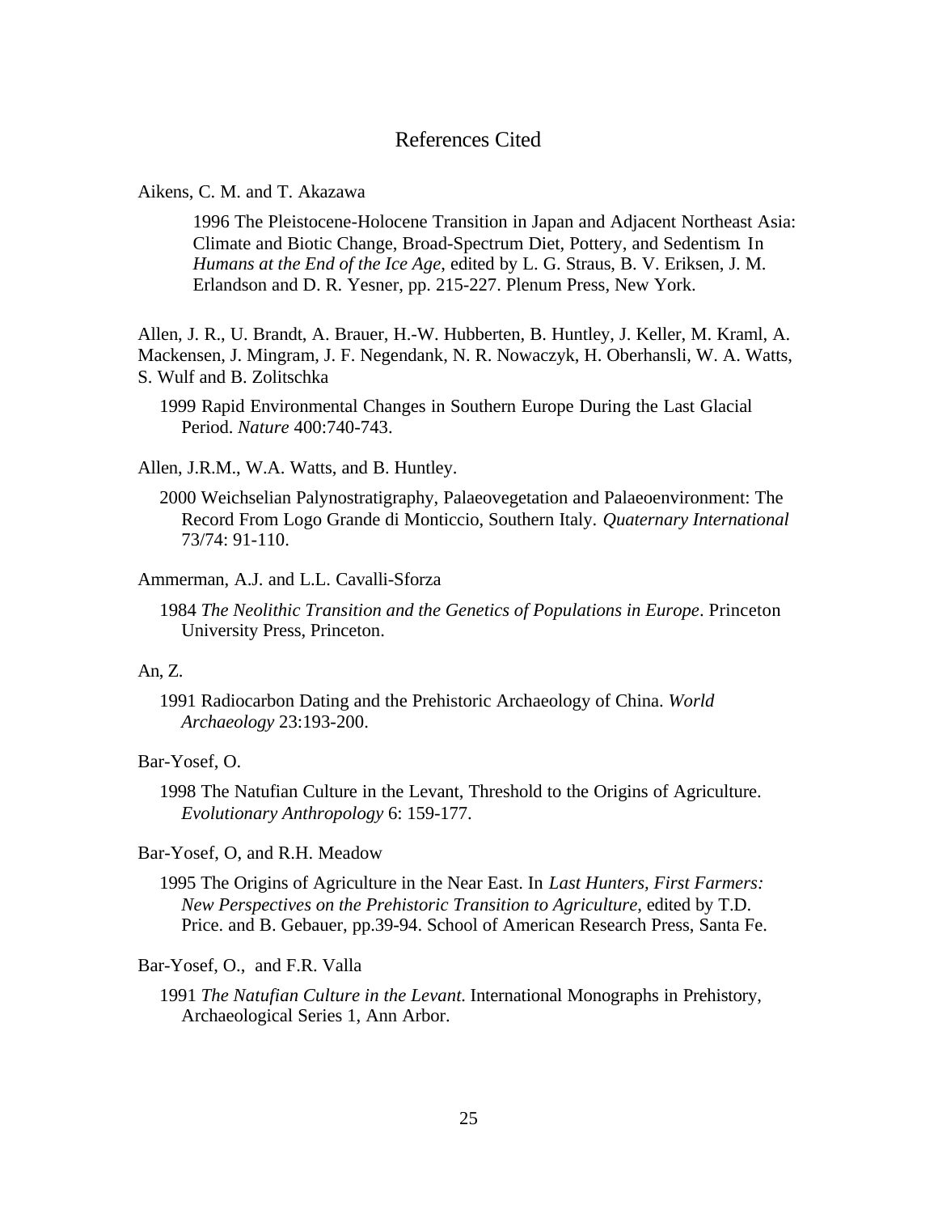## References Cited

Aikens, C. M. and T. Akazawa

1996 The Pleistocene-Holocene Transition in Japan and Adjacent Northeast Asia: Climate and Biotic Change, Broad-Spectrum Diet, Pottery, and Sedentism. In *Humans at the End of the Ice Age*, edited by L. G. Straus, B. V. Eriksen, J. M. Erlandson and D. R. Yesner, pp. 215-227. Plenum Press, New York.

Allen, J. R., U. Brandt, A. Brauer, H.-W. Hubberten, B. Huntley, J. Keller, M. Kraml, A. Mackensen, J. Mingram, J. F. Negendank, N. R. Nowaczyk, H. Oberhansli, W. A. Watts, S. Wulf and B. Zolitschka

1999 Rapid Environmental Changes in Southern Europe During the Last Glacial Period. *Nature* 400:740-743.

Allen, J.R.M., W.A. Watts, and B. Huntley.

2000 Weichselian Palynostratigraphy, Palaeovegetation and Palaeoenvironment: The Record From Logo Grande di Monticcio, Southern Italy. *Quaternary International* 73/74: 91-110.

Ammerman, A.J. and L.L. Cavalli-Sforza

1984 *The Neolithic Transition and the Genetics of Populations in Europe*. Princeton University Press, Princeton.

An, Z.

1991 Radiocarbon Dating and the Prehistoric Archaeology of China. *World Archaeology* 23:193-200.

Bar-Yosef, O.

1998 The Natufian Culture in the Levant, Threshold to the Origins of Agriculture. *Evolutionary Anthropology* 6: 159-177.

Bar-Yosef, O, and R.H. Meadow

1995 The Origins of Agriculture in the Near East. In *Last Hunters, First Farmers: New Perspectives on the Prehistoric Transition to Agriculture*, edited by T.D. Price. and B. Gebauer, pp.39-94. School of American Research Press, Santa Fe.

Bar-Yosef, O., and F.R. Valla

1991 *The Natufian Culture in the Levant*. International Monographs in Prehistory, Archaeological Series 1, Ann Arbor.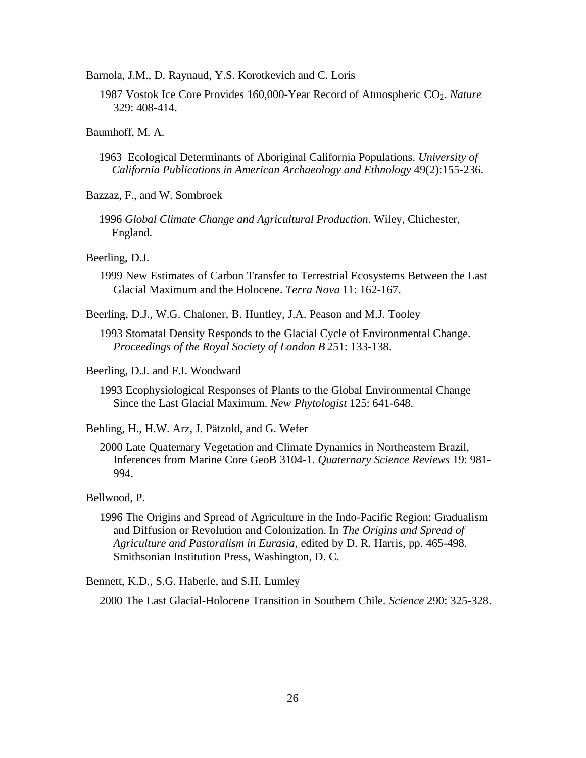Barnola, J.M., D. Raynaud, Y.S. Korotkevich and C. Loris

1987 Vostok Ice Core Provides 160,000-Year Record of Atmospheric $CO_2$. *Nature* 329: 408-414.

Baumhoff, M. A.

1963 Ecological Determinants of Aboriginal California Populations. *University of California Publications in American Archaeology and Ethnology* 49(2):155-236.

Bazzaz, F., and W. Sombroek

1996 *Global Climate Change and Agricultural Production*. Wiley, Chichester, England.

Beerling, D.J.

1999 New Estimates of Carbon Transfer to Terrestrial Ecosystems Between the Last Glacial Maximum and the Holocene. *Terra Nova* 11: 162-167.

Beerling, D.J., W.G. Chaloner, B. Huntley, J.A. Peason and M.J. Tooley

1993 Stomatal Density Responds to the Glacial Cycle of Environmental Change. *Proceedings of the Royal Society of London B* 251: 133-138.

Beerling, D.J. and F.I. Woodward

1993 Ecophysiological Responses of Plants to the Global Environmental Change Since the Last Glacial Maximum. *New Phytologist* 125: 641-648.

Behling, H., H.W. Arz, J. Pätzold, and G. Wefer

2000 Late Quaternary Vegetation and Climate Dynamics in Northeastern Brazil, Inferences from Marine Core GeoB 3104-1. *Quaternary Science Reviews* 19: 981-994.

Bellwood, P.

1996 The Origins and Spread of Agriculture in the Indo-Pacific Region: Gradualism and Diffusion or Revolution and Colonization. In *The Origins and Spread of Agriculture and Pastoralism in Eurasia*, edited by D. R. Harris, pp. 465-498. Smithsonian Institution Press, Washington, D. C.

Bennett, K.D., S.G. Haberle, and S.H. Lumley

2000 The Last Glacial-Holocene Transition in Southern Chile. *Science* 290: 325-328.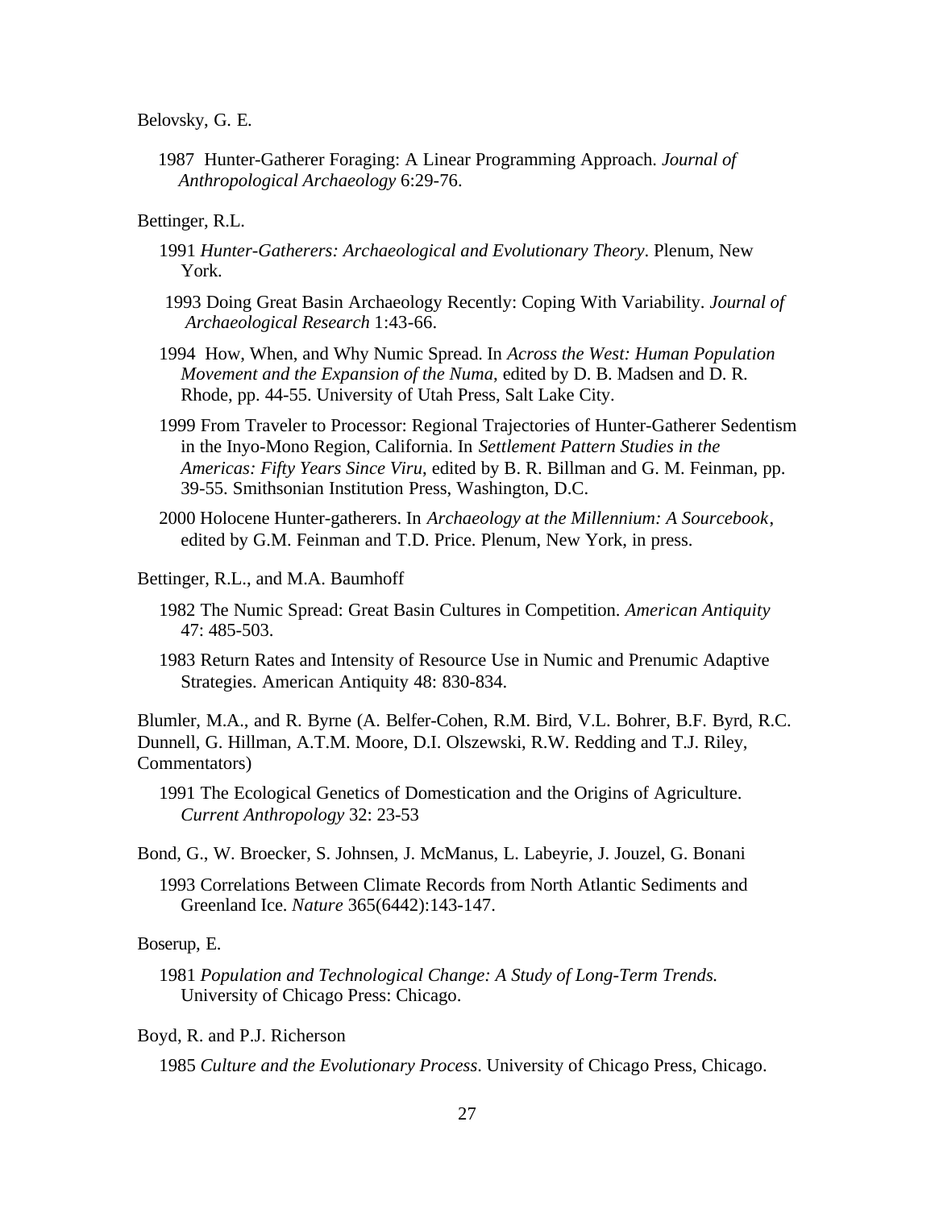Belovsky, G. E.

1987 Hunter-Gatherer Foraging: A Linear Programming Approach. *Journal of Anthropological Archaeology* 6:29-76.

Bettinger, R.L.

1991 *Hunter-Gatherers: Archaeological and Evolutionary Theory*. Plenum, New York.

1993 Doing Great Basin Archaeology Recently: Coping With Variability. *Journal of Archaeological Research* 1:43-66.

1994 How, When, and Why Numic Spread. In *Across the West: Human Population Movement and the Expansion of the Numa*, edited by D. B. Madsen and D. R. Rhode, pp. 44-55. University of Utah Press, Salt Lake City.

1999 From Traveler to Processor: Regional Trajectories of Hunter-Gatherer Sedentism in the Inyo-Mono Region, California. In *Settlement Pattern Studies in the Americas: Fifty Years Since Viru*, edited by B. R. Billman and G. M. Feinman, pp. 39-55. Smithsonian Institution Press, Washington, D.C.

2000 Holocene Hunter-gatherers. In *Archaeology at the Millennium: A Sourcebook*, edited by G.M. Feinman and T.D. Price. Plenum, New York, in press.

Bettinger, R.L., and M.A. Baumhoff

1982 The Numic Spread: Great Basin Cultures in Competition. *American Antiquity* 47: 485-503.

1983 Return Rates and Intensity of Resource Use in Numic and Prenumic Adaptive Strategies. American Antiquity 48: 830-834.

Blumler, M.A., and R. Byrne (A. Belfer-Cohen, R.M. Bird, V.L. Bohrer, B.F. Byrd, R.C. Dunnell, G. Hillman, A.T.M. Moore, D.I. Olszewski, R.W. Redding and T.J. Riley, Commentators)

1991 The Ecological Genetics of Domestication and the Origins of Agriculture. *Current Anthropology* 32: 23-53

Bond, G., W. Broecker, S. Johnsen, J. McManus, L. Labeyrie, J. Jouzel, G. Bonani

1993 Correlations Between Climate Records from North Atlantic Sediments and Greenland Ice. *Nature* 365(6442):143-147.

Boserup, E.

1981 *Population and Technological Change: A Study of Long-Term Trends.* University of Chicago Press: Chicago.

Boyd, R. and P.J. Richerson

1985 *Culture and the Evolutionary Process*. University of Chicago Press, Chicago.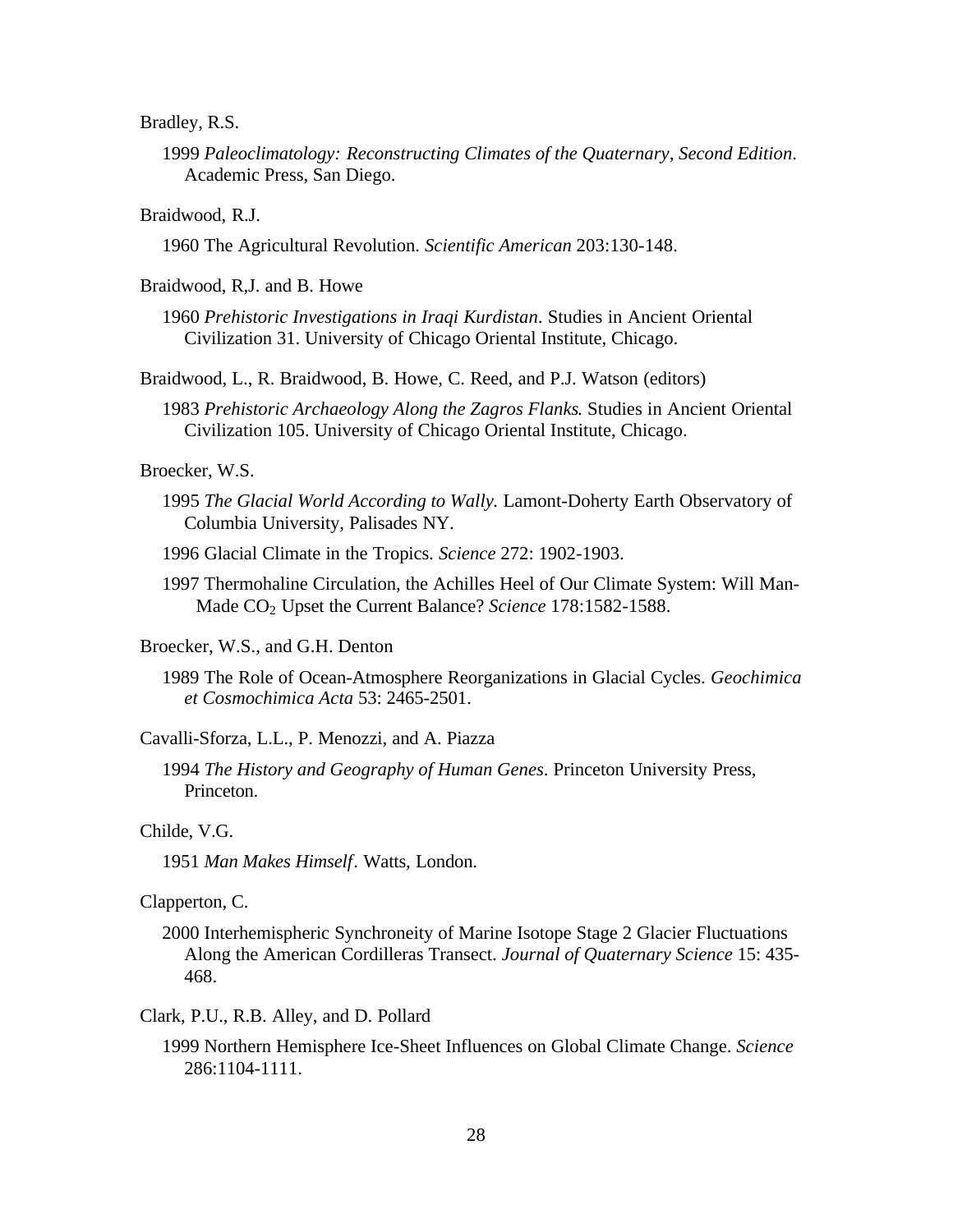Bradley, R.S.

1999 *Paleoclimatology: Reconstructing Climates of the Quaternary, Second Edition*. Academic Press, San Diego.

Braidwood, R.J.

1960 The Agricultural Revolution. *Scientific American* 203:130-148.

Braidwood, R,J. and B. Howe

1960 *Prehistoric Investigations in Iraqi Kurdistan*. Studies in Ancient Oriental Civilization 31. University of Chicago Oriental Institute, Chicago.

Braidwood, L., R. Braidwood, B. Howe, C. Reed, and P.J. Watson (editors)

1983 *Prehistoric Archaeology Along the Zagros Flanks*. Studies in Ancient Oriental Civilization 105. University of Chicago Oriental Institute, Chicago.

Broecker, W.S.

1995 *The Glacial World According to Wally.* Lamont-Doherty Earth Observatory of Columbia University, Palisades NY.

1996 Glacial Climate in the Tropics. *Science* 272: 1902-1903.

1997 Thermohaline Circulation, the Achilles Heel of Our Climate System: Will Man-Made $CO_2$ Upset the Current Balance? *Science* 178:1582-1588.

Broecker, W.S., and G.H. Denton

1989 The Role of Ocean-Atmosphere Reorganizations in Glacial Cycles. *Geochimica et Cosmochimica Acta* 53: 2465-2501.

Cavalli-Sforza, L.L., P. Menozzi, and A. Piazza

1994 *The History and Geography of Human Genes*. Princeton University Press, Princeton.

Childe, V.G.

1951 *Man Makes Himself*. Watts, London.

Clapperton, C.

2000 Interhemispheric Synchroneity of Marine Isotope Stage 2 Glacier Fluctuations Along the American Cordilleras Transect. *Journal of Quaternary Science* 15: 435-468.

Clark, P.U., R.B. Alley, and D. Pollard

1999 Northern Hemisphere Ice-Sheet Influences on Global Climate Change. *Science* 286:1104-1111.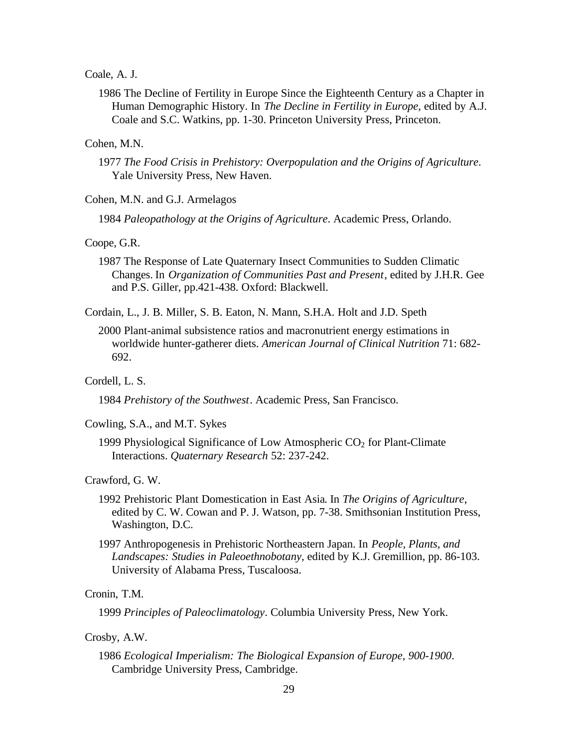Coale, A. J.

1986 The Decline of Fertility in Europe Since the Eighteenth Century as a Chapter in Human Demographic History. In *The Decline in Fertility in Europe*, edited by A.J. Coale and S.C. Watkins, pp. 1-30. Princeton University Press, Princeton.

Cohen, M.N.

1977 *The Food Crisis in Prehistory: Overpopulation and the Origins of Agriculture*. Yale University Press, New Haven.

Cohen, M.N. and G.J. Armelagos

1984 *Paleopathology at the Origins of Agriculture*. Academic Press, Orlando.

Coope, G.R.

1987 The Response of Late Quaternary Insect Communities to Sudden Climatic Changes. In *Organization of Communities Past and Present*, edited by J.H.R. Gee and P.S. Giller, pp.421-438. Oxford: Blackwell.

Cordain, L., J. B. Miller, S. B. Eaton, N. Mann, S.H.A. Holt and J.D. Speth

2000 Plant-animal subsistence ratios and macronutrient energy estimations in worldwide hunter-gatherer diets. *American Journal of Clinical Nutrition* 71: 682-692.

Cordell, L. S.

1984 *Prehistory of the Southwest*. Academic Press, San Francisco.

Cowling, S.A., and M.T. Sykes

1999 Physiological Significance of Low Atmospheric $CO_2$ for Plant-Climate Interactions. *Quaternary Research* 52: 237-242.

Crawford, G. W.

1992 Prehistoric Plant Domestication in East Asia. In *The Origins of Agriculture*, edited by C. W. Cowan and P. J. Watson, pp. 7-38. Smithsonian Institution Press, Washington, D.C.

1997 Anthropogenesis in Prehistoric Northeastern Japan. In *People, Plants, and Landscapes: Studies in Paleoethnobotany,* edited by K.J. Gremillion, pp. 86-103. University of Alabama Press, Tuscaloosa.

Cronin, T.M.

1999 *Principles of Paleoclimatology*. Columbia University Press, New York.

Crosby, A.W.

1986 *Ecological Imperialism: The Biological Expansion of Europe, 900-1900*. Cambridge University Press, Cambridge.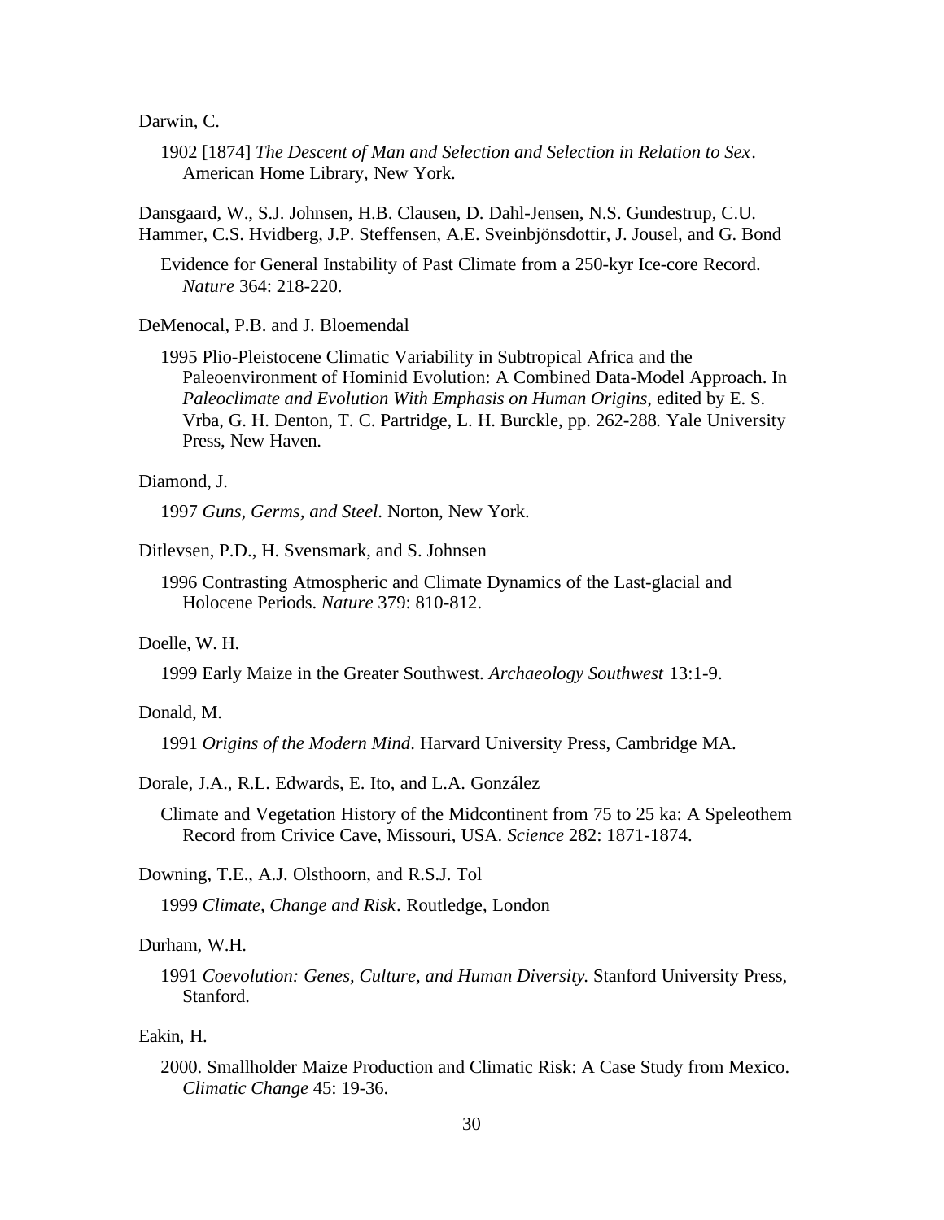Darwin, C.

1902 [1874] *The Descent of Man and Selection and Selection in Relation to Sex*. American Home Library, New York.

Dansgaard, W., S.J. Johnsen, H.B. Clausen, D. Dahl-Jensen, N.S. Gundestrup, C.U. Hammer, C.S. Hvidberg, J.P. Steffensen, A.E. Sveinbjönsdottir, J. Jousel, and G. Bond

Evidence for General Instability of Past Climate from a 250-kyr Ice-core Record. *Nature* 364: 218-220.

DeMenocal, P.B. and J. Bloemendal

1995 Plio-Pleistocene Climatic Variability in Subtropical Africa and the Paleoenvironment of Hominid Evolution: A Combined Data-Model Approach. In *Paleoclimate and Evolution With Emphasis on Human Origins*, edited by E. S. Vrba, G. H. Denton, T. C. Partridge, L. H. Burckle, pp. 262-288. Yale University Press, New Haven.

Diamond, J.

1997 *Guns, Germs, and Steel*. Norton, New York.

Ditlevsen, P.D., H. Svensmark, and S. Johnsen

1996 Contrasting Atmospheric and Climate Dynamics of the Last-glacial and Holocene Periods. *Nature* 379: 810-812.

Doelle, W. H.

1999 Early Maize in the Greater Southwest. *Archaeology Southwest* 13:1-9.

Donald, M.

1991 *Origins of the Modern Mind*. Harvard University Press, Cambridge MA.

Dorale, J.A., R.L. Edwards, E. Ito, and L.A. González

Climate and Vegetation History of the Midcontinent from 75 to 25 ka: A Speleothem Record from Crivice Cave, Missouri, USA. *Science* 282: 1871-1874.

Downing, T.E., A.J. Olsthoorn, and R.S.J. Tol

1999 *Climate, Change and Risk*. Routledge, London

Durham, W.H.

1991 *Coevolution: Genes, Culture, and Human Diversity.* Stanford University Press, Stanford.

Eakin, H.

2000. Smallholder Maize Production and Climatic Risk: A Case Study from Mexico. *Climatic Change* 45: 19-36.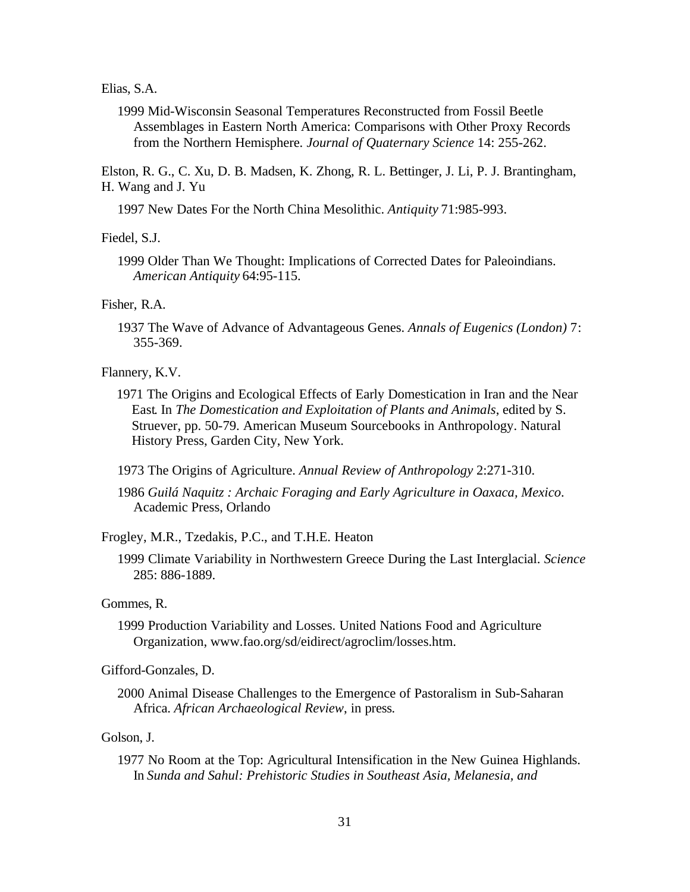Elias, S.A.

1999 Mid-Wisconsin Seasonal Temperatures Reconstructed from Fossil Beetle Assemblages in Eastern North America: Comparisons with Other Proxy Records from the Northern Hemisphere. *Journal of Quaternary Science* 14: 255-262.

Elston, R. G., C. Xu, D. B. Madsen, K. Zhong, R. L. Bettinger, J. Li, P. J. Brantingham, H. Wang and J. Yu

1997 New Dates For the North China Mesolithic. *Antiquity* 71:985-993.

Fiedel, S.J.

1999 Older Than We Thought: Implications of Corrected Dates for Paleoindians. *American Antiquity* 64:95-115.

Fisher, R.A.

1937 The Wave of Advance of Advantageous Genes. *Annals of Eugenics (London)* 7: 355-369.

Flannery, K.V.

1971 The Origins and Ecological Effects of Early Domestication in Iran and the Near East. In *The Domestication and Exploitation of Plants and Animals*, edited by S. Struever, pp. 50-79. American Museum Sourcebooks in Anthropology. Natural History Press, Garden City, New York.

1973 The Origins of Agriculture. *Annual Review of Anthropology* 2:271-310.

1986 *Guilá Naquitz : Archaic Foraging and Early Agriculture in Oaxaca, Mexico*. Academic Press, Orlando

Frogley, M.R., Tzedakis, P.C., and T.H.E. Heaton

1999 Climate Variability in Northwestern Greece During the Last Interglacial. *Science* 285: 886-1889.

Gommes, R.

1999 Production Variability and Losses. United Nations Food and Agriculture Organization, www.fao.org/sd/eidirect/agroclim/losses.htm.

Gifford-Gonzales, D.

2000 Animal Disease Challenges to the Emergence of Pastoralism in Sub-Saharan Africa. *African Archaeological Review*, in press.

Golson, J.

1977 No Room at the Top: Agricultural Intensification in the New Guinea Highlands. In *Sunda and Sahul: Prehistoric Studies in Southeast Asia, Melanesia, and*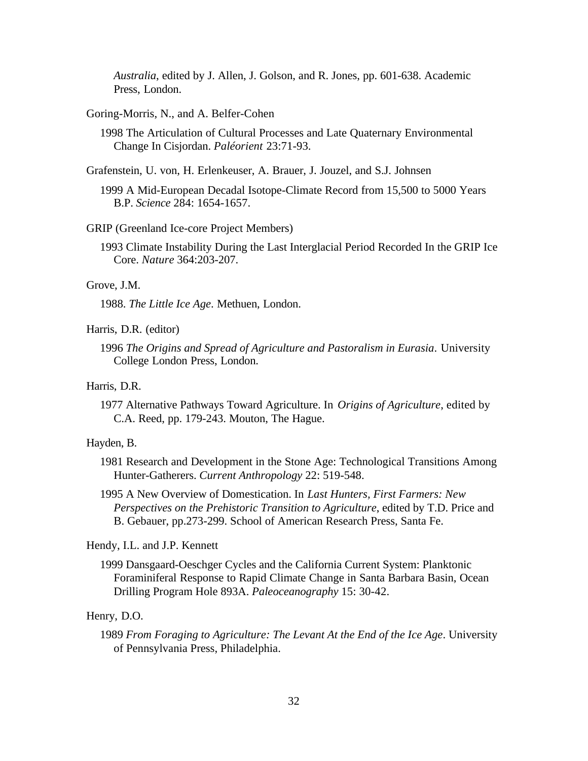*Australia*, edited by J. Allen, J. Golson, and R. Jones, pp. 601-638. Academic Press, London.

Goring-Morris, N., and A. Belfer-Cohen

1998 The Articulation of Cultural Processes and Late Quaternary Environmental Change In Cisjordan. *Paléorient* 23:71-93.

Grafenstein, U. von, H. Erlenkeuser, A. Brauer, J. Jouzel, and S.J. Johnsen

1999 A Mid-European Decadal Isotope-Climate Record from 15,500 to 5000 Years B.P. *Science* 284: 1654-1657.

GRIP (Greenland Ice-core Project Members)

1993 Climate Instability During the Last Interglacial Period Recorded In the GRIP Ice Core. *Nature* 364:203-207.

Grove, J.M.

1988. *The Little Ice Age*. Methuen, London.

Harris, D.R. (editor)

1996 *The Origins and Spread of Agriculture and Pastoralism in Eurasia.* University College London Press, London.

Harris, D.R.

1977 Alternative Pathways Toward Agriculture. In *Origins of Agriculture*, edited by C.A. Reed, pp. 179-243. Mouton, The Hague.

Hayden, B.

1981 Research and Development in the Stone Age: Technological Transitions Among Hunter-Gatherers. *Current Anthropology* 22: 519-548.

1995 A New Overview of Domestication. In *Last Hunters, First Farmers: New Perspectives on the Prehistoric Transition to Agriculture*, edited by T.D. Price and B. Gebauer, pp.273-299. School of American Research Press, Santa Fe.

Hendy, I.L. and J.P. Kennett

1999 Dansgaard-Oeschger Cycles and the California Current System: Planktonic Foraminiferal Response to Rapid Climate Change in Santa Barbara Basin, Ocean Drilling Program Hole 893A. *Paleoceanography* 15: 30-42.

Henry, D.O.

1989 *From Foraging to Agriculture: The Levant At the End of the Ice Age*. University of Pennsylvania Press, Philadelphia.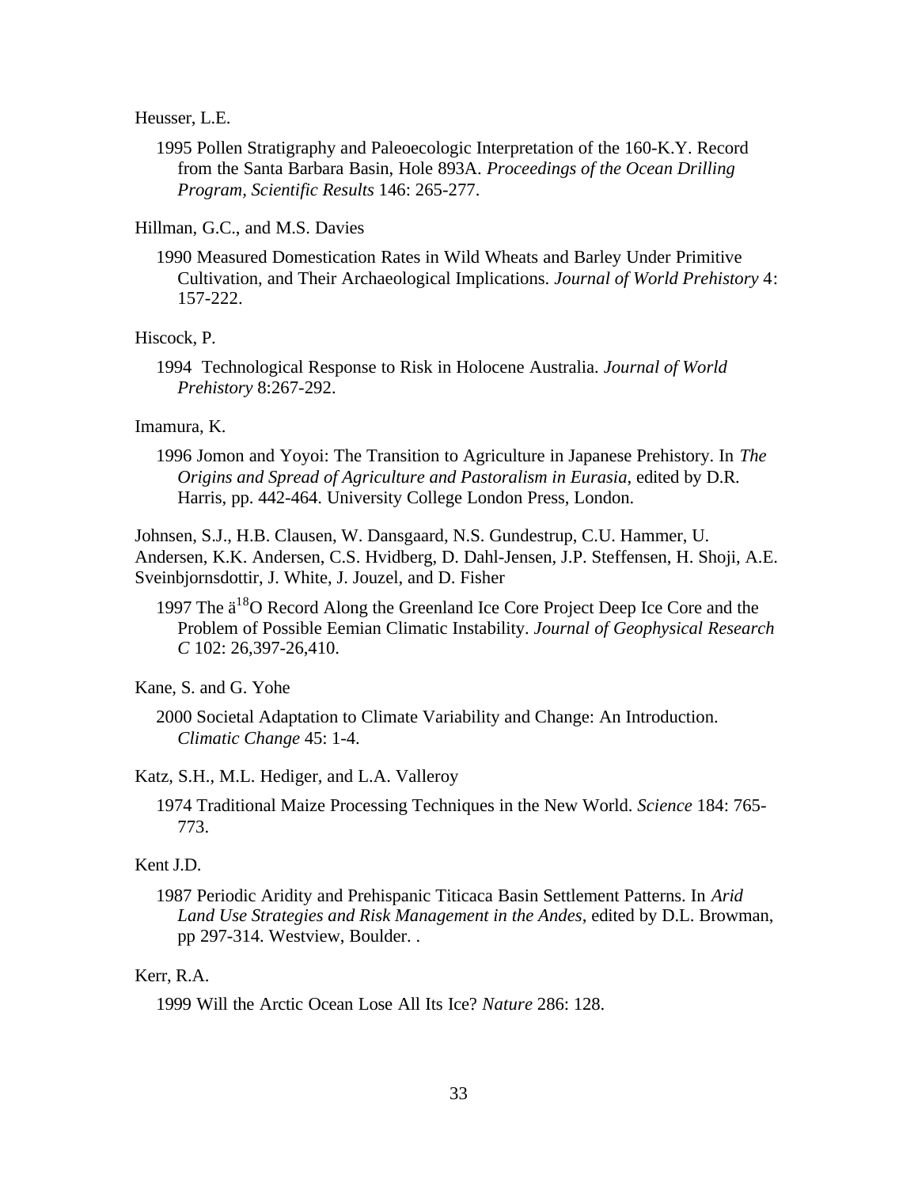Heusser, L.E.

1995 Pollen Stratigraphy and Paleoecologic Interpretation of the 160-K.Y. Record from the Santa Barbara Basin, Hole 893A. *Proceedings of the Ocean Drilling Program, Scientific Results* 146: 265-277.

Hillman, G.C., and M.S. Davies

1990 Measured Domestication Rates in Wild Wheats and Barley Under Primitive Cultivation, and Their Archaeological Implications. *Journal of World Prehistory* 4: 157-222.

Hiscock, P.

1994 Technological Response to Risk in Holocene Australia. *Journal of World Prehistory* 8:267-292.

Imamura, K.

1996 Jomon and Yoyoi: The Transition to Agriculture in Japanese Prehistory. In *The Origins and Spread of Agriculture and Pastoralism in Eurasia*, edited by D.R. Harris, pp. 442-464. University College London Press, London.

Johnsen, S.J., H.B. Clausen, W. Dansgaard, N.S. Gundestrup, C.U. Hammer, U. Andersen, K.K. Andersen, C.S. Hvidberg, D. Dahl-Jensen, J.P. Steffensen, H. Shoji, A.E. Sveinbjornsdottir, J. White, J. Jouzel, and D. Fisher

1997 The ä$^{18}$O Record Along the Greenland Ice Core Project Deep Ice Core and the Problem of Possible Eemian Climatic Instability. *Journal of Geophysical Research C* 102: 26,397-26,410.

Kane, S. and G. Yohe

2000 Societal Adaptation to Climate Variability and Change: An Introduction. *Climatic Change* 45: 1-4.

Katz, S.H., M.L. Hediger, and L.A. Valleroy

1974 Traditional Maize Processing Techniques in the New World. *Science* 184: 765-773.

Kent J.D.

1987 Periodic Aridity and Prehispanic Titicaca Basin Settlement Patterns. In *Arid Land Use Strategies and Risk Management in the Andes*, edited by D.L. Browman, pp 297-314. Westview, Boulder. .

Kerr, R.A.

1999 Will the Arctic Ocean Lose All Its Ice? *Nature* 286: 128.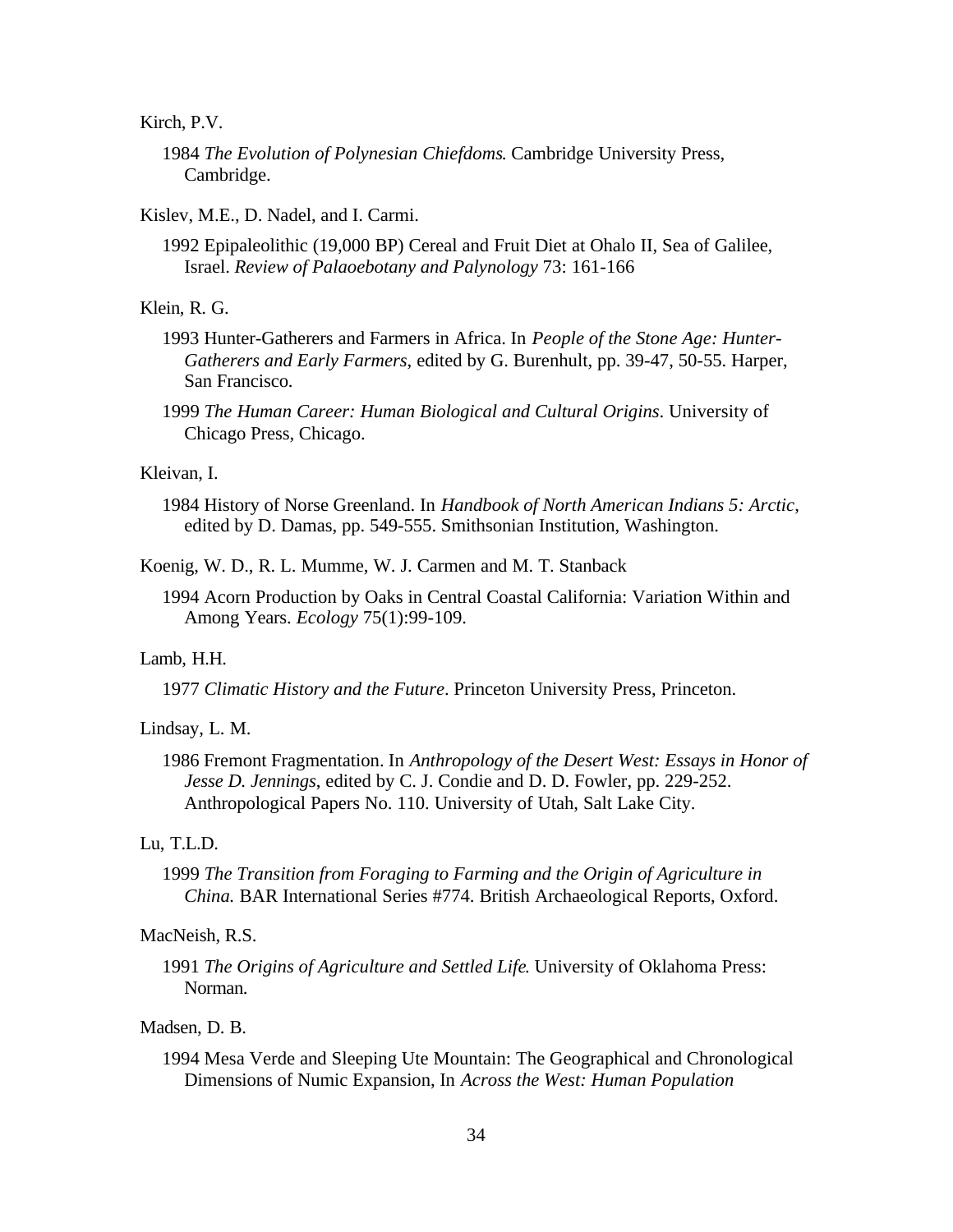Kirch, P.V.

1984 *The Evolution of Polynesian Chiefdoms*. Cambridge University Press, Cambridge.

Kislev, M.E., D. Nadel, and I. Carmi.

1992 Epipaleolithic (19,000 BP) Cereal and Fruit Diet at Ohalo II, Sea of Galilee, Israel. *Review of Palaoebotany and Palynology* 73: 161-166

Klein, R. G.

1993 Hunter-Gatherers and Farmers in Africa. In *People of the Stone Age: Hunter-Gatherers and Early Farmers*, edited by G. Burenhult, pp. 39-47, 50-55. Harper, San Francisco.

1999 *The Human Career: Human Biological and Cultural Origins*. University of Chicago Press, Chicago.

Kleivan, I.

1984 History of Norse Greenland. In *Handbook of North American Indians 5: Arctic*, edited by D. Damas, pp. 549-555. Smithsonian Institution, Washington.

Koenig, W. D., R. L. Mumme, W. J. Carmen and M. T. Stanback

1994 Acorn Production by Oaks in Central Coastal California: Variation Within and Among Years. *Ecology* 75(1):99-109.

Lamb, H.H.

1977 *Climatic History and the Future*. Princeton University Press, Princeton.

Lindsay, L. M.

1986 Fremont Fragmentation. In *Anthropology of the Desert West: Essays in Honor of Jesse D. Jennings*, edited by C. J. Condie and D. D. Fowler, pp. 229-252. Anthropological Papers No. 110. University of Utah, Salt Lake City.

Lu, T.L.D.

1999 *The Transition from Foraging to Farming and the Origin of Agriculture in China.* BAR International Series #774. British Archaeological Reports, Oxford.

MacNeish, R.S.

1991 *The Origins of Agriculture and Settled Life*. University of Oklahoma Press: Norman.

Madsen, D. B.

1994 Mesa Verde and Sleeping Ute Mountain: The Geographical and Chronological Dimensions of Numic Expansion, In *Across the West: Human Population*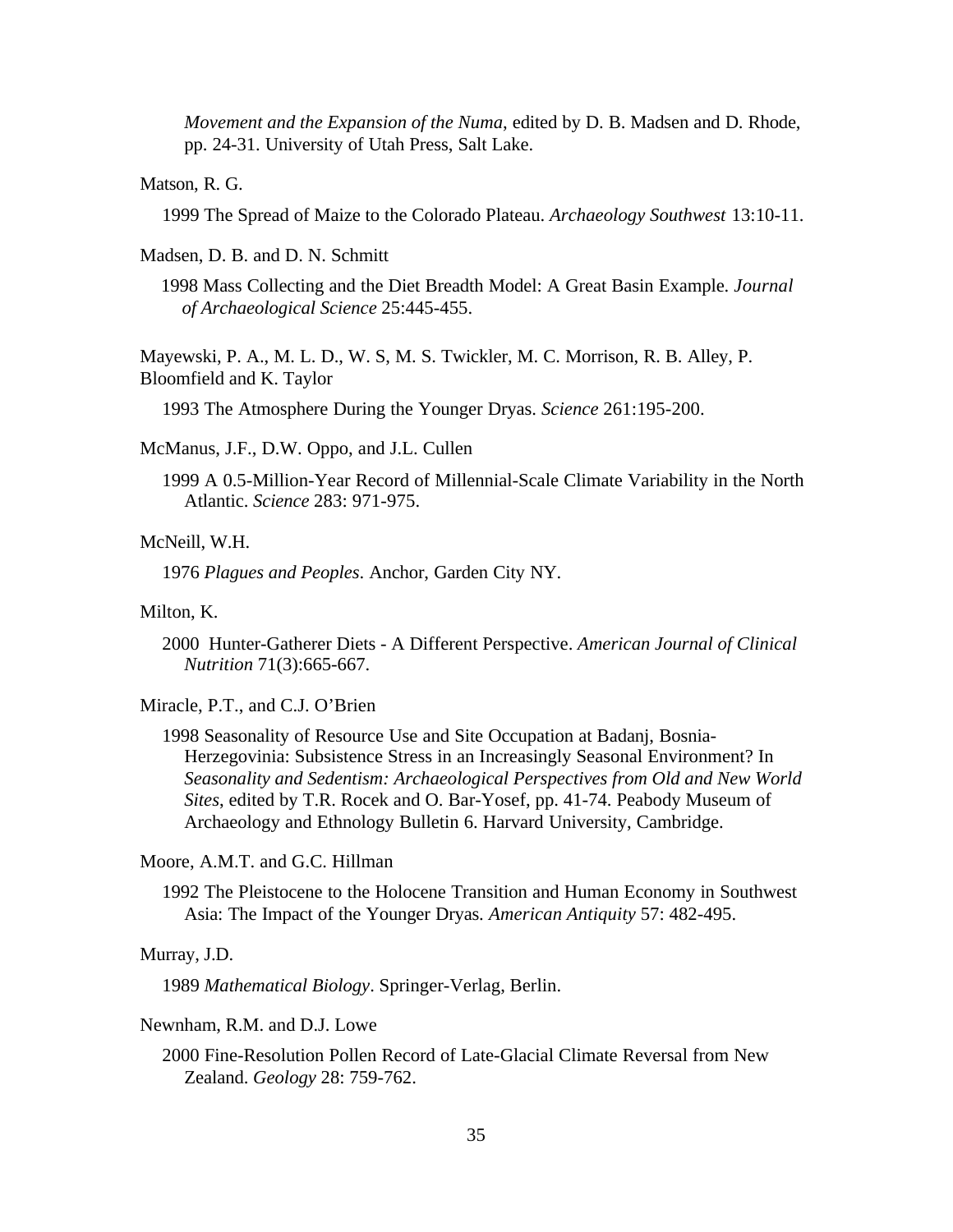*Movement and the Expansion of the Numa*, edited by D. B. Madsen and D. Rhode, pp. 24-31. University of Utah Press, Salt Lake.

Matson, R. G.

1999 The Spread of Maize to the Colorado Plateau. *Archaeology Southwest* 13:10-11.

Madsen, D. B. and D. N. Schmitt

1998 Mass Collecting and the Diet Breadth Model: A Great Basin Example. *Journal of Archaeological Science* 25:445-455.

Mayewski, P. A., M. L. D., W. S, M. S. Twickler, M. C. Morrison, R. B. Alley, P. Bloomfield and K. Taylor

1993 The Atmosphere During the Younger Dryas. *Science* 261:195-200.

McManus, J.F., D.W. Oppo, and J.L. Cullen

1999 A 0.5-Million-Year Record of Millennial-Scale Climate Variability in the North Atlantic. *Science* 283: 971-975.

McNeill, W.H.

1976 *Plagues and Peoples*. Anchor, Garden City NY.

Milton, K.

2000 Hunter-Gatherer Diets - A Different Perspective. *American Journal of Clinical Nutrition* 71(3):665-667.

Miracle, P.T., and C.J. O'Brien

1998 Seasonality of Resource Use and Site Occupation at Badanj, Bosnia-Herzegovinia: Subsistence Stress in an Increasingly Seasonal Environment? In *Seasonality and Sedentism: Archaeological Perspectives from Old and New World Sites*, edited by T.R. Rocek and O. Bar-Yosef, pp. 41-74. Peabody Museum of Archaeology and Ethnology Bulletin 6. Harvard University, Cambridge.

Moore, A.M.T. and G.C. Hillman

1992 The Pleistocene to the Holocene Transition and Human Economy in Southwest Asia: The Impact of the Younger Dryas. *American Antiquity* 57: 482-495.

Murray, J.D.

1989 *Mathematical Biology*. Springer-Verlag, Berlin.

Newnham, R.M. and D.J. Lowe

2000 Fine-Resolution Pollen Record of Late-Glacial Climate Reversal from New Zealand. *Geology* 28: 759-762.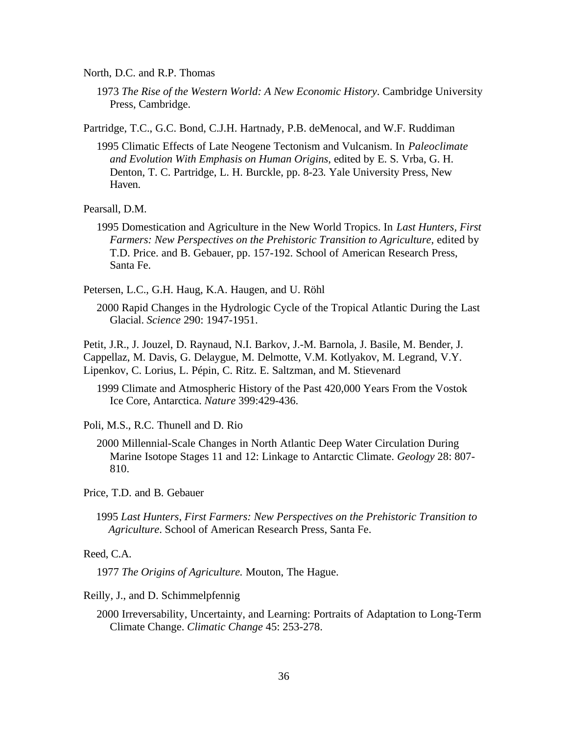North, D.C. and R.P. Thomas

1973 *The Rise of the Western World: A New Economic History*. Cambridge University Press, Cambridge.

Partridge, T.C., G.C. Bond, C.J.H. Hartnady, P.B. deMenocal, and W.F. Ruddiman

1995 Climatic Effects of Late Neogene Tectonism and Vulcanism. In *Paleoclimate and Evolution With Emphasis on Human Origins*, edited by E. S. Vrba, G. H. Denton, T. C. Partridge, L. H. Burckle, pp. 8-23*.* Yale University Press, New Haven*.*

Pearsall, D.M.

1995 Domestication and Agriculture in the New World Tropics. In *Last Hunters, First Farmers: New Perspectives on the Prehistoric Transition to Agriculture*, edited by T.D. Price. and B. Gebauer, pp. 157-192. School of American Research Press, Santa Fe.

Petersen, L.C., G.H. Haug, K.A. Haugen, and U. Röhl

2000 Rapid Changes in the Hydrologic Cycle of the Tropical Atlantic During the Last Glacial. *Science* 290: 1947-1951.

Petit, J.R., J. Jouzel, D. Raynaud, N.I. Barkov, J.-M. Barnola, J. Basile, M. Bender, J. Cappellaz, M. Davis, G. Delaygue, M. Delmotte, V.M. Kotlyakov, M. Legrand, V.Y. Lipenkov, C. Lorius, L. Pépin, C. Ritz. E. Saltzman, and M. Stievenard

1999 Climate and Atmospheric History of the Past 420,000 Years From the Vostok Ice Core, Antarctica. *Nature* 399:429-436.

Poli, M.S., R.C. Thunell and D. Rio

2000 Millennial-Scale Changes in North Atlantic Deep Water Circulation During Marine Isotope Stages 11 and 12: Linkage to Antarctic Climate. *Geology* 28: 807-810.

Price, T.D. and B. Gebauer

1995 *Last Hunters, First Farmers: New Perspectives on the Prehistoric Transition to Agriculture*. School of American Research Press, Santa Fe.

Reed, C.A.

1977 *The Origins of Agriculture.* Mouton, The Hague.

Reilly, J., and D. Schimmelpfennig

2000 Irreversability, Uncertainty, and Learning: Portraits of Adaptation to Long-Term Climate Change. *Climatic Change* 45: 253-278.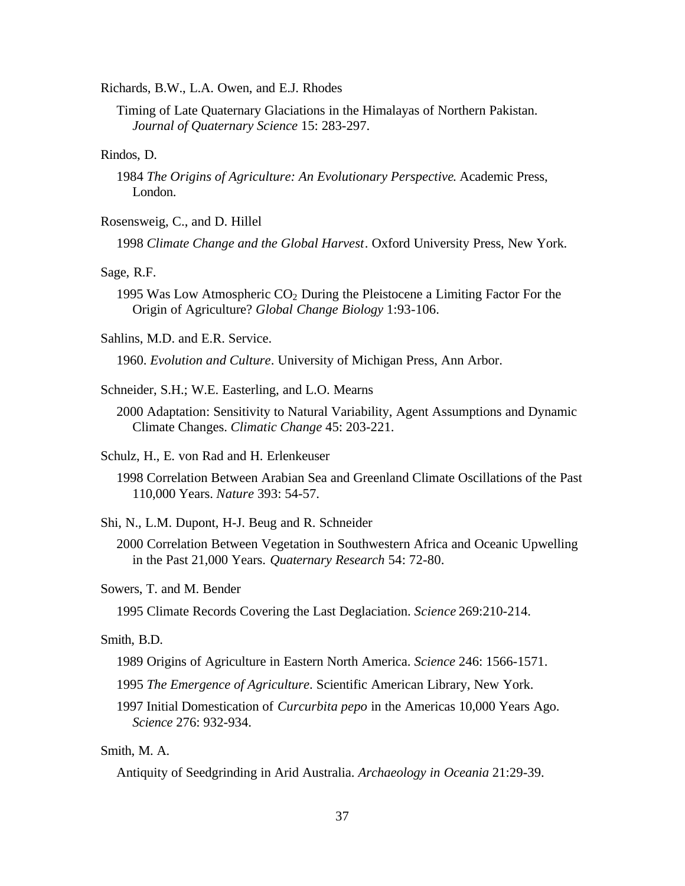Richards, B.W., L.A. Owen, and E.J. Rhodes

Timing of Late Quaternary Glaciations in the Himalayas of Northern Pakistan. *Journal of Quaternary Science* 15: 283-297.

Rindos, D.

1984 *The Origins of Agriculture: An Evolutionary Perspective*. Academic Press, London.

Rosensweig, C., and D. Hillel

1998 *Climate Change and the Global Harvest*. Oxford University Press, New York.

Sage, R.F.

1995 Was Low Atmospheric $CO_2$ During the Pleistocene a Limiting Factor For the Origin of Agriculture? *Global Change Biology* 1:93-106.

Sahlins, M.D. and E.R. Service.

1960. *Evolution and Culture*. University of Michigan Press, Ann Arbor.

Schneider, S.H.; W.E. Easterling, and L.O. Mearns

2000 Adaptation: Sensitivity to Natural Variability, Agent Assumptions and Dynamic Climate Changes. *Climatic Change* 45: 203-221.

Schulz, H., E. von Rad and H. Erlenkeuser

1998 Correlation Between Arabian Sea and Greenland Climate Oscillations of the Past 110,000 Years. *Nature* 393: 54-57.

Shi, N., L.M. Dupont, H-J. Beug and R. Schneider

2000 Correlation Between Vegetation in Southwestern Africa and Oceanic Upwelling in the Past 21,000 Years. *Quaternary Research* 54: 72-80.

Sowers, T. and M. Bender

1995 Climate Records Covering the Last Deglaciation. *Science* 269:210-214.

Smith, B.D.

1989 Origins of Agriculture in Eastern North America. *Science* 246: 1566-1571.

1995 *The Emergence of Agriculture*. Scientific American Library, New York.

1997 Initial Domestication of *Curcurbita pepo* in the Americas 10,000 Years Ago. *Science* 276: 932-934.

Smith, M. A.

Antiquity of Seedgrinding in Arid Australia. *Archaeology in Oceania* 21:29-39.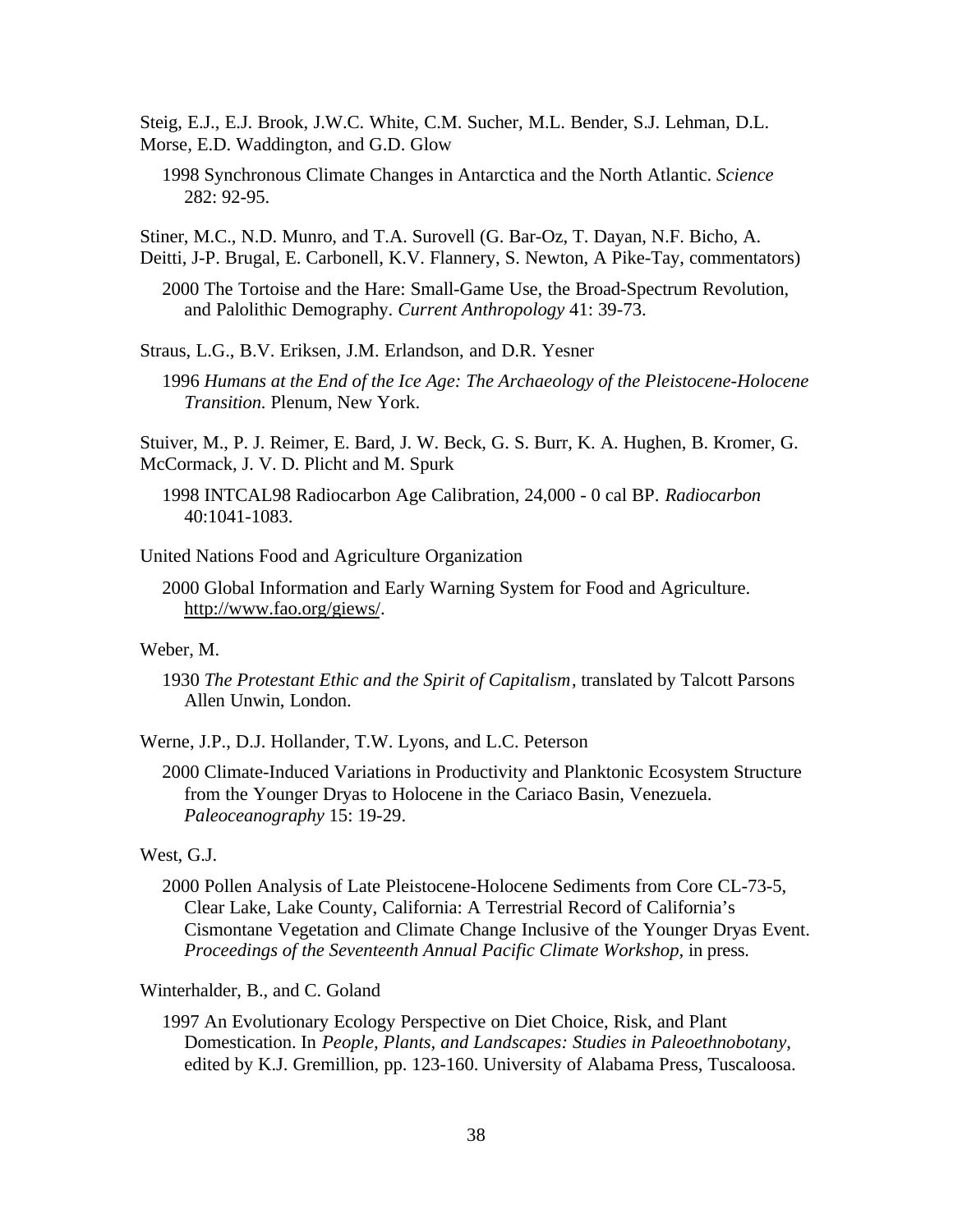Steig, E.J., E.J. Brook, J.W.C. White, C.M. Sucher, M.L. Bender, S.J. Lehman, D.L. Morse, E.D. Waddington, and G.D. Glow

1998 Synchronous Climate Changes in Antarctica and the North Atlantic. *Science* 282: 92-95.

Stiner, M.C., N.D. Munro, and T.A. Surovell (G. Bar-Oz, T. Dayan, N.F. Bicho, A. Deitti, J-P. Brugal, E. Carbonell, K.V. Flannery, S. Newton, A Pike-Tay, commentators)

2000 The Tortoise and the Hare: Small-Game Use, the Broad-Spectrum Revolution, and Palolithic Demography. *Current Anthropology* 41: 39-73.

Straus, L.G., B.V. Eriksen, J.M. Erlandson, and D.R. Yesner

1996 *Humans at the End of the Ice Age: The Archaeology of the Pleistocene-Holocene Transition.* Plenum, New York.

Stuiver, M., P. J. Reimer, E. Bard, J. W. Beck, G. S. Burr, K. A. Hughen, B. Kromer, G. McCormack, J. V. D. Plicht and M. Spurk

1998 INTCAL98 Radiocarbon Age Calibration, 24,000 - 0 cal BP. *Radiocarbon* 40:1041-1083.

United Nations Food and Agriculture Organization

2000 Global Information and Early Warning System for Food and Agriculture. http://www.fao.org/giews/.

Weber, M.

1930 *The Protestant Ethic and the Spirit of Capitalism*, translated by Talcott Parsons Allen Unwin, London.

Werne, J.P., D.J. Hollander, T.W. Lyons, and L.C. Peterson

2000 Climate-Induced Variations in Productivity and Planktonic Ecosystem Structure from the Younger Dryas to Holocene in the Cariaco Basin, Venezuela. *Paleoceanography* 15: 19-29.

West, G.J.

2000 Pollen Analysis of Late Pleistocene-Holocene Sediments from Core CL-73-5, Clear Lake, Lake County, California: A Terrestrial Record of California's Cismontane Vegetation and Climate Change Inclusive of the Younger Dryas Event. *Proceedings of the Seventeenth Annual Pacific Climate Workshop,* in press.

Winterhalder, B., and C. Goland

1997 An Evolutionary Ecology Perspective on Diet Choice, Risk, and Plant Domestication. In *People, Plants, and Landscapes: Studies in Paleoethnobotany,* edited by K.J. Gremillion, pp. 123-160. University of Alabama Press, Tuscaloosa.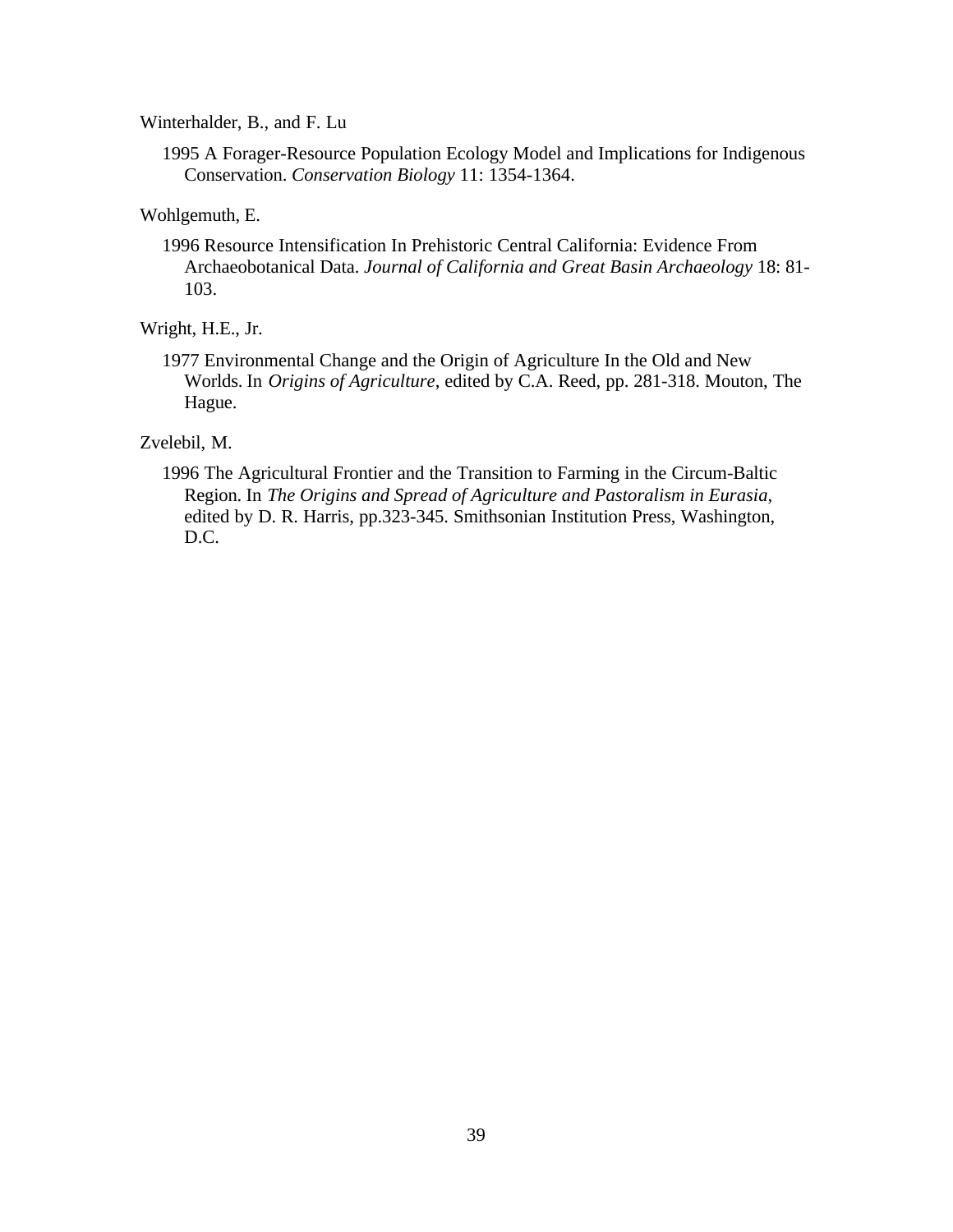Winterhalder, B., and F. Lu

1995 A Forager-Resource Population Ecology Model and Implications for Indigenous Conservation. *Conservation Biology* 11: 1354-1364.

Wohlgemuth, E.

1996 Resource Intensification In Prehistoric Central California: Evidence From Archaeobotanical Data. *Journal of California and Great Basin Archaeology* 18: 81-103.

Wright, H.E., Jr.

1977 Environmental Change and the Origin of Agriculture In the Old and New Worlds. In *Origins of Agriculture*, edited by C.A. Reed, pp. 281-318. Mouton, The Hague.

Zvelebil, M.

1996 The Agricultural Frontier and the Transition to Farming in the Circum-Baltic Region. In *The Origins and Spread of Agriculture and Pastoralism in Eurasia*, edited by D. R. Harris, pp.323-345. Smithsonian Institution Press, Washington, D.C.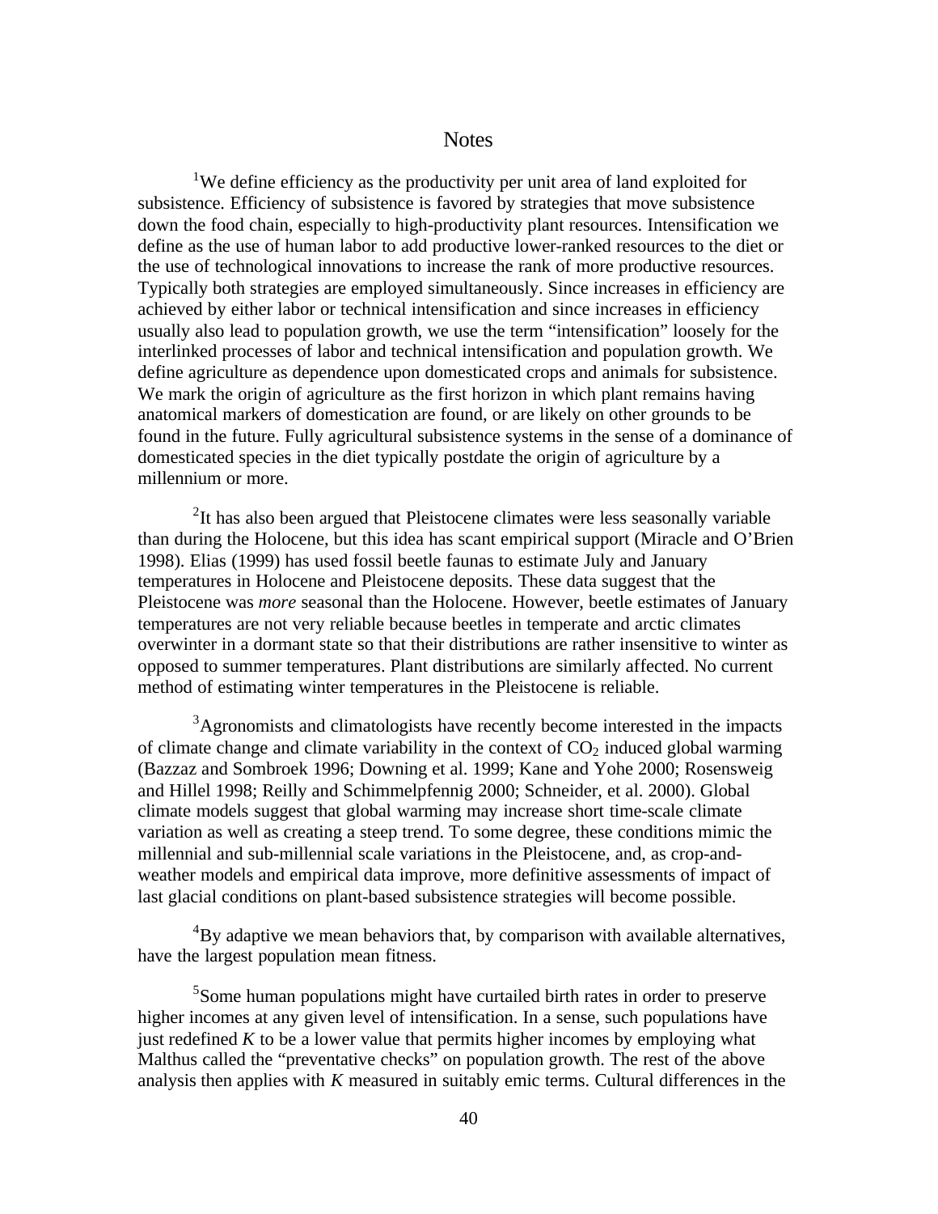## Notes

[1]We define efficiency as the productivity per unit area of land exploited for subsistence. Efficiency of subsistence is favored by strategies that move subsistence down the food chain, especially to high-productivity plant resources. Intensification we define as the use of human labor to add productive lower-ranked resources to the diet or the use of technological innovations to increase the rank of more productive resources. Typically both strategies are employed simultaneously. Since increases in efficiency are achieved by either labor or technical intensification and since increases in efficiency usually also lead to population growth, we use the term "intensification" loosely for the interlinked processes of labor and technical intensification and population growth. We define agriculture as dependence upon domesticated crops and animals for subsistence. We mark the origin of agriculture as the first horizon in which plant remains having anatomical markers of domestication are found, or are likely on other grounds to be found in the future. Fully agricultural subsistence systems in the sense of a dominance of domesticated species in the diet typically postdate the origin of agriculture by a millennium or more.

[2]It has also been argued that Pleistocene climates were less seasonally variable than during the Holocene, but this idea has scant empirical support (Miracle and O'Brien 1998). Elias (1999) has used fossil beetle faunas to estimate July and January temperatures in Holocene and Pleistocene deposits. These data suggest that the Pleistocene was *more* seasonal than the Holocene. However, beetle estimates of January temperatures are not very reliable because beetles in temperate and arctic climates overwinter in a dormant state so that their distributions are rather insensitive to winter as opposed to summer temperatures. Plant distributions are similarly affected. No current method of estimating winter temperatures in the Pleistocene is reliable.

[3]Agronomists and climatologists have recently become interested in the impacts of climate change and climate variability in the context of $CO_2$ induced global warming (Bazzaz and Sombroek 1996; Downing et al. 1999; Kane and Yohe 2000; Rosensweig and Hillel 1998; Reilly and Schimmelpfennig 2000; Schneider, et al. 2000). Global climate models suggest that global warming may increase short time-scale climate variation as well as creating a steep trend. To some degree, these conditions mimic the millennial and sub-millennial scale variations in the Pleistocene, and, as crop-and-weather models and empirical data improve, more definitive assessments of impact of last glacial conditions on plant-based subsistence strategies will become possible.

[4]By adaptive we mean behaviors that, by comparison with available alternatives, have the largest population mean fitness.

[5]Some human populations might have curtailed birth rates in order to preserve higher incomes at any given level of intensification. In a sense, such populations have just redefined $K$ to be a lower value that permits higher incomes by employing what Malthus called the "preventative checks" on population growth. The rest of the above analysis then applies with $K$ measured in suitably emic terms. Cultural differences in the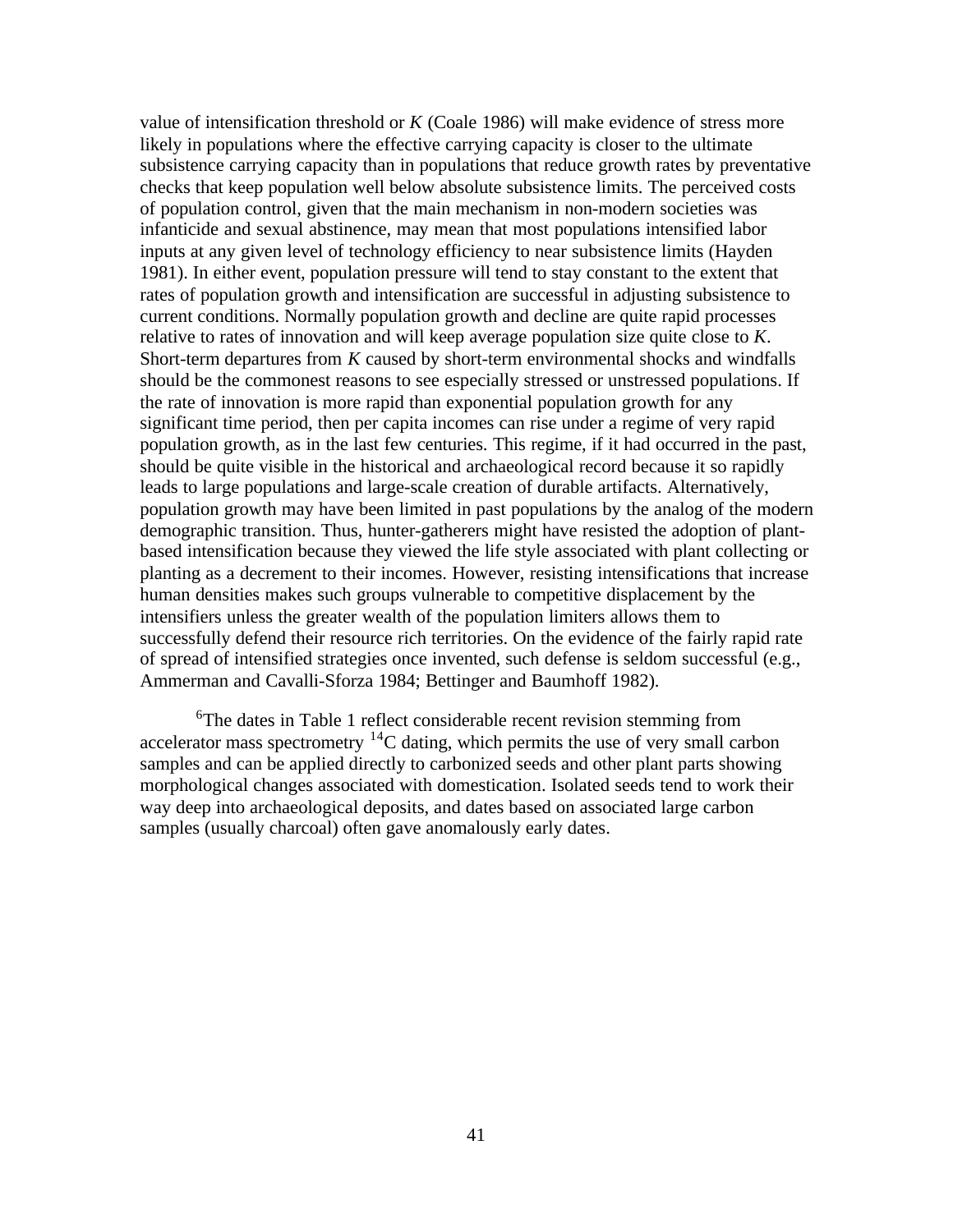value of intensification threshold or *K* (Coale 1986) will make evidence of stress more likely in populations where the effective carrying capacity is closer to the ultimate subsistence carrying capacity than in populations that reduce growth rates by preventative checks that keep population well below absolute subsistence limits. The perceived costs of population control, given that the main mechanism in non-modern societies was infanticide and sexual abstinence, may mean that most populations intensified labor inputs at any given level of technology efficiency to near subsistence limits (Hayden 1981). In either event, population pressure will tend to stay constant to the extent that rates of population growth and intensification are successful in adjusting subsistence to current conditions. Normally population growth and decline are quite rapid processes relative to rates of innovation and will keep average population size quite close to *K*. Short-term departures from *K* caused by short-term environmental shocks and windfalls should be the commonest reasons to see especially stressed or unstressed populations. If the rate of innovation is more rapid than exponential population growth for any significant time period, then per capita incomes can rise under a regime of very rapid population growth, as in the last few centuries. This regime, if it had occurred in the past, should be quite visible in the historical and archaeological record because it so rapidly leads to large populations and large-scale creation of durable artifacts. Alternatively, population growth may have been limited in past populations by the analog of the modern demographic transition. Thus, hunter-gatherers might have resisted the adoption of plant-based intensification because they viewed the life style associated with plant collecting or planting as a decrement to their incomes. However, resisting intensifications that increase human densities makes such groups vulnerable to competitive displacement by the intensifiers unless the greater wealth of the population limiters allows them to successfully defend their resource rich territories. On the evidence of the fairly rapid rate of spread of intensified strategies once invented, such defense is seldom successful (e.g., Ammerman and Cavalli-Sforza 1984; Bettinger and Baumhoff 1982).

[6]The dates in Table 1 reflect considerable recent revision stemming from accelerator mass spectrometry $^{14}C$ dating, which permits the use of very small carbon samples and can be applied directly to carbonized seeds and other plant parts showing morphological changes associated with domestication. Isolated seeds tend to work their way deep into archaeological deposits, and dates based on associated large carbon samples (usually charcoal) often gave anomalously early dates.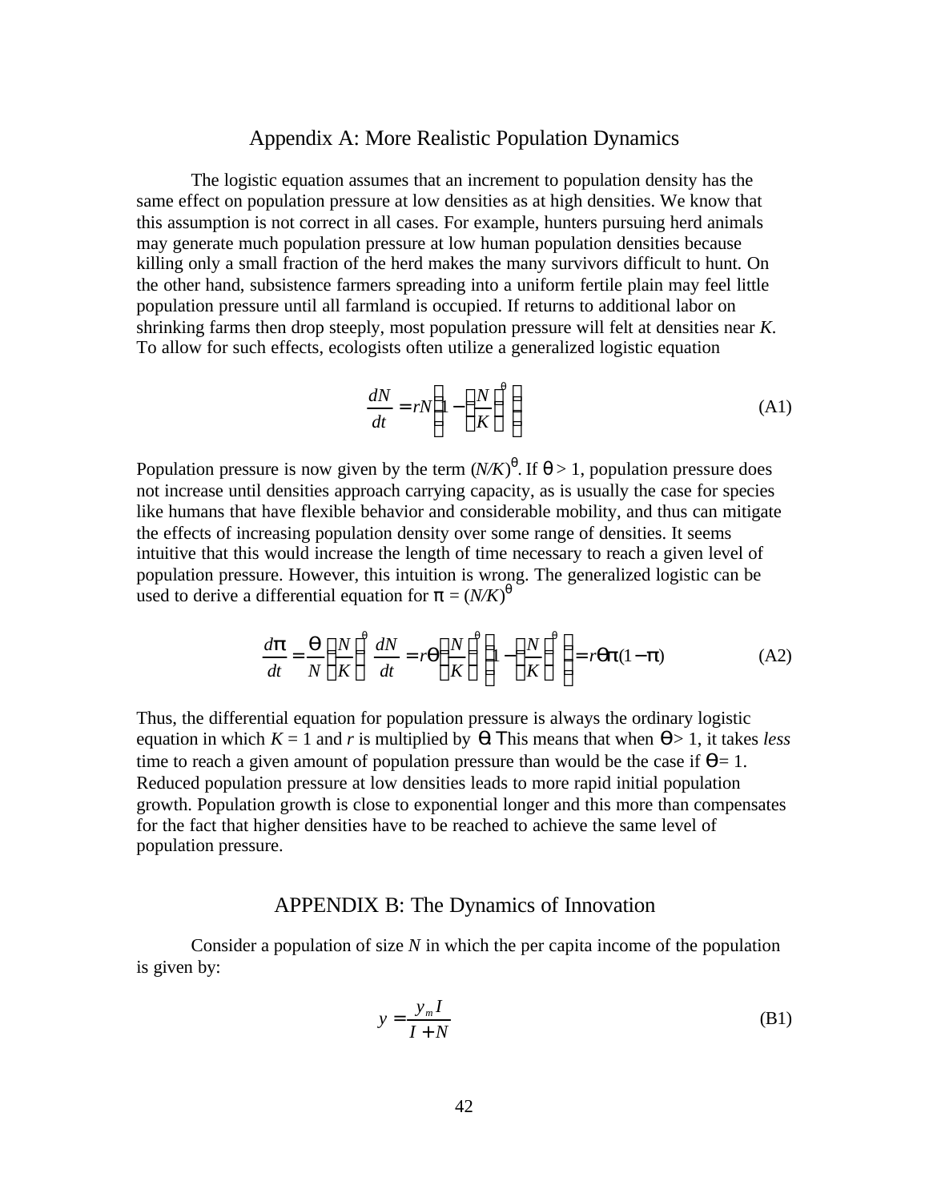## Appendix A: More Realistic Population Dynamics

The logistic equation assumes that an increment to population density has the same effect on population pressure at low densities as at high densities. We know that this assumption is not correct in all cases. For example, hunters pursuing herd animals may generate much population pressure at low human population densities because killing only a small fraction of the herd makes the many survivors difficult to hunt. On the other hand, subsistence farmers spreading into a uniform fertile plain may feel little population pressure until all farmland is occupied. If returns to additional labor on shrinking farms then drop steeply, most population pressure will felt at densities near *K*. To allow for such effects, ecologists often utilize a generalized logistic equation

$$\frac{dN}{dt} = rN\left(1 - \left(\frac{N}{K}\right)^{\theta}\right) \tag{A1}$$

Population pressure is now given by the term $(N/K)^{\theta}$. If $\theta > 1$, population pressure does not increase until densities approach carrying capacity, as is usually the case for species like humans that have flexible behavior and considerable mobility, and thus can mitigate the effects of increasing population density over some range of densities. It seems intuitive that this would increase the length of time necessary to reach a given level of population pressure. However, this intuition is wrong. The generalized logistic can be used to derive a differential equation for $\pi = (N/K)^{\theta}$

$$\frac{d\pi}{dt} = \frac{\theta}{N}\left(\frac{N}{K}\right)^{\theta}\frac{dN}{dt} = r\theta\left(\frac{N}{K}\right)^{\theta}\left(1 - \left(\frac{N}{K}\right)^{\theta}\right) = r\theta\pi(1-\pi) \tag{A2}$$

Thus, the differential equation for population pressure is always the ordinary logistic equation in which $K = 1$ and *r* is multiplied by $\theta$. This means that when $\theta > 1$, it takes *less* time to reach a given amount of population pressure than would be the case if $\theta = 1$. Reduced population pressure at low densities leads to more rapid initial population growth. Population growth is close to exponential longer and this more than compensates for the fact that higher densities have to be reached to achieve the same level of population pressure.

## APPENDIX B: The Dynamics of Innovation

Consider a population of size *N* in which the per capita income of the population is given by:

$$y = \frac{y_m I}{I + N} \tag{B1}$$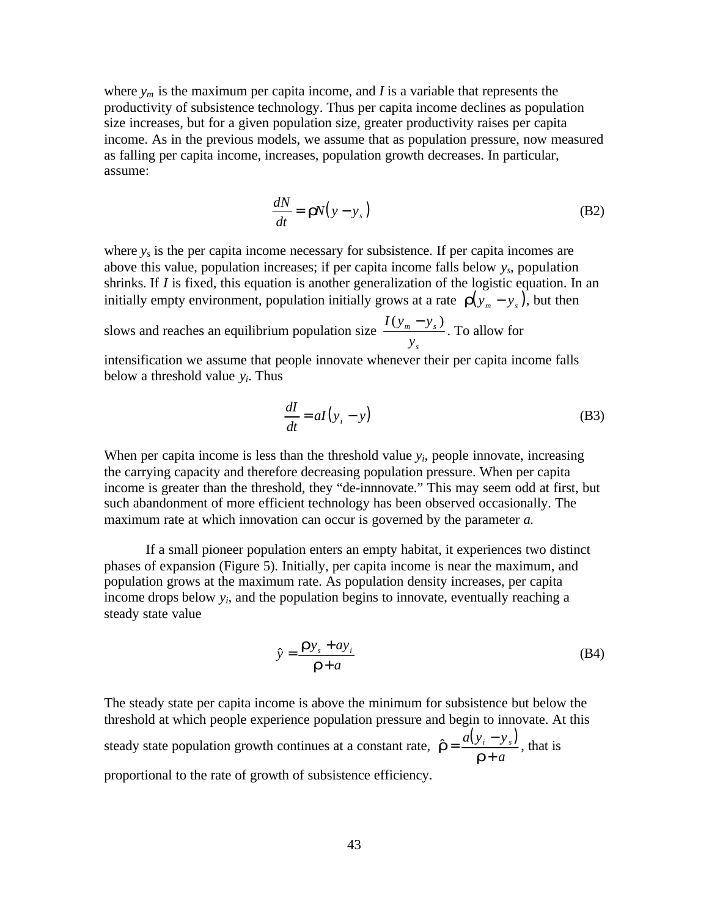where $y_m$ is the maximum per capita income, and $I$ is a variable that represents the productivity of subsistence technology. Thus per capita income declines as population size increases, but for a given population size, greater productivity raises per capita income. As in the previous models, we assume that as population pressure, now measured as falling per capita income, increases, population growth decreases. In particular, assume:

$$\frac{dN}{dt} = \rho N\left(y - y_s\right) \tag{B2}$$

where $y_s$ is the per capita income necessary for subsistence. If per capita incomes are above this value, population increases; if per capita income falls below $y_s$, population shrinks. If $I$ is fixed, this equation is another generalization of the logistic equation. In an initially empty environment, population initially grows at a rate $\rho\left(y_m - y_s\right)$, but then slows and reaches an equilibrium population size $\frac{I(y_m - y_s)}{y_s}$. To allow for intensification we assume that people innovate whenever their per capita income falls below a threshold value $y_i$. Thus

$$\frac{dI}{dt} = aI\left(y_i - y\right) \tag{B3}$$

When per capita income is less than the threshold value $y_i$, people innovate, increasing the carrying capacity and therefore decreasing population pressure. When per capita income is greater than the threshold, they "de-innnovate." This may seem odd at first, but such abandonment of more efficient technology has been observed occasionally. The maximum rate at which innovation can occur is governed by the parameter $a$.

If a small pioneer population enters an empty habitat, it experiences two distinct phases of expansion (Figure 5). Initially, per capita income is near the maximum, and population grows at the maximum rate. As population density increases, per capita income drops below $y_i$, and the population begins to innovate, eventually reaching a steady state value

$$\hat{y} = \frac{\rho y_s + a y_i}{\rho + a} \tag{B4}$$

The steady state per capita income is above the minimum for subsistence but below the threshold at which people experience population pressure and begin to innovate. At this steady state population growth continues at a constant rate, $\hat{\rho} = \frac{a\left(y_i - y_s\right)}{\rho + a}$, that is proportional to the rate of growth of subsistence efficiency.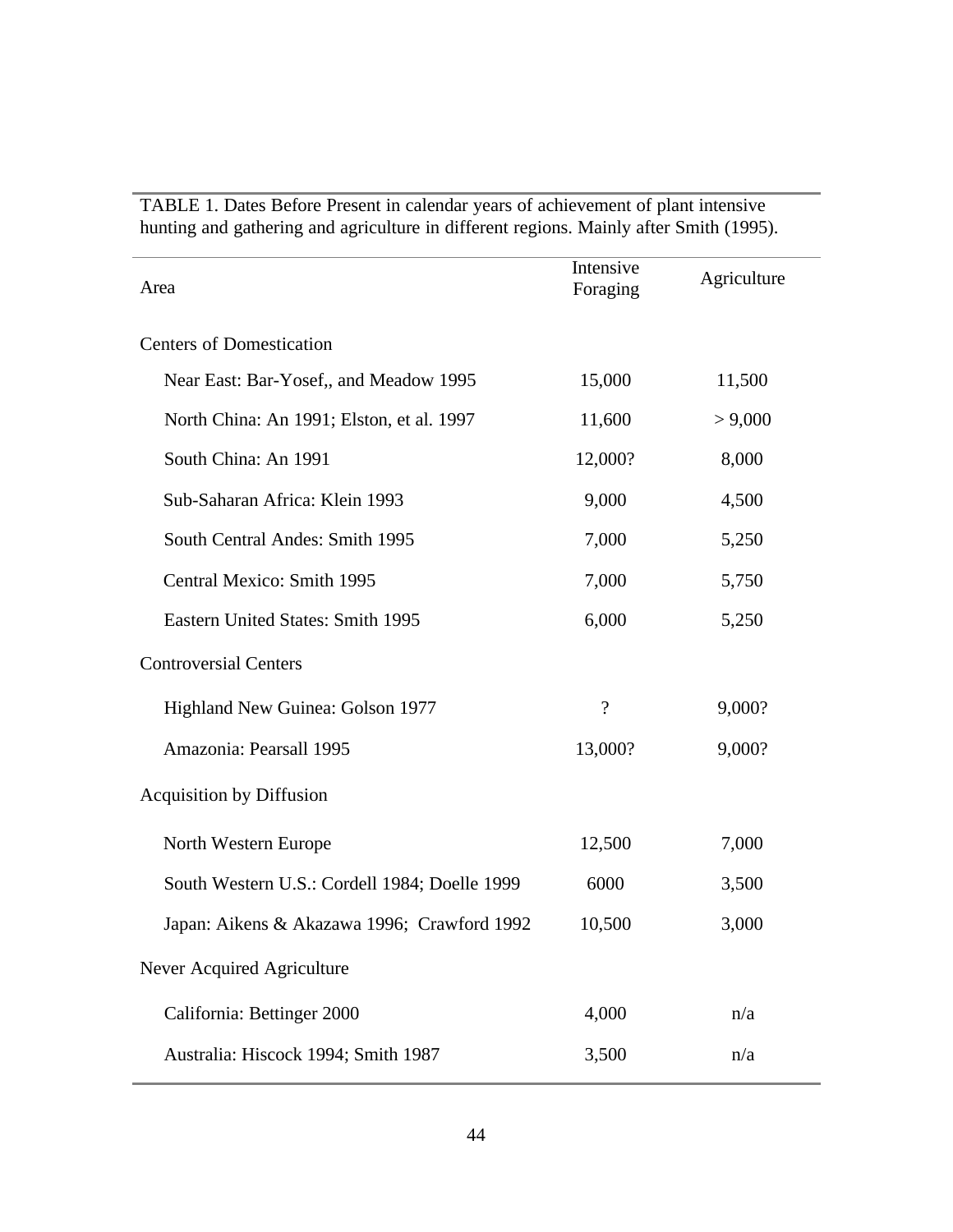TABLE 1. Dates Before Present in calendar years of achievement of plant intensive hunting and gathering and agriculture in different regions. Mainly after Smith (1995).

| Area | Intensive Foraging | Agriculture |
|---|---|---|
| Centers of Domestication | | |
| Near East: Bar-Yosef,, and Meadow 1995 | 15,000 | 11,500 |
| North China: An 1991; Elston, et al. 1997 | 11,600 | > 9,000 |
| South China: An 1991 | 12,000? | 8,000 |
| Sub-Saharan Africa: Klein 1993 | 9,000 | 4,500 |
| South Central Andes: Smith 1995 | 7,000 | 5,250 |
| Central Mexico: Smith 1995 | 7,000 | 5,750 |
| Eastern United States: Smith 1995 | 6,000 | 5,250 |
| Controversial Centers | | |
| Highland New Guinea: Golson 1977 | ? | 9,000? |
| Amazonia: Pearsall 1995 | 13,000? | 9,000? |
| Acquisition by Diffusion | | |
| North Western Europe | 12,500 | 7,000 |
| South Western U.S.: Cordell 1984; Doelle 1999 | 6000 | 3,500 |
| Japan: Aikens & Akazawa 1996; Crawford 1992 | 10,500 | 3,000 |
| Never Acquired Agriculture | | |
| California: Bettinger 2000 | 4,000 | n/a |
| Australia: Hiscock 1994; Smith 1987 | 3,500 | n/a |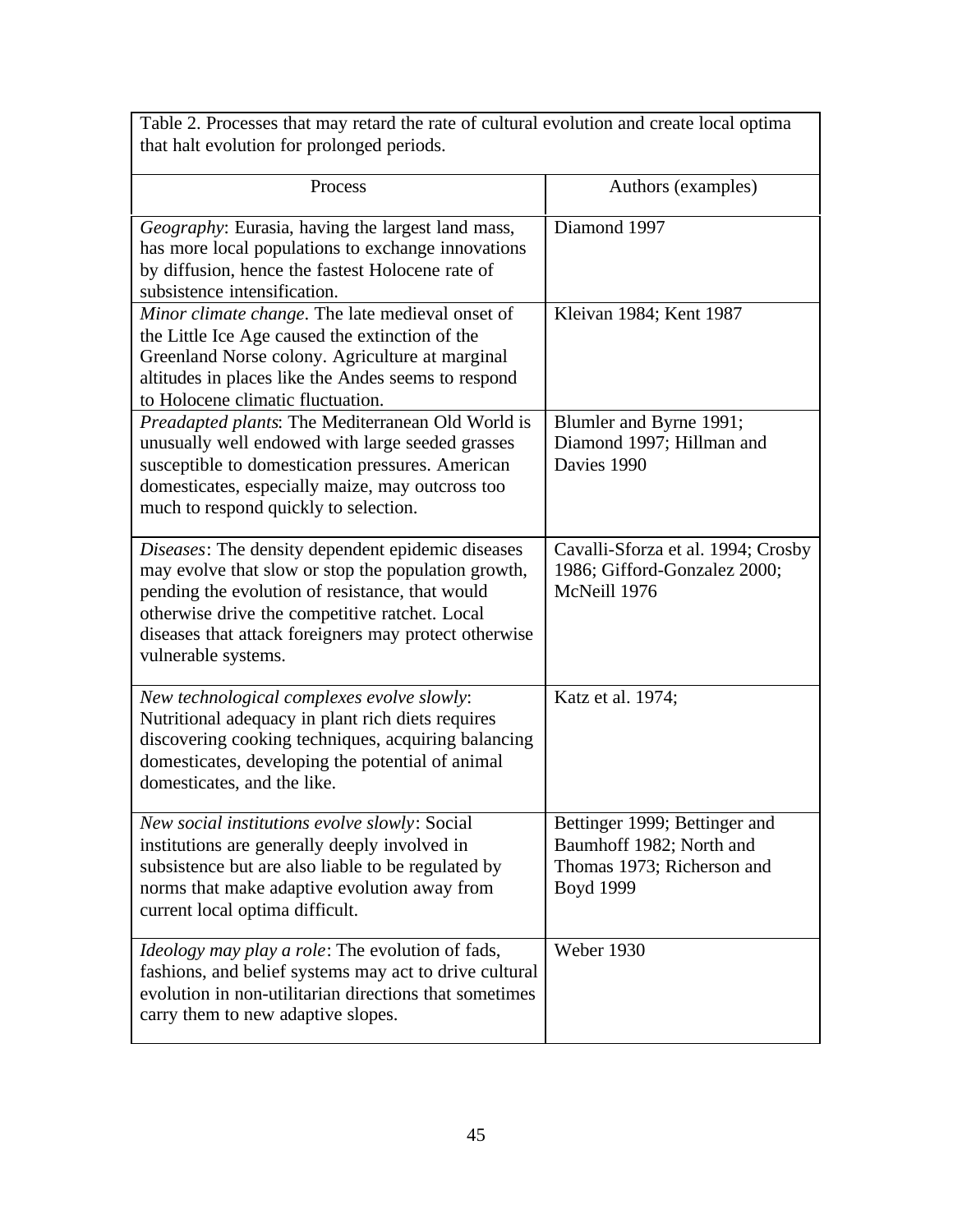Table 2. Processes that may retard the rate of cultural evolution and create local optima that halt evolution for prolonged periods.

| Process | Authors (examples) |
| --- | --- |
| *Geography*: Eurasia, having the largest land mass, has more local populations to exchange innovations by diffusion, hence the fastest Holocene rate of subsistence intensification. | Diamond 1997 |
| *Minor climate change*. The late medieval onset of the Little Ice Age caused the extinction of the Greenland Norse colony. Agriculture at marginal altitudes in places like the Andes seems to respond to Holocene climatic fluctuation. | Kleivan 1984; Kent 1987 |
| *Preadapted plants*: The Mediterranean Old World is unusually well endowed with large seeded grasses susceptible to domestication pressures. American domesticates, especially maize, may outcross too much to respond quickly to selection. | Blumler and Byrne 1991; Diamond 1997; Hillman and Davies 1990 |
| *Diseases*: The density dependent epidemic diseases may evolve that slow or stop the population growth, pending the evolution of resistance, that would otherwise drive the competitive ratchet. Local diseases that attack foreigners may protect otherwise vulnerable systems. | Cavalli-Sforza et al. 1994; Crosby 1986; Gifford-Gonzalez 2000; McNeill 1976 |
| *New technological complexes evolve slowly*: Nutritional adequacy in plant rich diets requires discovering cooking techniques, acquiring balancing domesticates, developing the potential of animal domesticates, and the like. | Katz et al. 1974; |
| *New social institutions evolve slowly*: Social institutions are generally deeply involved in subsistence but are also liable to be regulated by norms that make adaptive evolution away from current local optima difficult. | Bettinger 1999; Bettinger and Baumhoff 1982; North and Thomas 1973; Richerson and Boyd 1999 |
| *Ideology may play a role*: The evolution of fads, fashions, and belief systems may act to drive cultural evolution in non-utilitarian directions that sometimes carry them to new adaptive slopes. | Weber 1930 |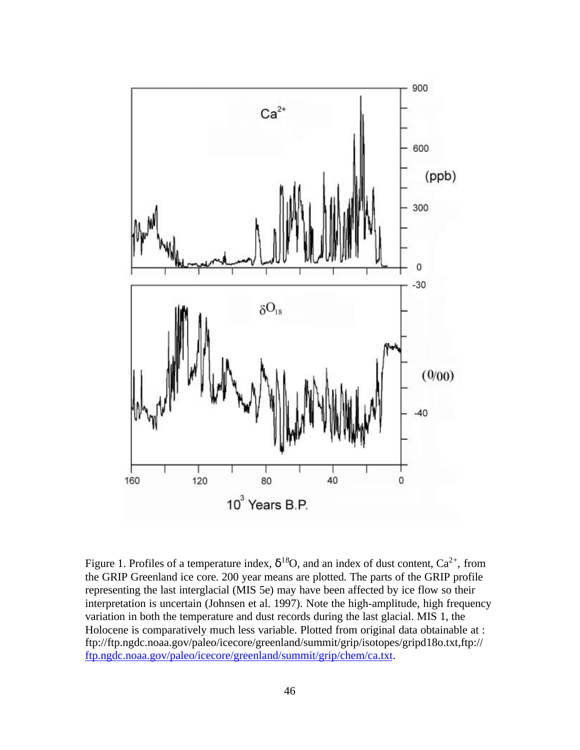Figure 1. Profiles of a temperature index, $\delta^{18}O$, and an index of dust content, $Ca^{2+}$, from the GRIP Greenland ice core. 200 year means are plotted. The parts of the GRIP profile representing the last interglacial (MIS 5e) may have been affected by ice flow so their interpretation is uncertain (Johnsen et al. 1997). Note the high-amplitude, high frequency variation in both the temperature and dust records during the last glacial. MIS 1, the Holocene is comparatively much less variable. Plotted from original data obtainable at : ftp://ftp.ngdc.noaa.gov/paleo/icecore/greenland/summit/grip/isotopes/gripd18o.txt,ftp://ftp.ngdc.noaa.gov/paleo/icecore/greenland/summit/grip/chem/ca.txt.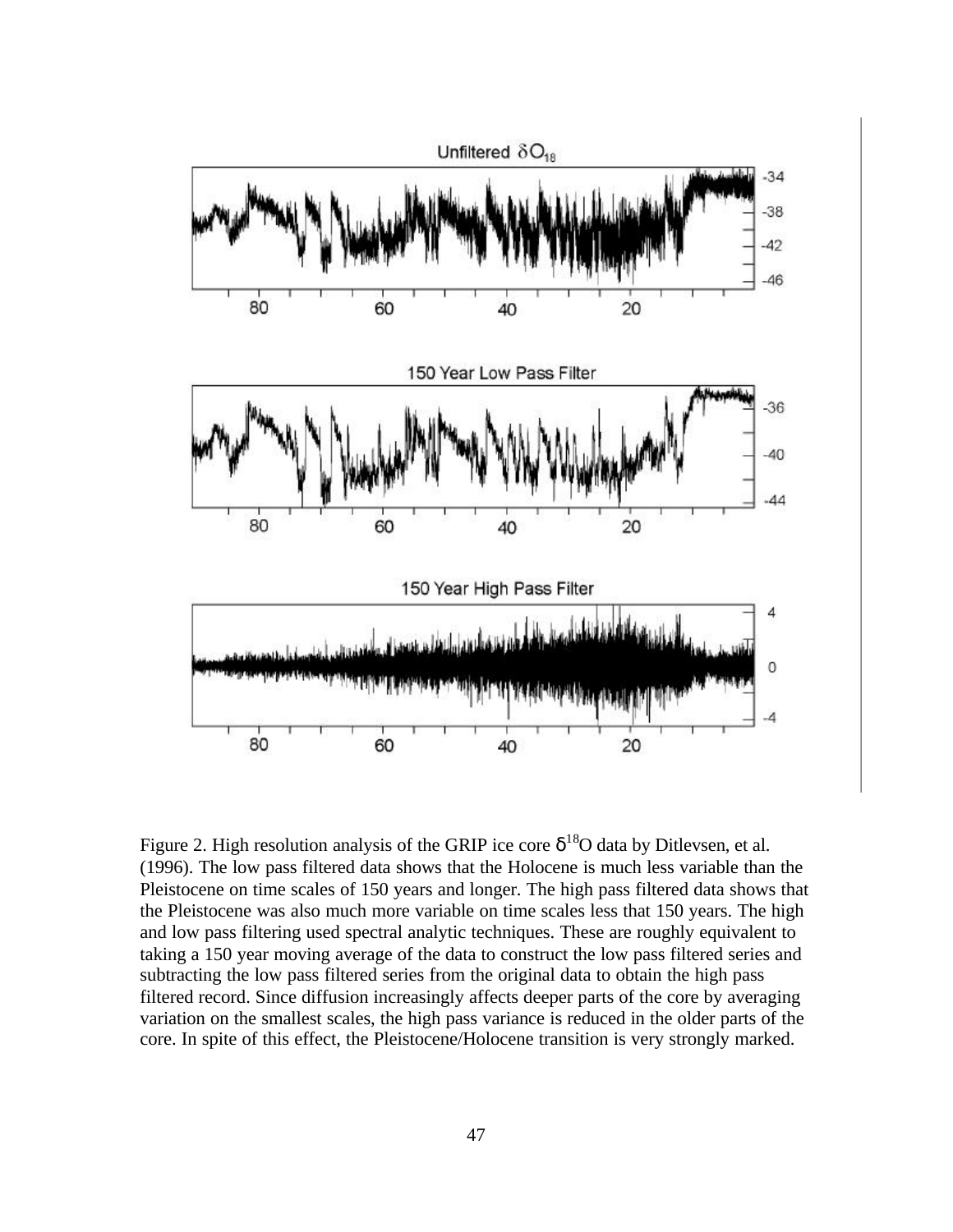Figure 2. High resolution analysis of the GRIP ice core $\delta^{18}O$ data by Ditlevsen, et al. (1996). The low pass filtered data shows that the Holocene is much less variable than the Pleistocene on time scales of 150 years and longer. The high pass filtered data shows that the Pleistocene was also much more variable on time scales less that 150 years. The high and low pass filtering used spectral analytic techniques. These are roughly equivalent to taking a 150 year moving average of the data to construct the low pass filtered series and subtracting the low pass filtered series from the original data to obtain the high pass filtered record. Since diffusion increasingly affects deeper parts of the core by averaging variation on the smallest scales, the high pass variance is reduced in the older parts of the core. In spite of this effect, the Pleistocene/Holocene transition is very strongly marked.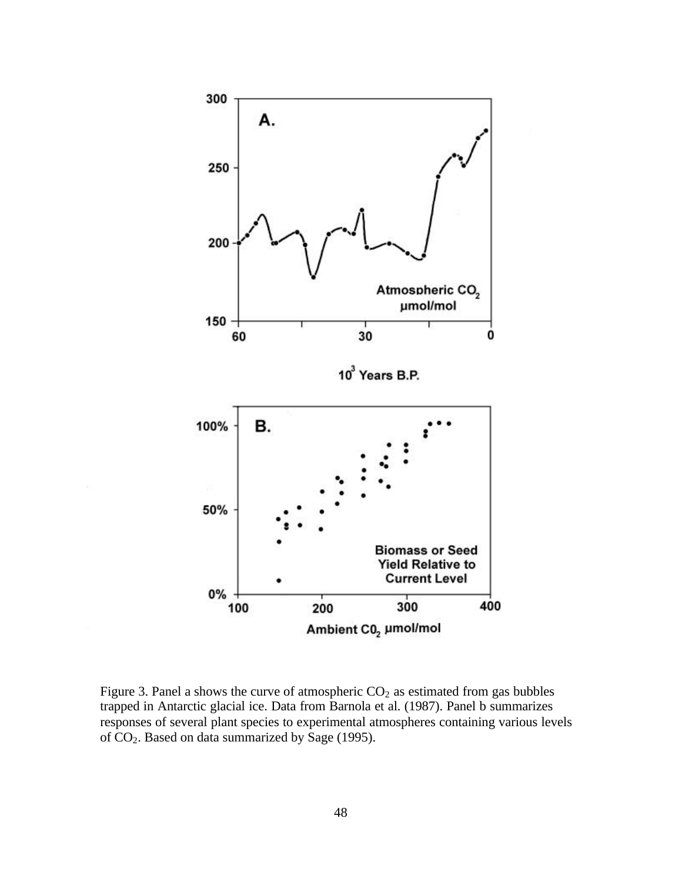Figure 3. Panel a shows the curve of atmospheric $CO_2$ as estimated from gas bubbles trapped in Antarctic glacial ice. Data from Barnola et al. (1987). Panel b summarizes responses of several plant species to experimental atmospheres containing various levels of $CO_2$. Based on data summarized by Sage (1995).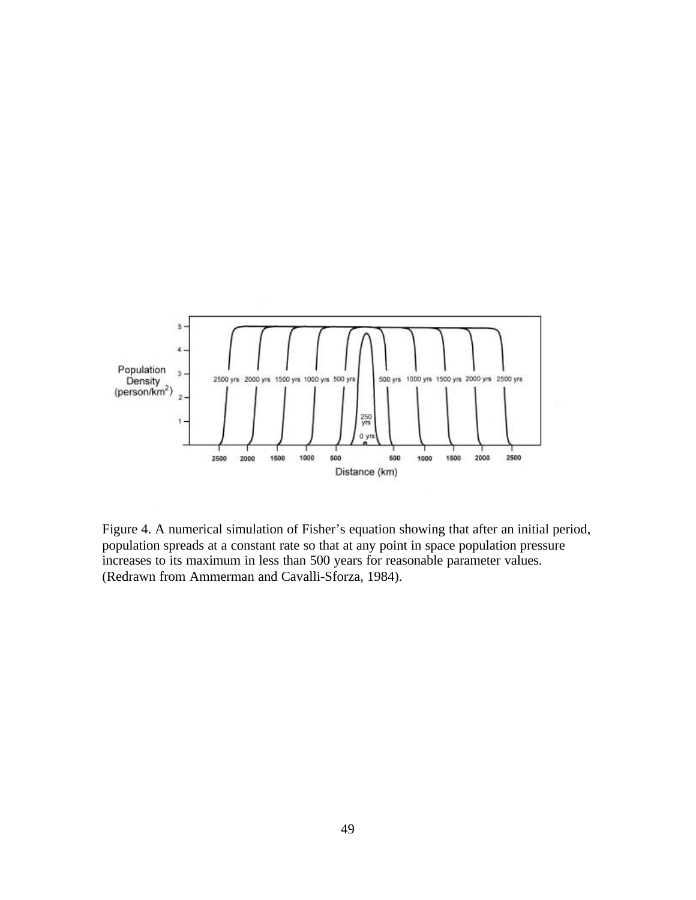Figure 4. A numerical simulation of Fisher's equation showing that after an initial period, population spreads at a constant rate so that at any point in space population pressure increases to its maximum in less than 500 years for reasonable parameter values. (Redrawn from Ammerman and Cavalli-Sforza, 1984).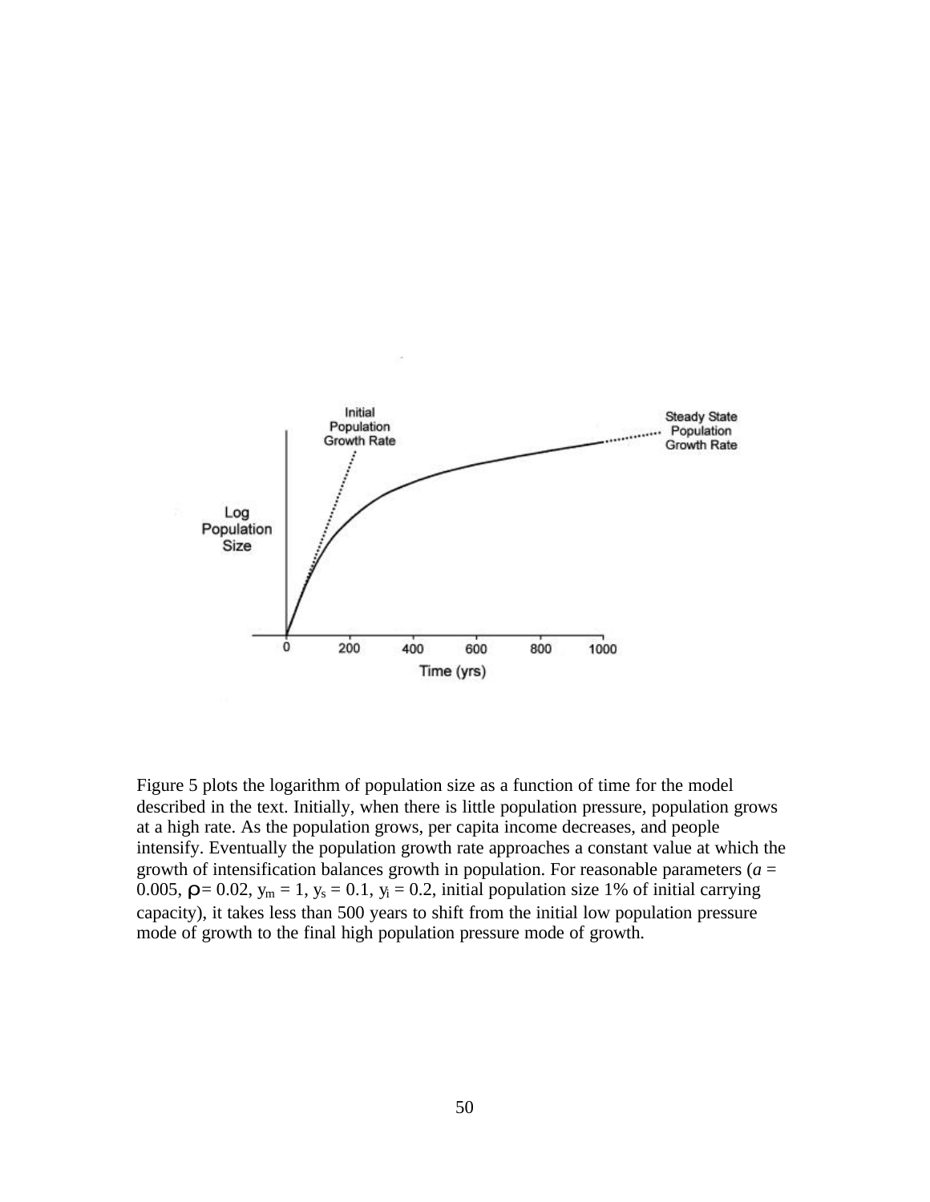Initial
Population
Growth Rate

Steady State
Population
Growth Rate

Log
Population
Size

0
200
400
600
800
1000

Time (yrs)

Figure 5 plots the logarithm of population size as a function of time for the model described in the text. Initially, when there is little population pressure, population grows at a high rate. As the population grows, per capita income decreases, and people intensify. Eventually the population growth rate approaches a constant value at which the growth of intensification balances growth in population. For reasonable parameters ($a$ = 0.005, $\rho$ = 0.02, $y_m$ = 1, $y_s$ = 0.1, $y_i$ = 0.2, initial population size 1% of initial carrying capacity), it takes less than 500 years to shift from the initial low population pressure mode of growth to the final high population pressure mode of growth.